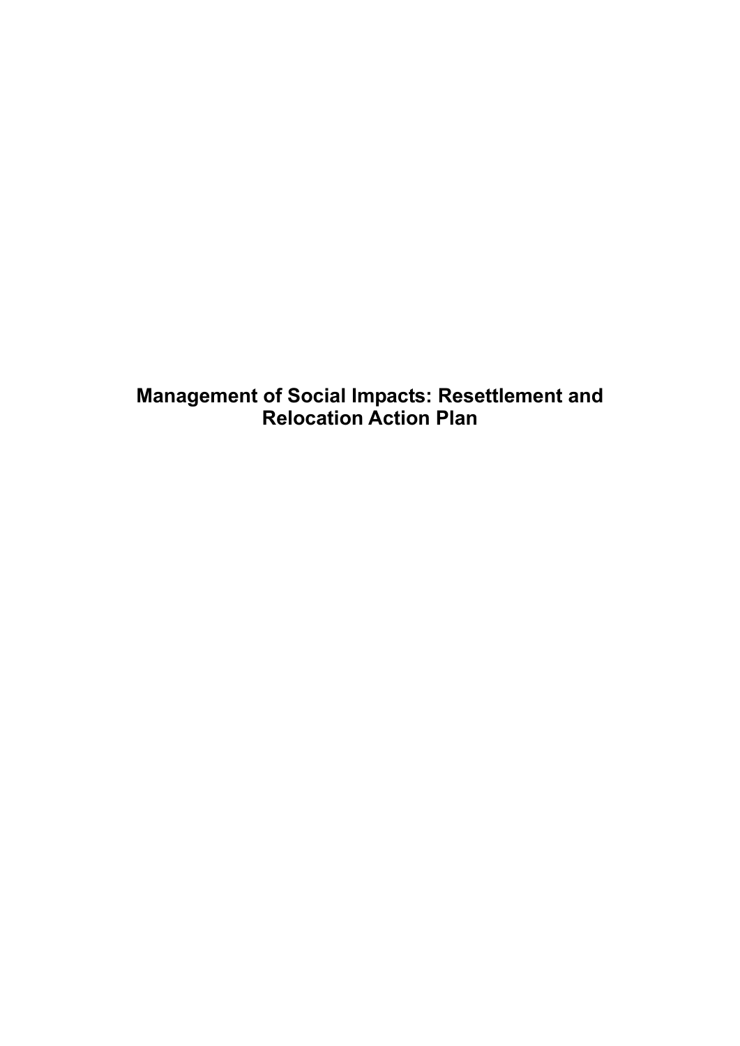# Management of Social Impacts: Resettlement and Relocation Action Plan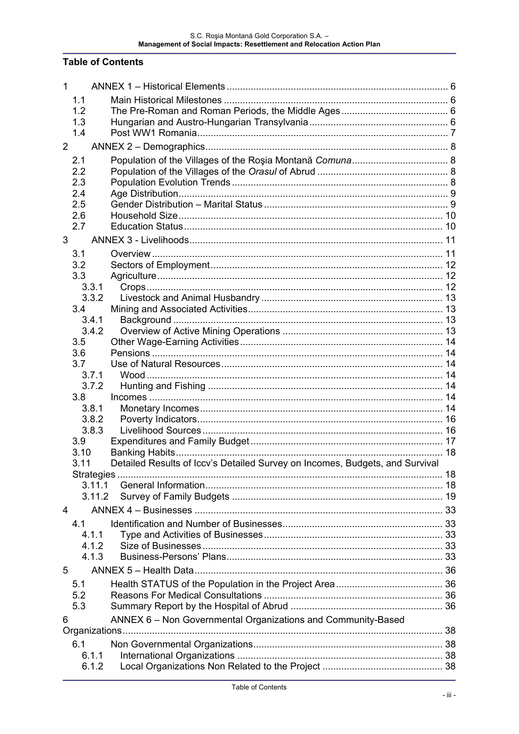## Table of Contents

1 ANNEX 1 – Historical Elements ..... 6
- 1.1 Main Historical Milestones ..... 6
- 1.2 The Pre-Roman and Roman Periods, the Middle Ages ..... 6
- 1.3 Hungarian and Austro-Hungarian Transylvania ..... 6
- 1.4 Post WW1 Romania ..... 7

2 ANNEX 2 – Demographics ..... 8
- 2.1 Population of the Villages of the Roşia Montană *Comuna* ..... 8
- 2.2 Population of the Villages of the *Orasul* of Abrud ..... 8
- 2.3 Population Evolution Trends ..... 8
- 2.4 Age Distribution ..... 9
- 2.5 Gender Distribution – Marital Status ..... 9
- 2.6 Household Size ..... 10
- 2.7 Education Status ..... 10

3 ANNEX 3 - Livelihoods ..... 11
- 3.1 Overview ..... 11
- 3.2 Sectors of Employment ..... 12
- 3.3 Agriculture ..... 12
  - 3.3.1 Crops ..... 12
  - 3.3.2 Livestock and Animal Husbandry ..... 13
- 3.4 Mining and Associated Activities ..... 13
  - 3.4.1 Background ..... 13
  - 3.4.2 Overview of Active Mining Operations ..... 13
- 3.5 Other Wage-Earning Activities ..... 14
- 3.6 Pensions ..... 14
- 3.7 Use of Natural Resources ..... 14
  - 3.7.1 Wood ..... 14
  - 3.7.2 Hunting and Fishing ..... 14
- 3.8 Incomes ..... 14
  - 3.8.1 Monetary Incomes ..... 14
  - 3.8.2 Poverty Indicators ..... 16
  - 3.8.3 Livelihood Sources ..... 16
- 3.9 Expenditures and Family Budget ..... 17
- 3.10 Banking Habits ..... 18
- 3.11 Detailed Results of Iccv's Detailed Survey on Incomes, Budgets, and Survival Strategies ..... 18
  - 3.11.1 General Information ..... 18
  - 3.11.2 Survey of Family Budgets ..... 19

4 ANNEX 4 – Businesses ..... 33
- 4.1 Identification and Number of Businesses ..... 33
  - 4.1.1 Type and Activities of Businesses ..... 33
  - 4.1.2 Size of Businesses ..... 33
  - 4.1.3 Business-Persons' Plans ..... 33

5 ANNEX 5 – Health Data ..... 36
- 5.1 Health STATUS of the Population in the Project Area ..... 36
- 5.2 Reasons For Medical Consultations ..... 36
- 5.3 Summary Report by the Hospital of Abrud ..... 36

6 ANNEX 6 – Non Governmental Organizations and Community-Based Organizations ..... 38
- 6.1 Non Governmental Organizations ..... 38
  - 6.1.1 International Organizations ..... 38
  - 6.1.2 Local Organizations Non Related to the Project ..... 38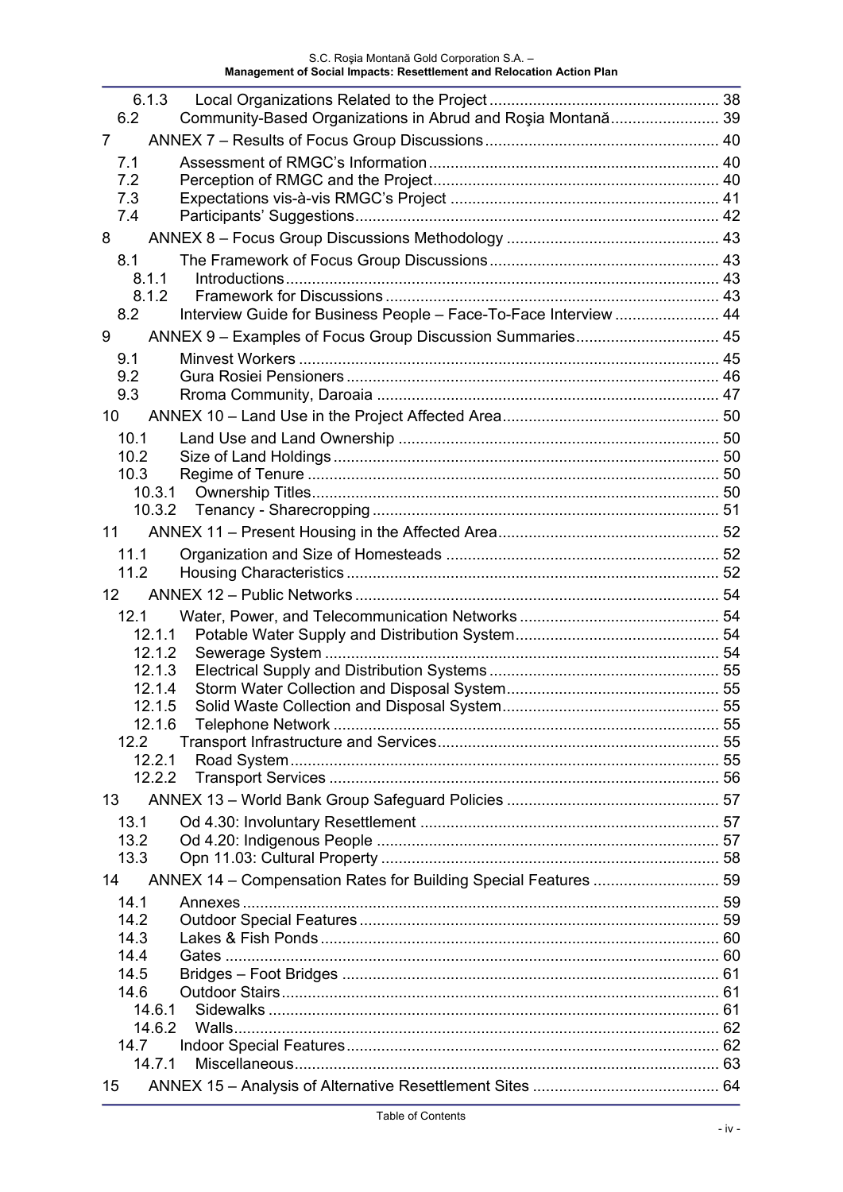6.1.3 Local Organizations Related to the Project ..... 38
6.2 Community-Based Organizations in Abrud and Roşia Montană ..... 39

7 ANNEX 7 – Results of Focus Group Discussions ..... 40

7.1 Assessment of RMGC's Information ..... 40
7.2 Perception of RMGC and the Project ..... 40
7.3 Expectations vis-à-vis RMGC's Project ..... 41
7.4 Participants' Suggestions ..... 42

8 ANNEX 8 – Focus Group Discussions Methodology ..... 43

8.1 The Framework of Focus Group Discussions ..... 43
8.1.1 Introductions ..... 43
8.1.2 Framework for Discussions ..... 43
8.2 Interview Guide for Business People – Face-To-Face Interview ..... 44

9 ANNEX 9 – Examples of Focus Group Discussion Summaries ..... 45

9.1 Minvest Workers ..... 45
9.2 Gura Rosiei Pensioners ..... 46
9.3 Rroma Community, Daroaia ..... 47

10 ANNEX 10 – Land Use in the Project Affected Area ..... 50

10.1 Land Use and Land Ownership ..... 50
10.2 Size of Land Holdings ..... 50
10.3 Regime of Tenure ..... 50
10.3.1 Ownership Titles ..... 50
10.3.2 Tenancy - Sharecropping ..... 51

11 ANNEX 11 – Present Housing in the Affected Area ..... 52

11.1 Organization and Size of Homesteads ..... 52
11.2 Housing Characteristics ..... 52

12 ANNEX 12 – Public Networks ..... 54

12.1 Water, Power, and Telecommunication Networks ..... 54
12.1.1 Potable Water Supply and Distribution System ..... 54
12.1.2 Sewerage System ..... 54
12.1.3 Electrical Supply and Distribution Systems ..... 55
12.1.4 Storm Water Collection and Disposal System ..... 55
12.1.5 Solid Waste Collection and Disposal System ..... 55
12.1.6 Telephone Network ..... 55
12.2 Transport Infrastructure and Services ..... 55
12.2.1 Road System ..... 55
12.2.2 Transport Services ..... 56

13 ANNEX 13 – World Bank Group Safeguard Policies ..... 57

13.1 Od 4.30: Involuntary Resettlement ..... 57
13.2 Od 4.20: Indigenous People ..... 57
13.3 Opn 11.03: Cultural Property ..... 58

14 ANNEX 14 – Compensation Rates for Building Special Features ..... 59

14.1 Annexes ..... 59
14.2 Outdoor Special Features ..... 59
14.3 Lakes & Fish Ponds ..... 60
14.4 Gates ..... 60
14.5 Bridges – Foot Bridges ..... 61
14.6 Outdoor Stairs ..... 61
14.6.1 Sidewalks ..... 61
14.6.2 Walls ..... 62
14.7 Indoor Special Features ..... 62
14.7.1 Miscellaneous ..... 63

15 ANNEX 15 – Analysis of Alternative Resettlement Sites ..... 64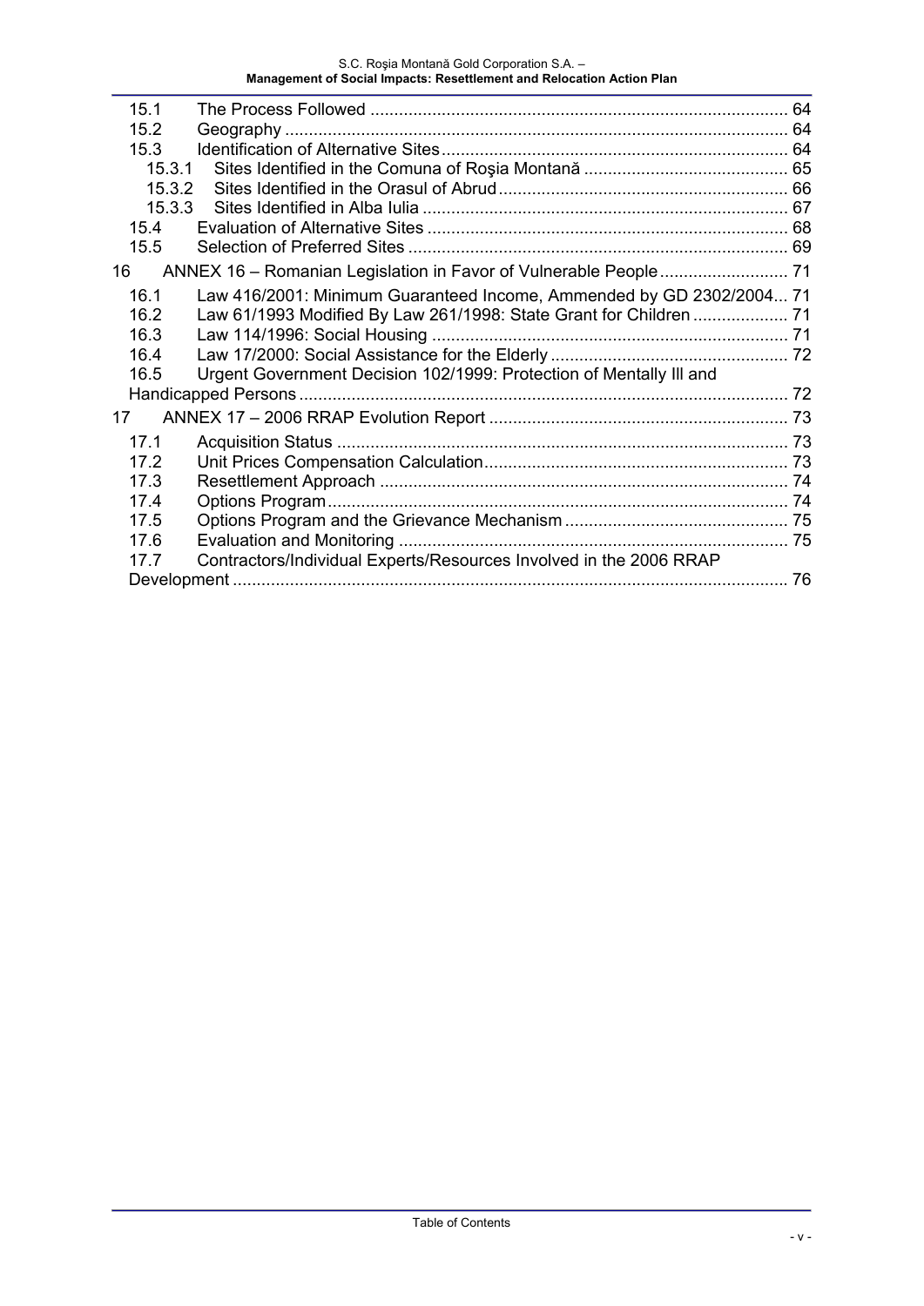15.1 The Process Followed ........................................................................................ 64
15.2 Geography ........................................................................................................... 64
15.3 Identification of Alternative Sites ......................................................................... 64
15.3.1 Sites Identified in the Comuna of Roşia Montană ........................................... 65
15.3.2 Sites Identified in the Orasul of Abrud ............................................................. 66
15.3.3 Sites Identified in Alba Iulia ............................................................................. 67
15.4 Evaluation of Alternative Sites ............................................................................ 68
15.5 Selection of Preferred Sites ................................................................................ 69

16 ANNEX 16 – Romanian Legislation in Favor of Vulnerable People ........................... 71

16.1 Law 416/2001: Minimum Guaranteed Income, Ammended by GD 2302/2004... 71
16.2 Law 61/1993 Modified By Law 261/1998: State Grant for Children .................... 71
16.3 Law 114/1996: Social Housing ........................................................................... 71
16.4 Law 17/2000: Social Assistance for the Elderly .................................................. 72
16.5 Urgent Government Decision 102/1999: Protection of Mentally Ill and Handicapped Persons ....................................................................................................... 72

17 ANNEX 17 – 2006 RRAP Evolution Report ............................................................... 73

17.1 Acquisition Status ............................................................................................... 73
17.2 Unit Prices Compensation Calculation ................................................................ 73
17.3 Resettlement Approach ...................................................................................... 74
17.4 Options Program ................................................................................................. 74
17.5 Options Program and the Grievance Mechanism ............................................... 75
17.6 Evaluation and Monitoring .................................................................................. 75
17.7 Contractors/Individual Experts/Resources Involved in the 2006 RRAP Development ..................................................................................................................... 76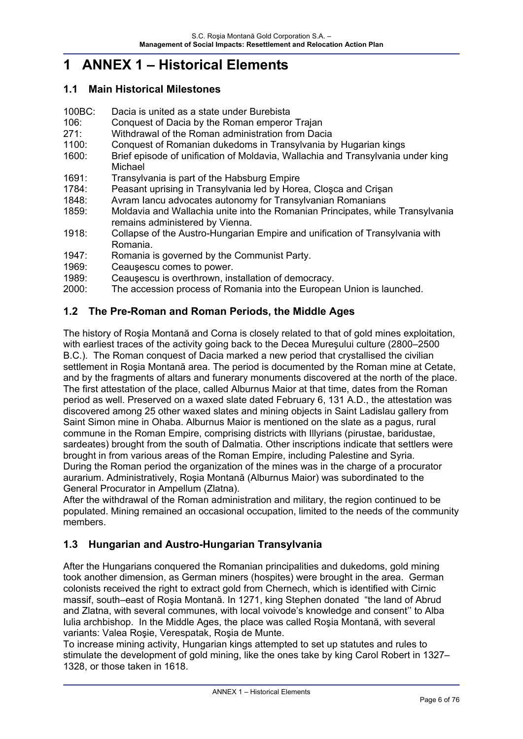# 1 ANNEX 1 – Historical Elements

## 1.1 Main Historical Milestones

100BC: Dacia is united as a state under Burebista
106: Conquest of Dacia by the Roman emperor Trajan
271: Withdrawal of the Roman administration from Dacia
1100: Conquest of Romanian dukedoms in Transylvania by Hugarian kings
1600: Brief episode of unification of Moldavia, Wallachia and Transylvania under king Michael
1691: Transylvania is part of the Habsburg Empire
1784: Peasant uprising in Transylvania led by Horea, Cloşca and Crişan
1848: Avram Iancu advocates autonomy for Transylvanian Romanians
1859: Moldavia and Wallachia unite into the Romanian Principates, while Transylvania remains administered by Vienna.
1918: Collapse of the Austro-Hungarian Empire and unification of Transylvania with Romania.
1947: Romania is governed by the Communist Party.
1969: Ceauşescu comes to power.
1989: Ceauşescu is overthrown, installation of democracy.
2000: The accession process of Romania into the European Union is launched.

## 1.2 The Pre-Roman and Roman Periods, the Middle Ages

The history of Roşia Montană and Corna is closely related to that of gold mines exploitation, with earliest traces of the activity going back to the Decea Mureşului culture (2800–2500 B.C.). The Roman conquest of Dacia marked a new period that crystallised the civilian settlement in Roşia Montană area. The period is documented by the Roman mine at Cetate, and by the fragments of altars and funerary monuments discovered at the north of the place. The first attestation of the place, called Alburnus Maior at that time, dates from the Roman period as well. Preserved on a waxed slate dated February 6, 131 A.D., the attestation was discovered among 25 other waxed slates and mining objects in Saint Ladislau gallery from Saint Simon mine in Ohaba. Alburnus Maior is mentioned on the slate as a pagus, rural commune in the Roman Empire, comprising districts with Illyrians (pirustae, baridustae, sardeates) brought from the south of Dalmatia. Other inscriptions indicate that settlers were brought in from various areas of the Roman Empire, including Palestine and Syria.
During the Roman period the organization of the mines was in the charge of a procurator aurarium. Administratively, Roşia Montană (Alburnus Maior) was subordinated to the General Procurator in Ampellum (Zlatna).
After the withdrawal of the Roman administration and military, the region continued to be populated. Mining remained an occasional occupation, limited to the needs of the community members.

## 1.3 Hungarian and Austro-Hungarian Transylvania

After the Hungarians conquered the Romanian principalities and dukedoms, gold mining took another dimension, as German miners (hospites) were brought in the area. German colonists received the right to extract gold from Chernech, which is identified with Cirnic massif, south–east of Roşia Montană. In 1271, king Stephen donated "the land of Abrud and Zlatna, with several communes, with local voivode's knowledge and consent'' to Alba Iulia archbishop. In the Middle Ages, the place was called Roşia Montană, with several variants: Valea Roşie, Verespatak, Roşia de Munte.
To increase mining activity, Hungarian kings attempted to set up statutes and rules to stimulate the development of gold mining, like the ones take by king Carol Robert in 1327–1328, or those taken in 1618.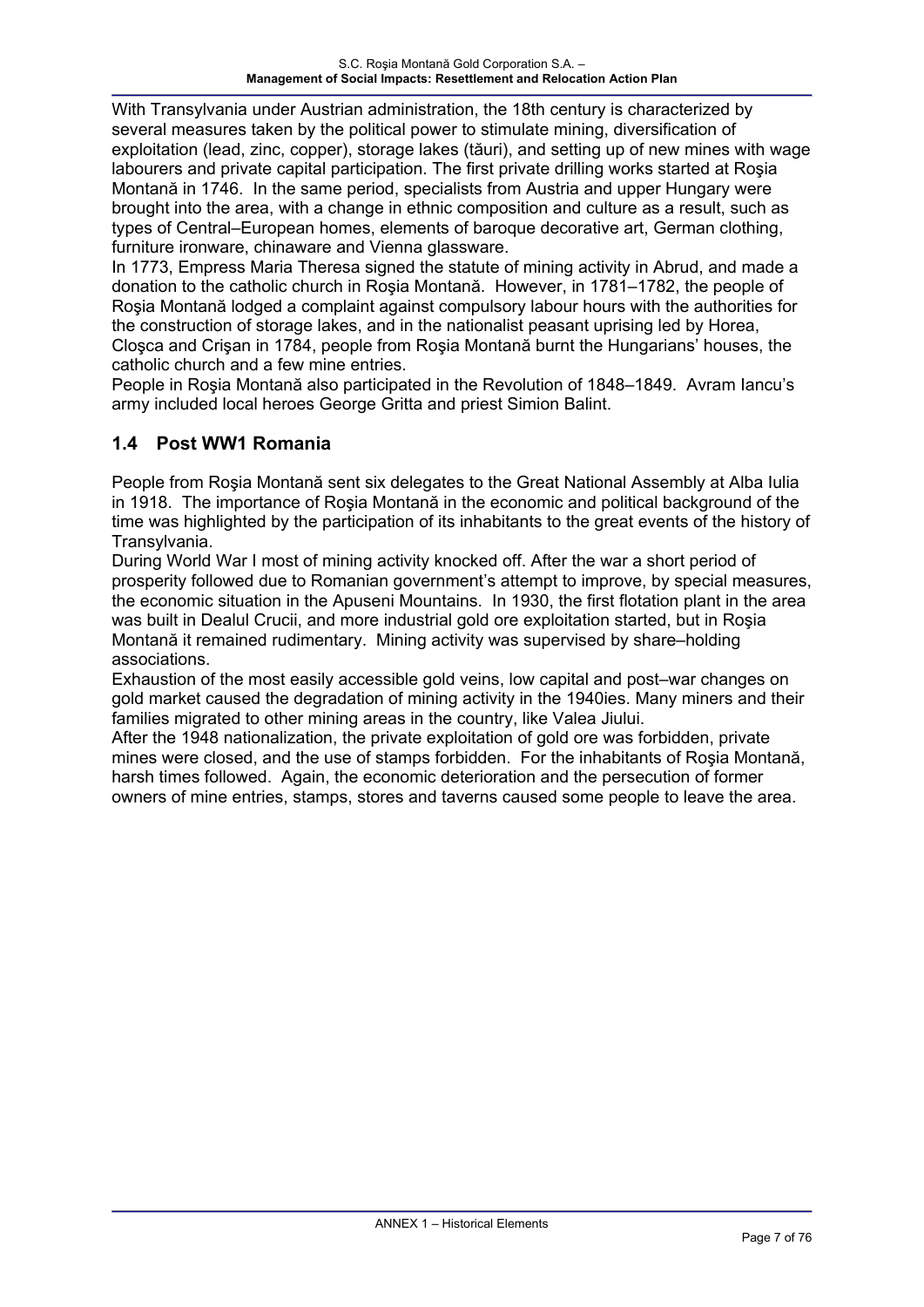With Transylvania under Austrian administration, the 18th century is characterized by several measures taken by the political power to stimulate mining, diversification of exploitation (lead, zinc, copper), storage lakes (tăuri), and setting up of new mines with wage labourers and private capital participation. The first private drilling works started at Roşia Montană in 1746. In the same period, specialists from Austria and upper Hungary were brought into the area, with a change in ethnic composition and culture as a result, such as types of Central–European homes, elements of baroque decorative art, German clothing, furniture ironware, chinaware and Vienna glassware.

In 1773, Empress Maria Theresa signed the statute of mining activity in Abrud, and made a donation to the catholic church in Roşia Montană. However, in 1781–1782, the people of Roşia Montană lodged a complaint against compulsory labour hours with the authorities for the construction of storage lakes, and in the nationalist peasant uprising led by Horea, Cloşca and Crişan in 1784, people from Roşia Montană burnt the Hungarians' houses, the catholic church and a few mine entries.

People in Roşia Montană also participated in the Revolution of 1848–1849. Avram Iancu's army included local heroes George Gritta and priest Simion Balint.

## 1.4 Post WW1 Romania

People from Roşia Montană sent six delegates to the Great National Assembly at Alba Iulia in 1918. The importance of Roşia Montană in the economic and political background of the time was highlighted by the participation of its inhabitants to the great events of the history of Transylvania.

During World War I most of mining activity knocked off. After the war a short period of prosperity followed due to Romanian government's attempt to improve, by special measures, the economic situation in the Apuseni Mountains. In 1930, the first flotation plant in the area was built in Dealul Crucii, and more industrial gold ore exploitation started, but in Roşia Montană it remained rudimentary. Mining activity was supervised by share–holding associations.

Exhaustion of the most easily accessible gold veins, low capital and post–war changes on gold market caused the degradation of mining activity in the 1940ies. Many miners and their families migrated to other mining areas in the country, like Valea Jiului.

After the 1948 nationalization, the private exploitation of gold ore was forbidden, private mines were closed, and the use of stamps forbidden. For the inhabitants of Roşia Montană, harsh times followed. Again, the economic deterioration and the persecution of former owners of mine entries, stamps, stores and taverns caused some people to leave the area.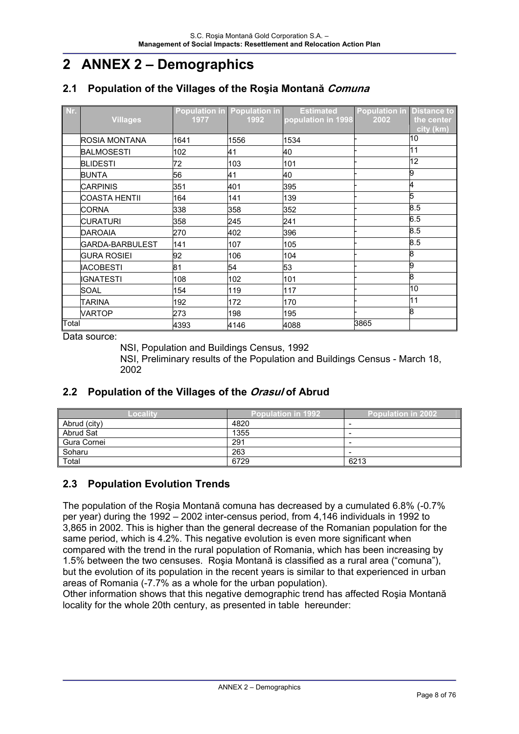# 2 ANNEX 2 – Demographics

## 2.1 Population of the Villages of the Roşia Montană *Comuna*

| Nr. | Villages | Population in 1977 | Population in 1992 | Estimated population in 1998 | Population in 2002 | Distance to the center city (km) |
|---|---|---|---|---|---|---|
| | ROSIA MONTANA | 1641 | 1556 | 1534 | - | 10 |
| | BALMOSESTI | 102 | 41 | 40 | - | 11 |
| | BLIDESTI | 72 | 103 | 101 | - | 12 |
| | BUNTA | 56 | 41 | 40 | - | 9 |
| | CARPINIS | 351 | 401 | 395 | - | 4 |
| | COASTA HENTII | 164 | 141 | 139 | - | 5 |
| | CORNA | 338 | 358 | 352 | - | 8.5 |
| | CURATURI | 358 | 245 | 241 | - | 6.5 |
| | DAROAIA | 270 | 402 | 396 | - | 8.5 |
| | GARDA-BARBULEST | 141 | 107 | 105 | - | 8.5 |
| | GURA ROSIEI | 92 | 106 | 104 | - | 8 |
| | IACOBESTI | 81 | 54 | 53 | - | 9 |
| | IGNATESTI | 108 | 102 | 101 | - | 8 |
| | SOAL | 154 | 119 | 117 | - | 10 |
| | TARINA | 192 | 172 | 170 | - | 11 |
| | VARTOP | 273 | 198 | 195 | - | 8 |
| Total | | 4393 | 4146 | 4088 | 3865 | |

Data source:

NSI, Population and Buildings Census, 1992

NSI, Preliminary results of the Population and Buildings Census - March 18, 2002

## 2.2 Population of the Villages of the *Orasul* of Abrud

| Locality | Population in 1992 | Population in 2002 |
|---|---|---|
| Abrud (city) | 4820 | - |
| Abrud Sat | 1355 | - |
| Gura Cornei | 291 | - |
| Soharu | 263 | - |
| Total | 6729 | 6213 |

## 2.3 Population Evolution Trends

The population of the Roşia Montană comuna has decreased by a cumulated 6.8% (-0.7% per year) during the 1992 – 2002 inter-census period, from 4,146 individuals in 1992 to 3,865 in 2002. This is higher than the general decrease of the Romanian population for the same period, which is 4.2%. This negative evolution is even more significant when compared with the trend in the rural population of Romania, which has been increasing by 1.5% between the two censuses. Roşia Montană is classified as a rural area ("comuna"), but the evolution of its population in the recent years is similar to that experienced in urban areas of Romania (-7.7% as a whole for the urban population).

Other information shows that this negative demographic trend has affected Roşia Montană locality for the whole 20th century, as presented in table hereunder: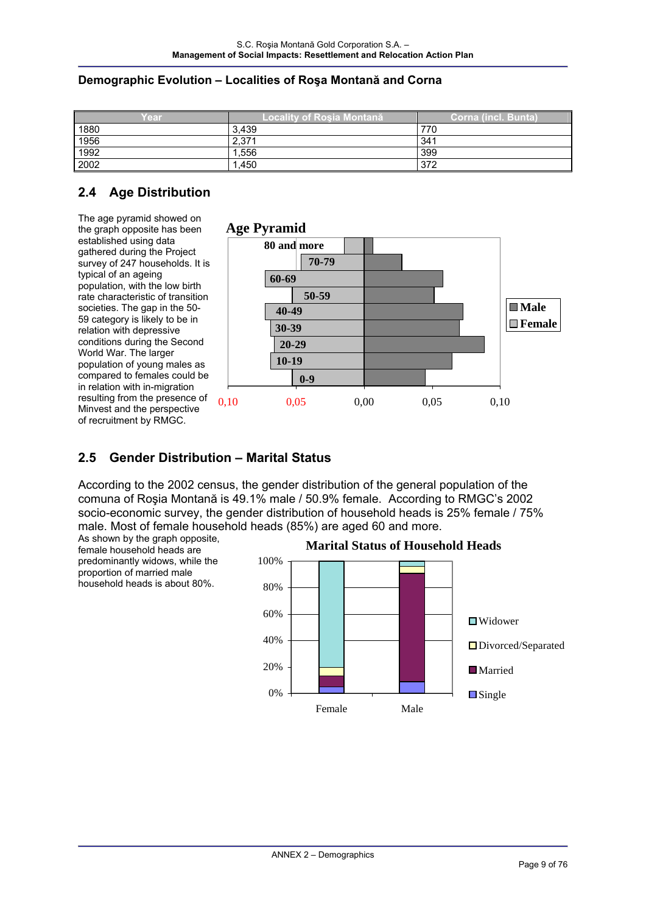**Demographic Evolution – Localities of Roşa Montană and Corna**

| Year | Locality of Roşia Montană | Corna (incl. Bunta) |
|---|---|---|
| 1880 | 3,439 | 770 |
| 1956 | 2,371 | 341 |
| 1992 | 1,556 | 399 |
| 2002 | 1,450 | 372 |

## 2.4 Age Distribution

The age pyramid showed on the graph opposite has been established using data gathered during the Project survey of 247 households. It is typical of an ageing population, with the low birth rate characteristic of transition societies. The gap in the 50-59 category is likely to be in relation with depressive conditions during the Second World War. The larger population of young males as compared to females could be in relation with in-migration resulting from the presence of Minvest and the perspective of recruitment by RMGC.

## 2.5 Gender Distribution – Marital Status

According to the 2002 census, the gender distribution of the general population of the comuna of Roşia Montană is 49.1% male / 50.9% female. According to RMGC's 2002 socio-economic survey, the gender distribution of household heads is 25% female / 75% male. Most of female household heads (85%) are aged 60 and more.

As shown by the graph opposite, female household heads are predominantly widows, while the proportion of married male household heads is about 80%.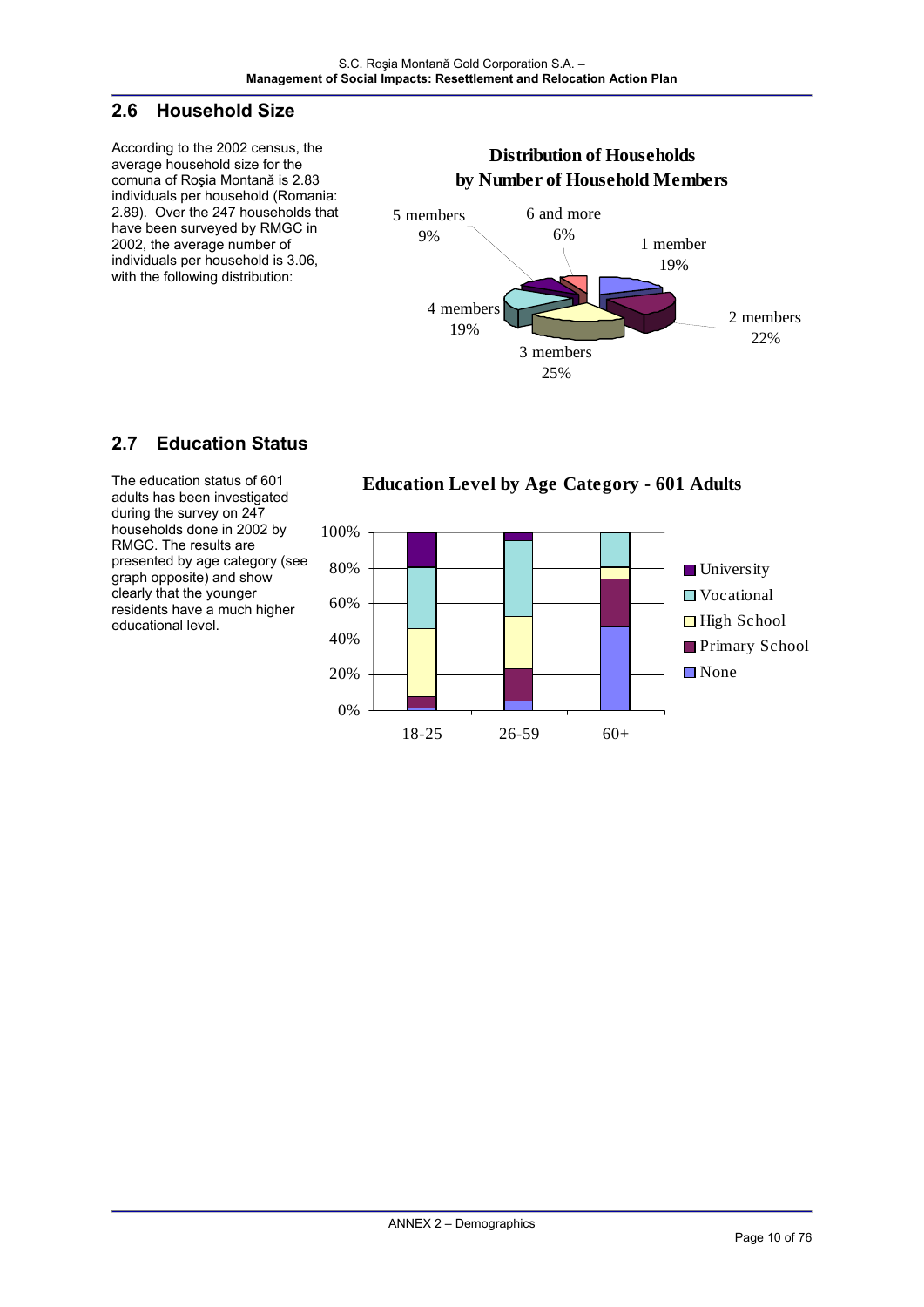## 2.6 Household Size

According to the 2002 census, the average household size for the comuna of Roşia Montană is 2.83 individuals per household (Romania: 2.89). Over the 247 households that have been surveyed by RMGC in 2002, the average number of individuals per household is 3.06, with the following distribution:

**Distribution of Households by Number of Household Members**

| Household members | Share |
|---|---|
| 1 member | 19% |
| 2 members | 22% |
| 3 members | 25% |
| 4 members | 19% |
| 5 members | 9% |
| 6 and more | 6% |

## 2.7 Education Status

The education status of 601 adults has been investigated during the survey on 247 households done in 2002 by RMGC. The results are presented by age category (see graph opposite) and show clearly that the younger residents have a much higher educational level.

**Education Level by Age Category - 601 Adults**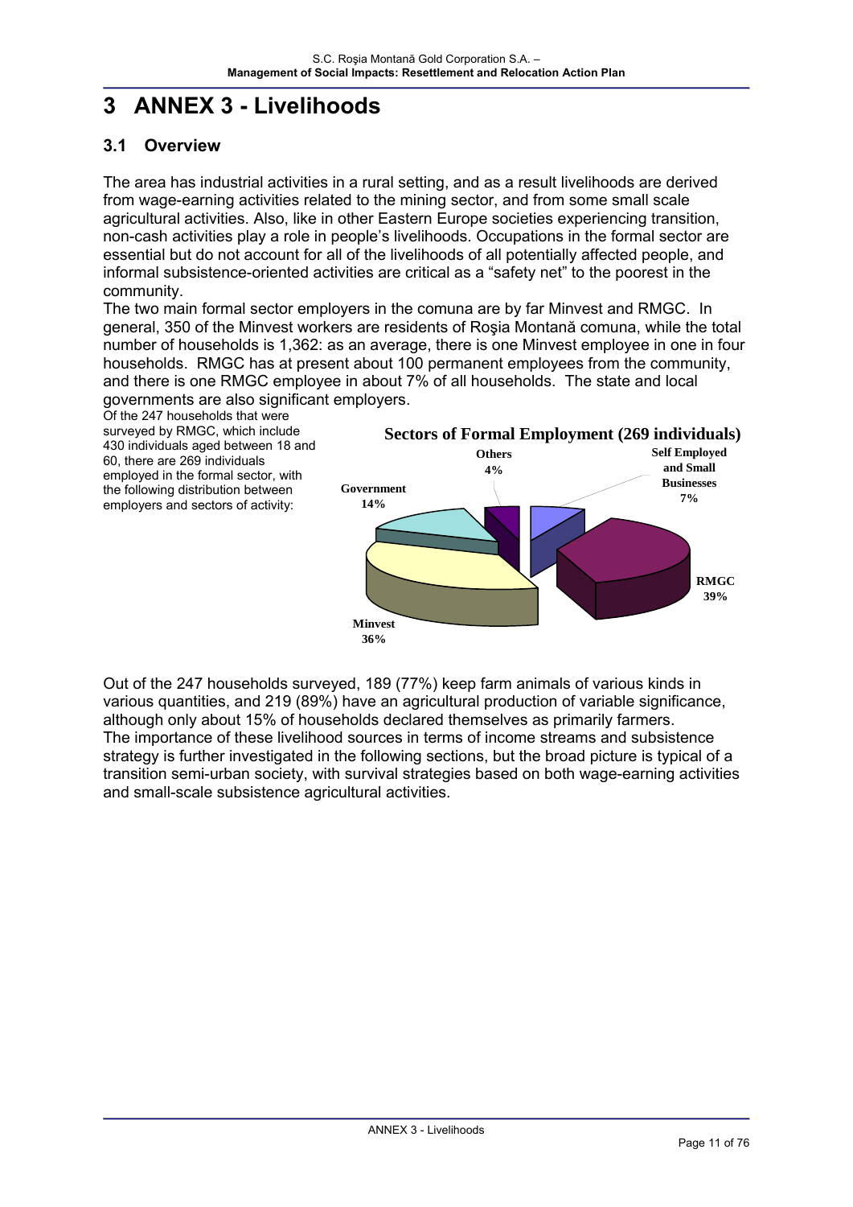# 3 ANNEX 3 - Livelihoods

## 3.1 Overview

The area has industrial activities in a rural setting, and as a result livelihoods are derived from wage-earning activities related to the mining sector, and from some small scale agricultural activities. Also, like in other Eastern Europe societies experiencing transition, non-cash activities play a role in people's livelihoods. Occupations in the formal sector are essential but do not account for all of the livelihoods of all potentially affected people, and informal subsistence-oriented activities are critical as a "safety net" to the poorest in the community.

The two main formal sector employers in the comuna are by far Minvest and RMGC. In general, 350 of the Minvest workers are residents of Roşia Montană comuna, while the total number of households is 1,362: as an average, there is one Minvest employee in one in four households. RMGC has at present about 100 permanent employees from the community, and there is one RMGC employee in about 7% of all households. The state and local governments are also significant employers.

Of the 247 households that were surveyed by RMGC, which include 430 individuals aged between 18 and 60, there are 269 individuals employed in the formal sector, with the following distribution between employers and sectors of activity:

**Sectors of Formal Employment (269 individuals)**

| Sector | Share |
|---|---|
| RMGC | 39% |
| Minvest | 36% |
| Government | 14% |
| Self Employed and Small Businesses | 7% |
| Others | 4% |

Out of the 247 households surveyed, 189 (77%) keep farm animals of various kinds in various quantities, and 219 (89%) have an agricultural production of variable significance, although only about 15% of households declared themselves as primarily farmers.

The importance of these livelihood sources in terms of income streams and subsistence strategy is further investigated in the following sections, but the broad picture is typical of a transition semi-urban society, with survival strategies based on both wage-earning activities and small-scale subsistence agricultural activities.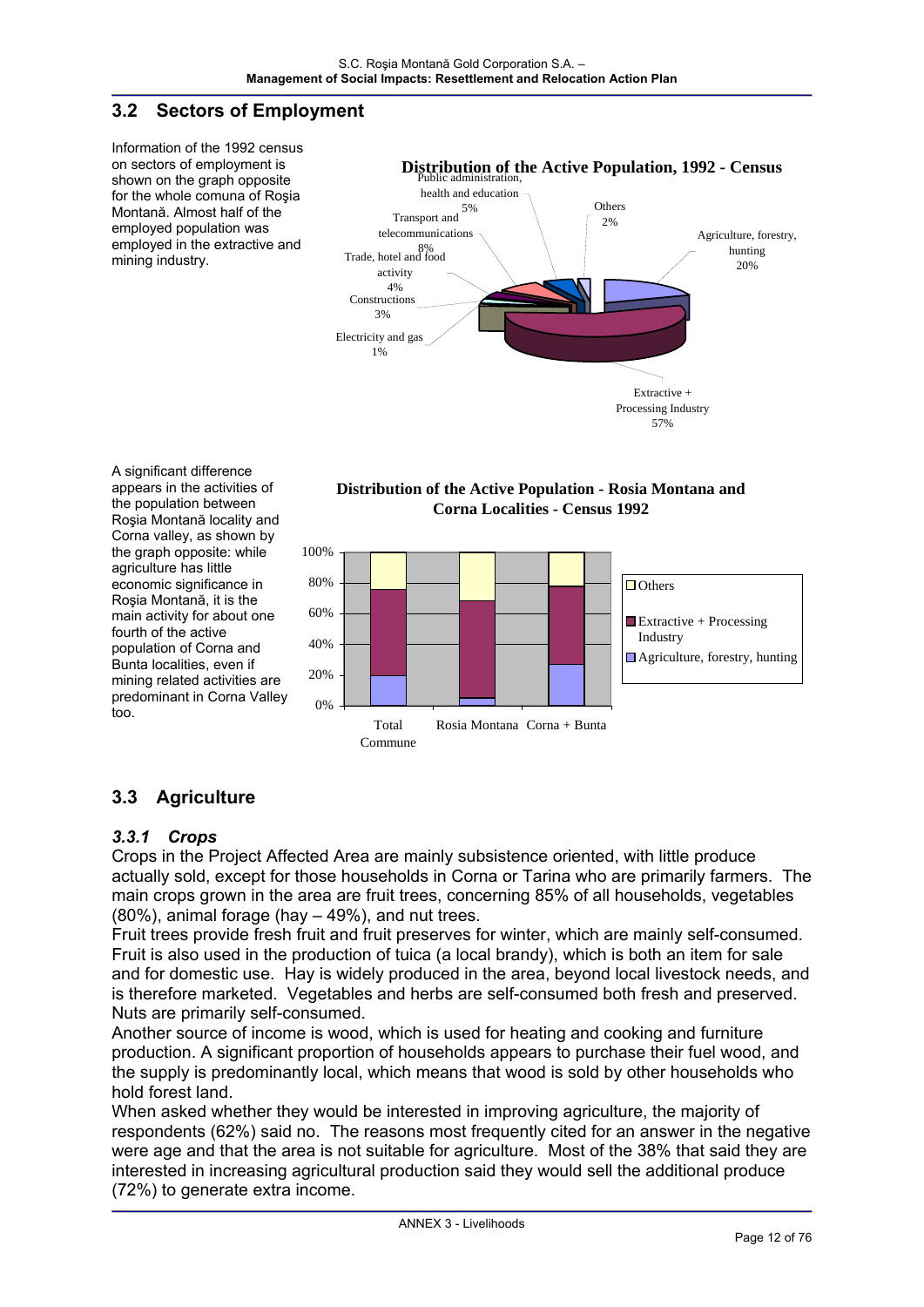## 3.2 Sectors of Employment

Information of the 1992 census on sectors of employment is shown on the graph opposite for the whole comuna of Roşia Montană. Almost half of the employed population was employed in the extractive and mining industry.

**Distribution of the Active Population, 1992 - Census**

- Agriculture, forestry, hunting 20%
- Extractive + Processing Industry 57%
- Electricity and gas 1%
- Constructions 3%
- Trade, hotel and food activity 4%
- Transport and telecommunications 8%
- Public administration, health and education 5%
- Others 2%

A significant difference appears in the activities of the population between Roşia Montană locality and Corna valley, as shown by the graph opposite: while agriculture has little economic significance in Roşia Montană, it is the main activity for about one fourth of the active population of Corna and Bunta localities, even if mining related activities are predominant in Corna Valley too.

**Distribution of the Active Population - Rosia Montana and Corna Localities - Census 1992**

Legend: Others; Extractive + Processing Industry; Agriculture, forestry, hunting

Categories: Total Commune; Rosia Montana; Corna + Bunta

## 3.3 Agriculture

### *3.3.1 Crops*

Crops in the Project Affected Area are mainly subsistence oriented, with little produce actually sold, except for those households in Corna or Tarina who are primarily farmers. The main crops grown in the area are fruit trees, concerning 85% of all households, vegetables (80%), animal forage (hay – 49%), and nut trees.

Fruit trees provide fresh fruit and fruit preserves for winter, which are mainly self-consumed. Fruit is also used in the production of tuica (a local brandy), which is both an item for sale and for domestic use. Hay is widely produced in the area, beyond local livestock needs, and is therefore marketed. Vegetables and herbs are self-consumed both fresh and preserved. Nuts are primarily self-consumed.

Another source of income is wood, which is used for heating and cooking and furniture production. A significant proportion of households appears to purchase their fuel wood, and the supply is predominantly local, which means that wood is sold by other households who hold forest land.

When asked whether they would be interested in improving agriculture, the majority of respondents (62%) said no. The reasons most frequently cited for an answer in the negative were age and that the area is not suitable for agriculture. Most of the 38% that said they are interested in increasing agricultural production said they would sell the additional produce (72%) to generate extra income.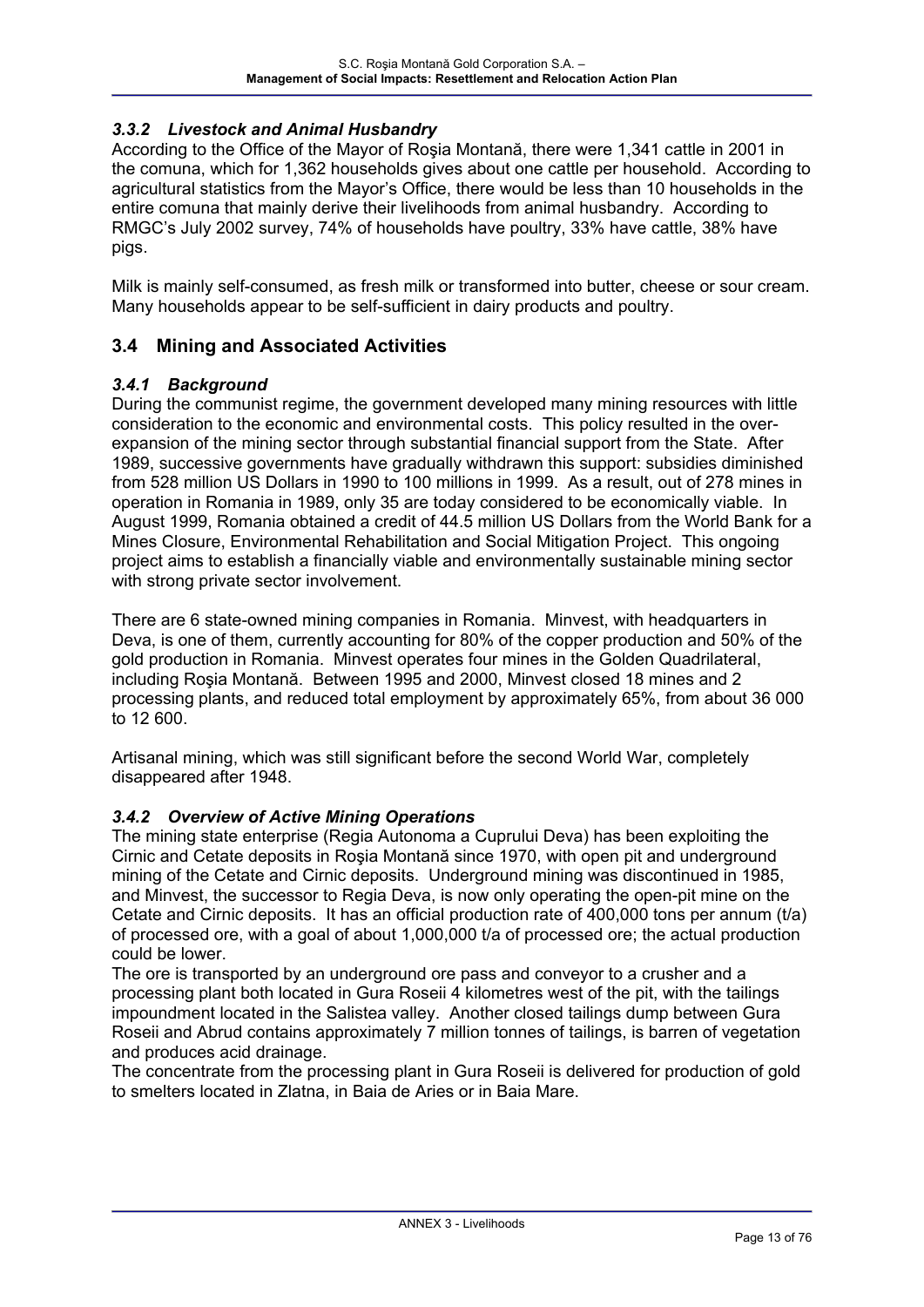### *3.3.2 Livestock and Animal Husbandry*

According to the Office of the Mayor of Roşia Montană, there were 1,341 cattle in 2001 in the comuna, which for 1,362 households gives about one cattle per household. According to agricultural statistics from the Mayor's Office, there would be less than 10 households in the entire comuna that mainly derive their livelihoods from animal husbandry. According to RMGC's July 2002 survey, 74% of households have poultry, 33% have cattle, 38% have pigs.

Milk is mainly self-consumed, as fresh milk or transformed into butter, cheese or sour cream. Many households appear to be self-sufficient in dairy products and poultry.

## 3.4 Mining and Associated Activities

### *3.4.1 Background*

During the communist regime, the government developed many mining resources with little consideration to the economic and environmental costs. This policy resulted in the over-expansion of the mining sector through substantial financial support from the State. After 1989, successive governments have gradually withdrawn this support: subsidies diminished from 528 million US Dollars in 1990 to 100 millions in 1999. As a result, out of 278 mines in operation in Romania in 1989, only 35 are today considered to be economically viable. In August 1999, Romania obtained a credit of 44.5 million US Dollars from the World Bank for a Mines Closure, Environmental Rehabilitation and Social Mitigation Project. This ongoing project aims to establish a financially viable and environmentally sustainable mining sector with strong private sector involvement.

There are 6 state-owned mining companies in Romania. Minvest, with headquarters in Deva, is one of them, currently accounting for 80% of the copper production and 50% of the gold production in Romania. Minvest operates four mines in the Golden Quadrilateral, including Roşia Montană. Between 1995 and 2000, Minvest closed 18 mines and 2 processing plants, and reduced total employment by approximately 65%, from about 36 000 to 12 600.

Artisanal mining, which was still significant before the second World War, completely disappeared after 1948.

### *3.4.2 Overview of Active Mining Operations*

The mining state enterprise (Regia Autonoma a Cuprului Deva) has been exploiting the Cirnic and Cetate deposits in Roşia Montană since 1970, with open pit and underground mining of the Cetate and Cirnic deposits. Underground mining was discontinued in 1985, and Minvest, the successor to Regia Deva, is now only operating the open-pit mine on the Cetate and Cirnic deposits. It has an official production rate of 400,000 tons per annum (t/a) of processed ore, with a goal of about 1,000,000 t/a of processed ore; the actual production could be lower.

The ore is transported by an underground ore pass and conveyor to a crusher and a processing plant both located in Gura Roseii 4 kilometres west of the pit, with the tailings impoundment located in the Salistea valley. Another closed tailings dump between Gura Roseii and Abrud contains approximately 7 million tonnes of tailings, is barren of vegetation and produces acid drainage.

The concentrate from the processing plant in Gura Roseii is delivered for production of gold to smelters located in Zlatna, in Baia de Aries or in Baia Mare.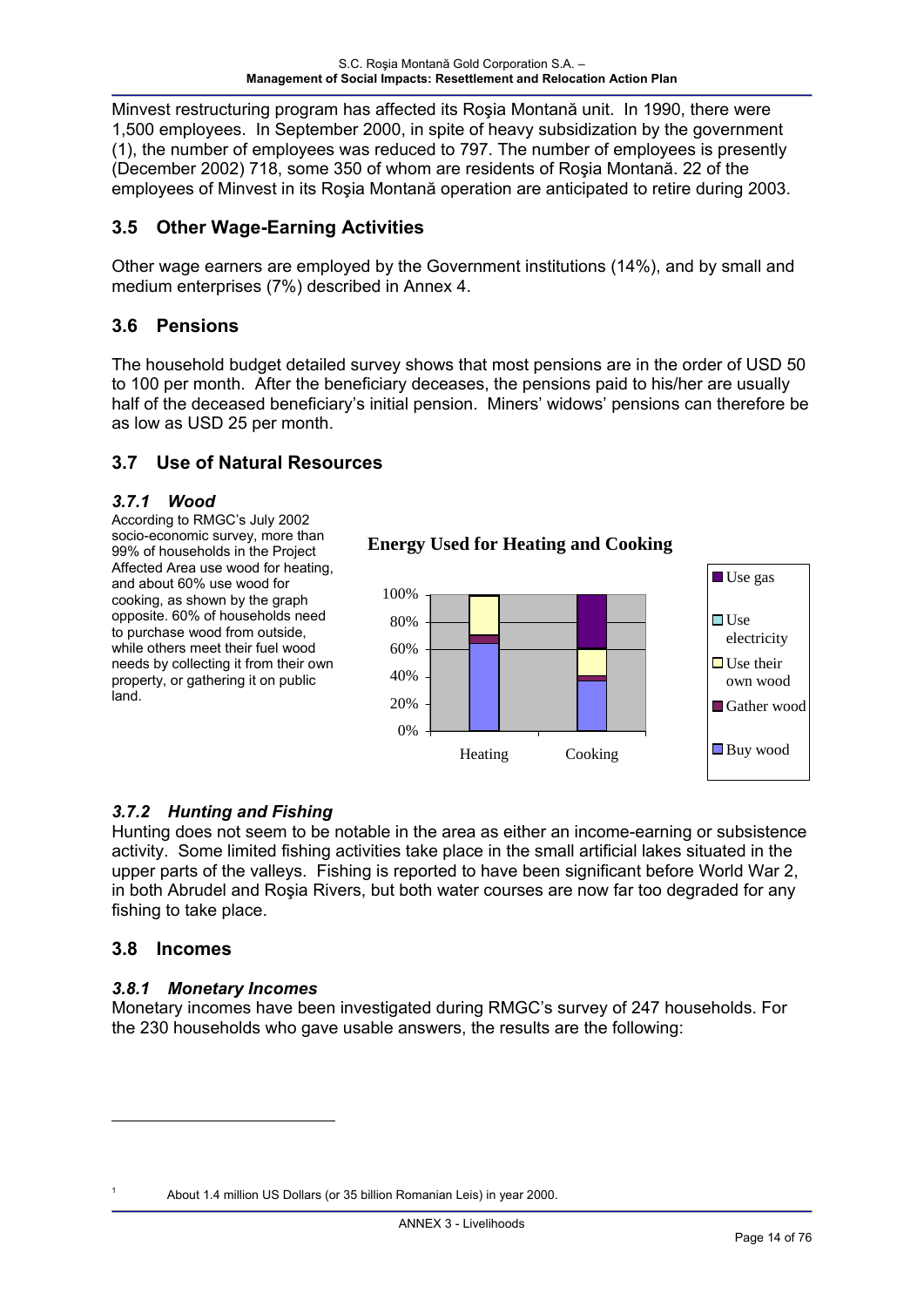Minvest restructuring program has affected its Roşia Montană unit. In 1990, there were 1,500 employees. In September 2000, in spite of heavy subsidization by the government (1), the number of employees was reduced to 797. The number of employees is presently (December 2002) 718, some 350 of whom are residents of Roşia Montană. 22 of the employees of Minvest in its Roşia Montană operation are anticipated to retire during 2003.

## 3.5 Other Wage-Earning Activities

Other wage earners are employed by the Government institutions (14%), and by small and medium enterprises (7%) described in Annex 4.

## 3.6 Pensions

The household budget detailed survey shows that most pensions are in the order of USD 50 to 100 per month. After the beneficiary deceases, the pensions paid to his/her are usually half of the deceased beneficiary's initial pension. Miners' widows' pensions can therefore be as low as USD 25 per month.

## 3.7 Use of Natural Resources

### *3.7.1 Wood*

According to RMGC's July 2002 socio-economic survey, more than 99% of households in the Project Affected Area use wood for heating, and about 60% use wood for cooking, as shown by the graph opposite. 60% of households need to purchase wood from outside, while others meet their fuel wood needs by collecting it from their own property, or gathering it on public land.

**Energy Used for Heating and Cooking**

### *3.7.2 Hunting and Fishing*

Hunting does not seem to be notable in the area as either an income-earning or subsistence activity. Some limited fishing activities take place in the small artificial lakes situated in the upper parts of the valleys. Fishing is reported to have been significant before World War 2, in both Abrudel and Roşia Rivers, but both water courses are now far too degraded for any fishing to take place.

## 3.8 Incomes

### *3.8.1 Monetary Incomes*

Monetary incomes have been investigated during RMGC's survey of 247 households. For the 230 households who gave usable answers, the results are the following:

---

[1] About 1.4 million US Dollars (or 35 billion Romanian Leis) in year 2000.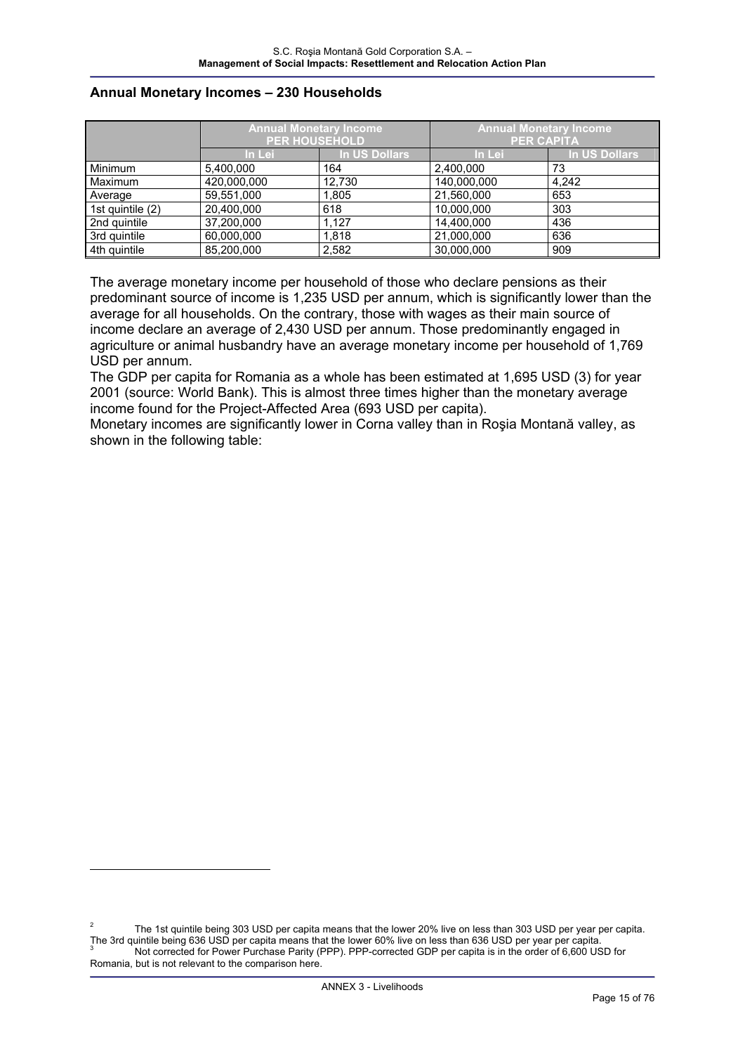### Annual Monetary Incomes – 230 Households

| | Annual Monetary Income PER HOUSEHOLD | | Annual Monetary Income PER CAPITA | |
|---|---|---|---|---|
| | In Lei | In US Dollars | In Lei | In US Dollars |
| Minimum | 5,400,000 | 164 | 2,400,000 | 73 |
| Maximum | 420,000,000 | 12,730 | 140,000,000 | 4,242 |
| Average | 59,551,000 | 1,805 | 21,560,000 | 653 |
| 1st quintile (2) | 20,400,000 | 618 | 10,000,000 | 303 |
| 2nd quintile | 37,200,000 | 1,127 | 14,400,000 | 436 |
| 3rd quintile | 60,000,000 | 1,818 | 21,000,000 | 636 |
| 4th quintile | 85,200,000 | 2,582 | 30,000,000 | 909 |

The average monetary income per household of those who declare pensions as their predominant source of income is 1,235 USD per annum, which is significantly lower than the average for all households. On the contrary, those with wages as their main source of income declare an average of 2,430 USD per annum. Those predominantly engaged in agriculture or animal husbandry have an average monetary income per household of 1,769 USD per annum.

The GDP per capita for Romania as a whole has been estimated at 1,695 USD (3) for year 2001 (source: World Bank). This is almost three times higher than the monetary average income found for the Project-Affected Area (693 USD per capita).

Monetary incomes are significantly lower in Corna valley than in Roşia Montană valley, as shown in the following table:

---

[2] The 1st quintile being 303 USD per capita means that the lower 20% live on less than 303 USD per year per capita. The 3rd quintile being 636 USD per capita means that the lower 60% live on less than 636 USD per year per capita.

[3] Not corrected for Power Purchase Parity (PPP). PPP-corrected GDP per capita is in the order of 6,600 USD for Romania, but is not relevant to the comparison here.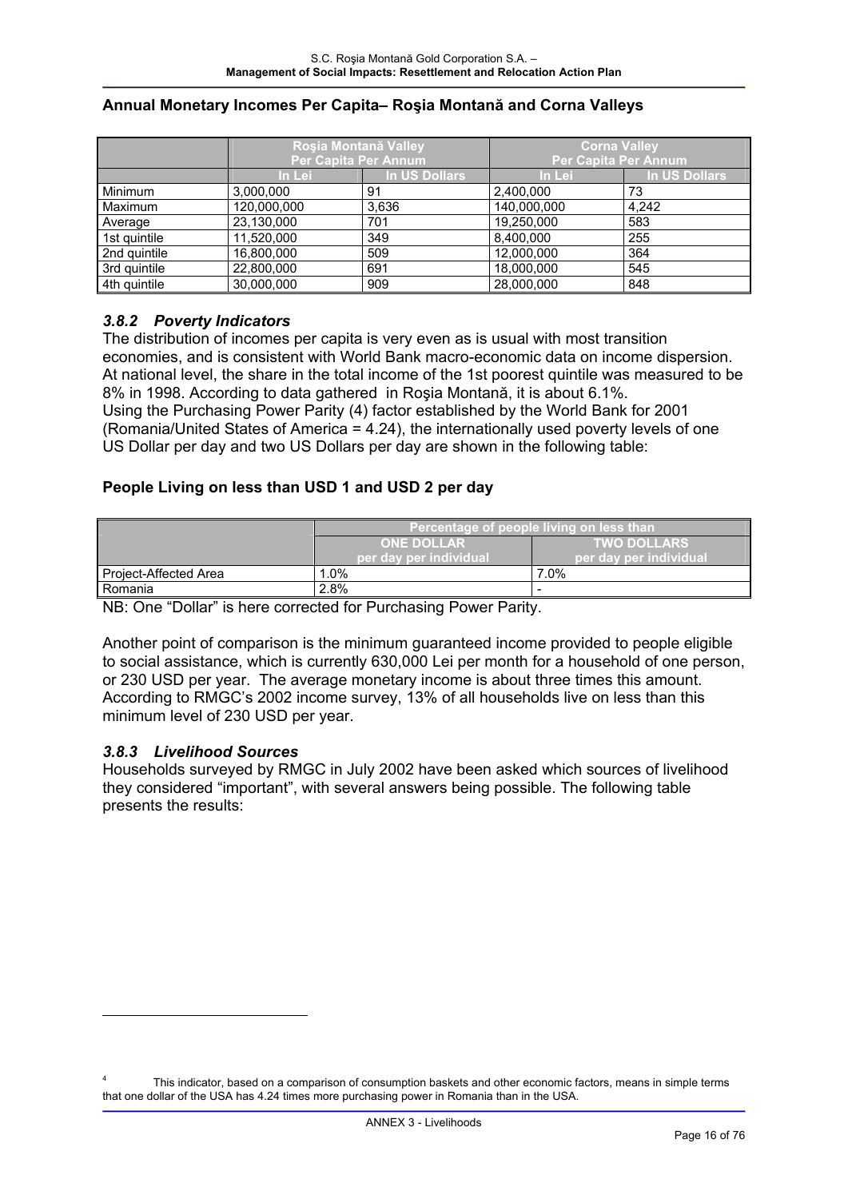**Annual Monetary Incomes Per Capita– Roşia Montană and Corna Valleys**

| | Roşia Montană Valley Per Capita Per Annum | | Corna Valley Per Capita Per Annum | |
|---|---|---|---|---|
| | In Lei | In US Dollars | In Lei | In US Dollars |
| Minimum | 3,000,000 | 91 | 2,400,000 | 73 |
| Maximum | 120,000,000 | 3,636 | 140,000,000 | 4,242 |
| Average | 23,130,000 | 701 | 19,250,000 | 583 |
| 1st quintile | 11,520,000 | 349 | 8,400,000 | 255 |
| 2nd quintile | 16,800,000 | 509 | 12,000,000 | 364 |
| 3rd quintile | 22,800,000 | 691 | 18,000,000 | 545 |
| 4th quintile | 30,000,000 | 909 | 28,000,000 | 848 |

### *3.8.2 Poverty Indicators*

The distribution of incomes per capita is very even as is usual with most transition economies, and is consistent with World Bank macro-economic data on income dispersion. At national level, the share in the total income of the 1st poorest quintile was measured to be 8% in 1998. According to data gathered in Roşia Montană, it is about 6.1%.
Using the Purchasing Power Parity (4) factor established by the World Bank for 2001 (Romania/United States of America = 4.24), the internationally used poverty levels of one US Dollar per day and two US Dollars per day are shown in the following table:

**People Living on less than USD 1 and USD 2 per day**

| | Percentage of people living on less than | |
|---|---|---|
| | ONE DOLLAR per day per individual | TWO DOLLARS per day per individual |
| Project-Affected Area | 1.0% | 7.0% |
| Romania | 2.8% | - |

NB: One "Dollar" is here corrected for Purchasing Power Parity.

Another point of comparison is the minimum guaranteed income provided to people eligible to social assistance, which is currently 630,000 Lei per month for a household of one person, or 230 USD per year. The average monetary income is about three times this amount. According to RMGC's 2002 income survey, 13% of all households live on less than this minimum level of 230 USD per year.

### *3.8.3 Livelihood Sources*

Households surveyed by RMGC in July 2002 have been asked which sources of livelihood they considered "important", with several answers being possible. The following table presents the results:

---

[4] This indicator, based on a comparison of consumption baskets and other economic factors, means in simple terms that one dollar of the USA has 4.24 times more purchasing power in Romania than in the USA.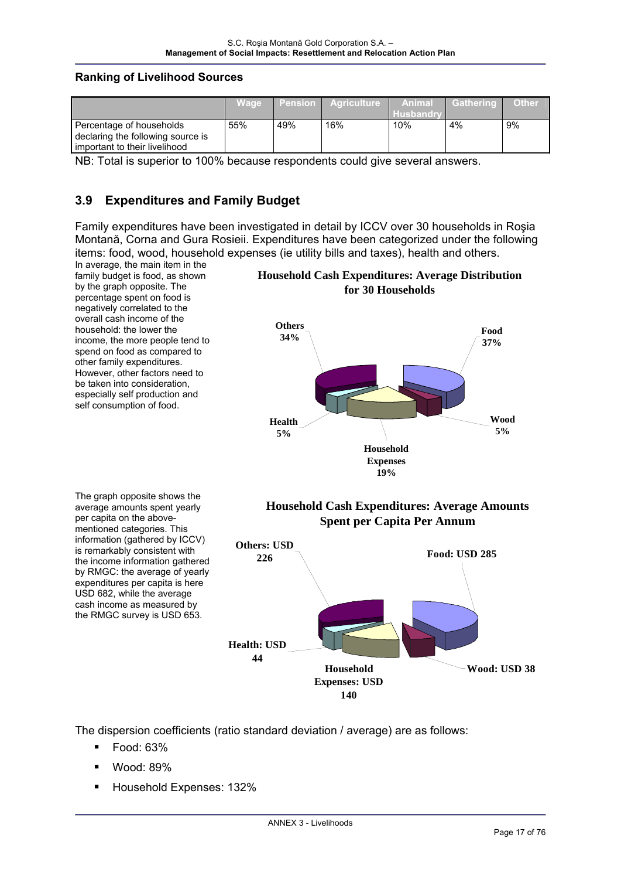### Ranking of Livelihood Sources

| | Wage | Pension | Agriculture | Animal Husbandry | Gathering | Other |
|---|---|---|---|---|---|---|
| Percentage of households declaring the following source is important to their livelihood | 55% | 49% | 16% | 10% | 4% | 9% |

NB: Total is superior to 100% because respondents could give several answers.

## 3.9 Expenditures and Family Budget

Family expenditures have been investigated in detail by ICCV over 30 households in Roşia Montană, Corna and Gura Rosieii. Expenditures have been categorized under the following items: food, wood, household expenses (ie utility bills and taxes), health and others.

In average, the main item in the family budget is food, as shown by the graph opposite. The percentage spent on food is negatively correlated to the overall cash income of the household: the lower the income, the more people tend to spend on food as compared to other family expenditures. However, other factors need to be taken into consideration, especially self production and self consumption of food.

**Household Cash Expenditures: Average Distribution for 30 Households**

- Food 37%
- Wood 5%
- Household Expenses 19%
- Health 5%
- Others 34%

The graph opposite shows the average amounts spent yearly per capita on the above-mentioned categories. This information (gathered by ICCV) is remarkably consistent with the income information gathered by RMGC: the average of yearly expenditures per capita is here USD 682, while the average cash income as measured by the RMGC survey is USD 653.

**Household Cash Expenditures: Average Amounts Spent per Capita Per Annum**

- Food: USD 285
- Wood: USD 38
- Household Expenses: USD 140
- Health: USD 44
- Others: USD 226

The dispersion coefficients (ratio standard deviation / average) are as follows:

- Food: 63%
- Wood: 89%
- Household Expenses: 132%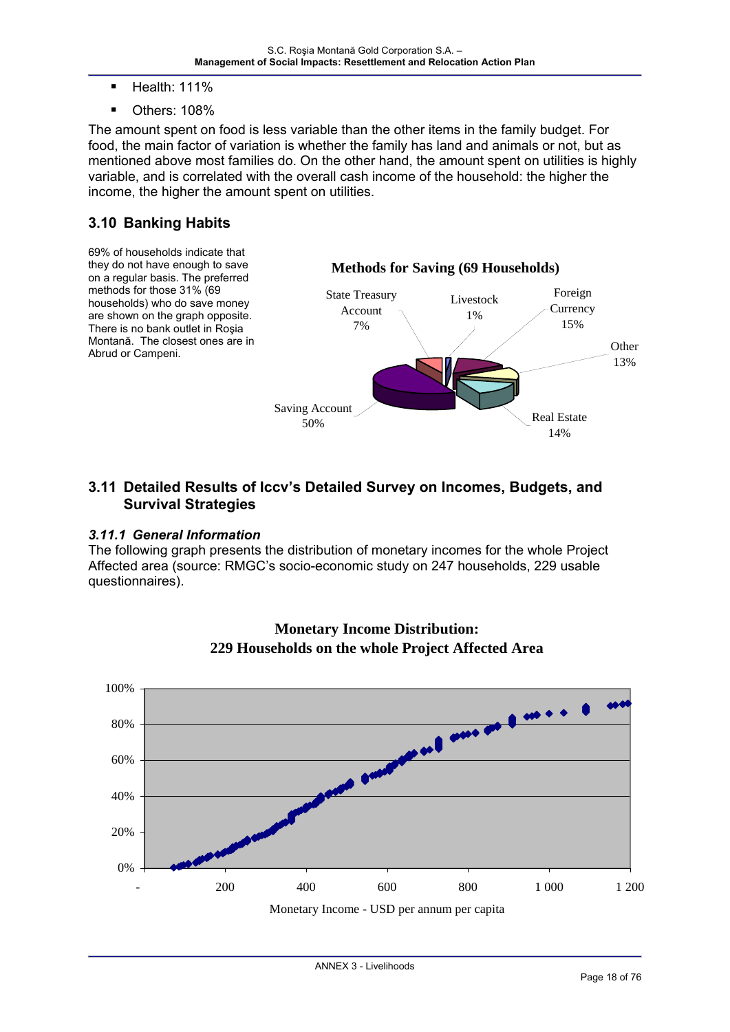- Health: 111%
- Others: 108%

The amount spent on food is less variable than the other items in the family budget. For food, the main factor of variation is whether the family has land and animals or not, but as mentioned above most families do. On the other hand, the amount spent on utilities is highly variable, and is correlated with the overall cash income of the household: the higher the income, the higher the amount spent on utilities.

## 3.10 Banking Habits

69% of households indicate that they do not have enough to save on a regular basis. The preferred methods for those 31% (69 households) who do save money are shown on the graph opposite. There is no bank outlet in Roşia Montană. The closest ones are in Abrud or Campeni.

**Methods for Saving (69 Households)**

| Method | Share |
|---|---|
| Saving Account | 50% |
| Foreign Currency | 15% |
| Real Estate | 14% |
| Other | 13% |
| State Treasury Account | 7% |
| Livestock | 1% |

## 3.11 Detailed Results of Iccv's Detailed Survey on Incomes, Budgets, and Survival Strategies

### 3.11.1 General Information

The following graph presents the distribution of monetary incomes for the whole Project Affected area (source: RMGC's socio-economic study on 247 households, 229 usable questionnaires).

**Monetary Income Distribution: 229 Households on the whole Project Affected Area**

Monetary Income - USD per annum per capita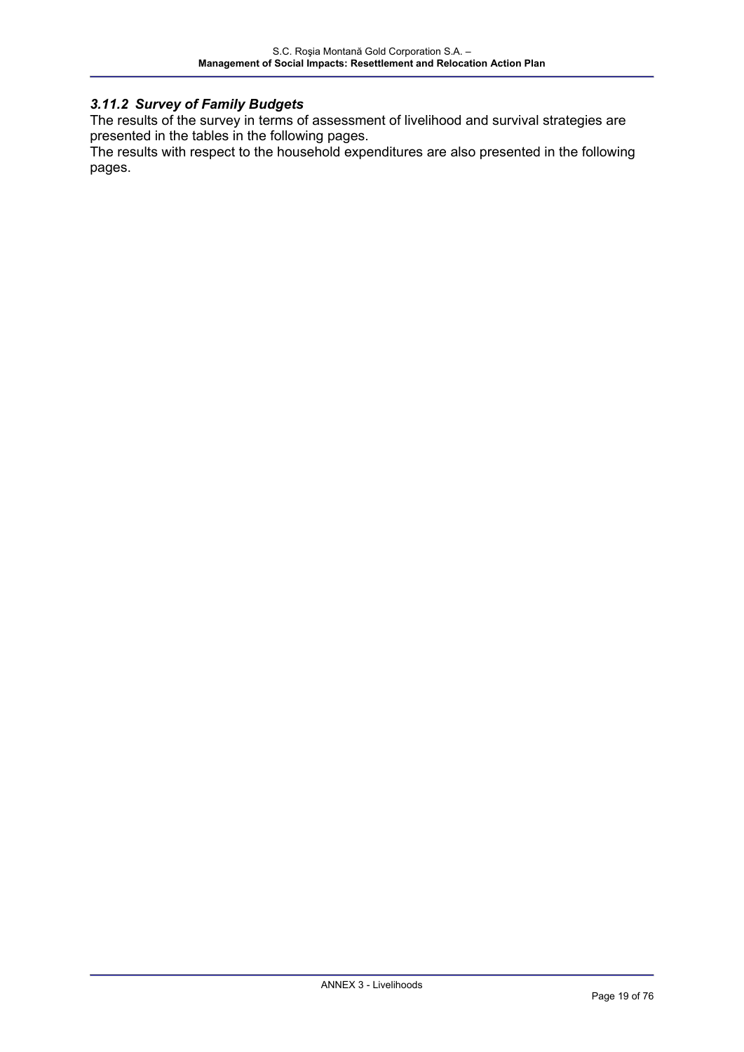### *3.11.2 Survey of Family Budgets*

The results of the survey in terms of assessment of livelihood and survival strategies are presented in the tables in the following pages.

The results with respect to the household expenditures are also presented in the following pages.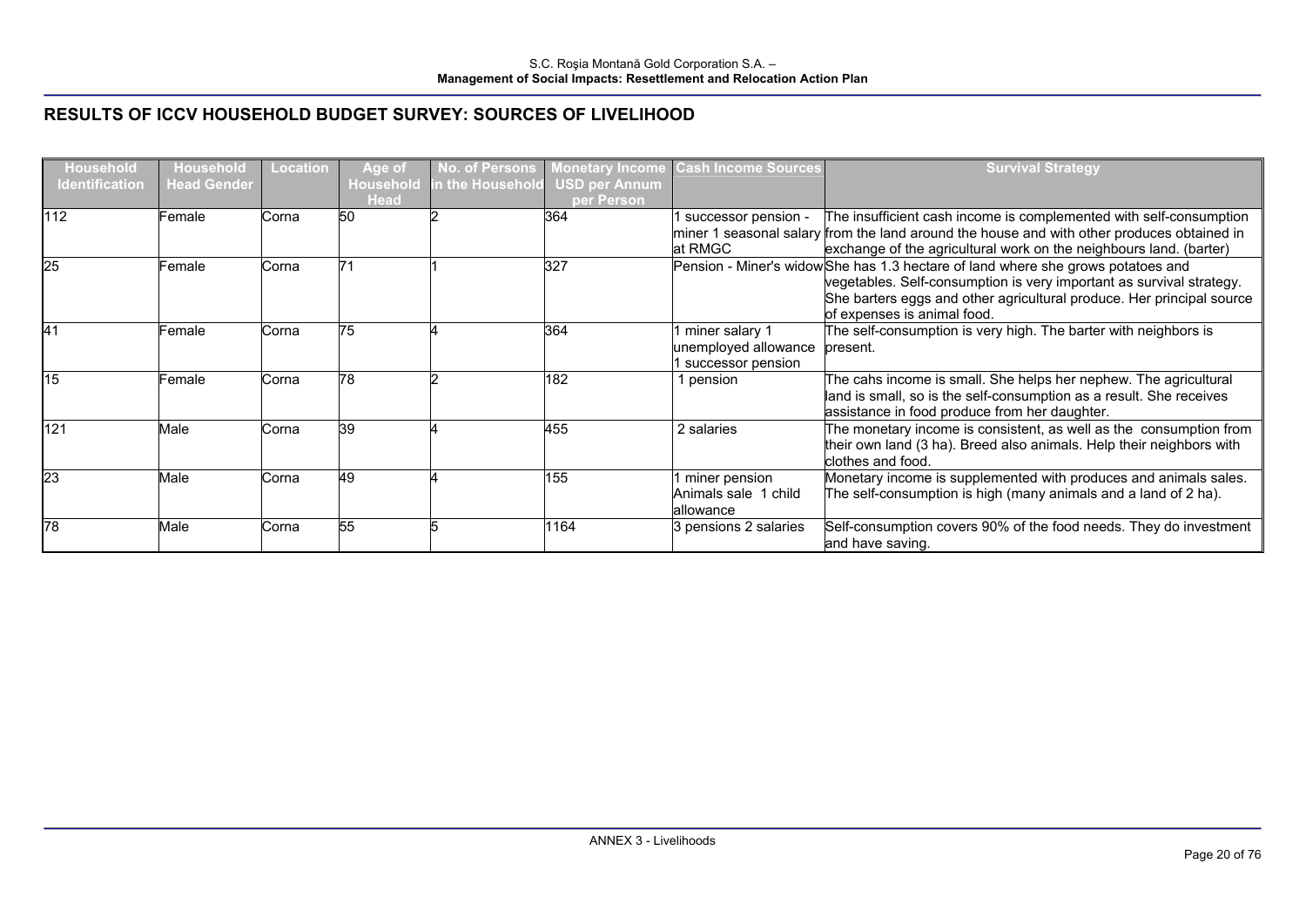## RESULTS OF ICCV HOUSEHOLD BUDGET SURVEY: SOURCES OF LIVELIHOOD

| Household Identification | Household Head Gender | Location | Age of Household Head | No. of Persons in the Household | Monetary Income USD per Annum per Person | Cash Income Sources | Survival Strategy |
|---|---|---|---|---|---|---|---|
| 112 | Female | Corna | 50 | 2 | 364 | 1 successor pension - miner 1 seasonal salary at RMGC | The insufficient cash income is complemented with self-consumption from the land around the house and with other produces obtained in exchange of the agricultural work on the neighbours land. (barter) |
| 25 | Female | Corna | 71 | 1 | 327 | Pension - Miner's widow | She has 1.3 hectare of land where she grows potatoes and vegetables. Self-consumption is very important as survival strategy. She barters eggs and other agricultural produce. Her principal source of expenses is animal food. |
| 41 | Female | Corna | 75 | 4 | 364 | 1 miner salary 1 unemployed allowance 1 successor pension | The self-consumption is very high. The barter with neighbors is present. |
| 15 | Female | Corna | 78 | 2 | 182 | 1 pension | The cahs income is small. She helps her nephew. The agricultural land is small, so is the self-consumption as a result. She receives assistance in food produce from her daughter. |
| 121 | Male | Corna | 39 | 4 | 455 | 2 salaries | The monetary income is consistent, as well as the consumption from their own land (3 ha). Breed also animals. Help their neighbors with clothes and food. |
| 23 | Male | Corna | 49 | 4 | 155 | 1 miner pension Animals sale 1 child allowance | Monetary income is supplemented with produces and animals sales. The self-consumption is high (many animals and a land of 2 ha). |
| 78 | Male | Corna | 55 | 5 | 1164 | 3 pensions 2 salaries | Self-consumption covers 90% of the food needs. They do investment and have saving. |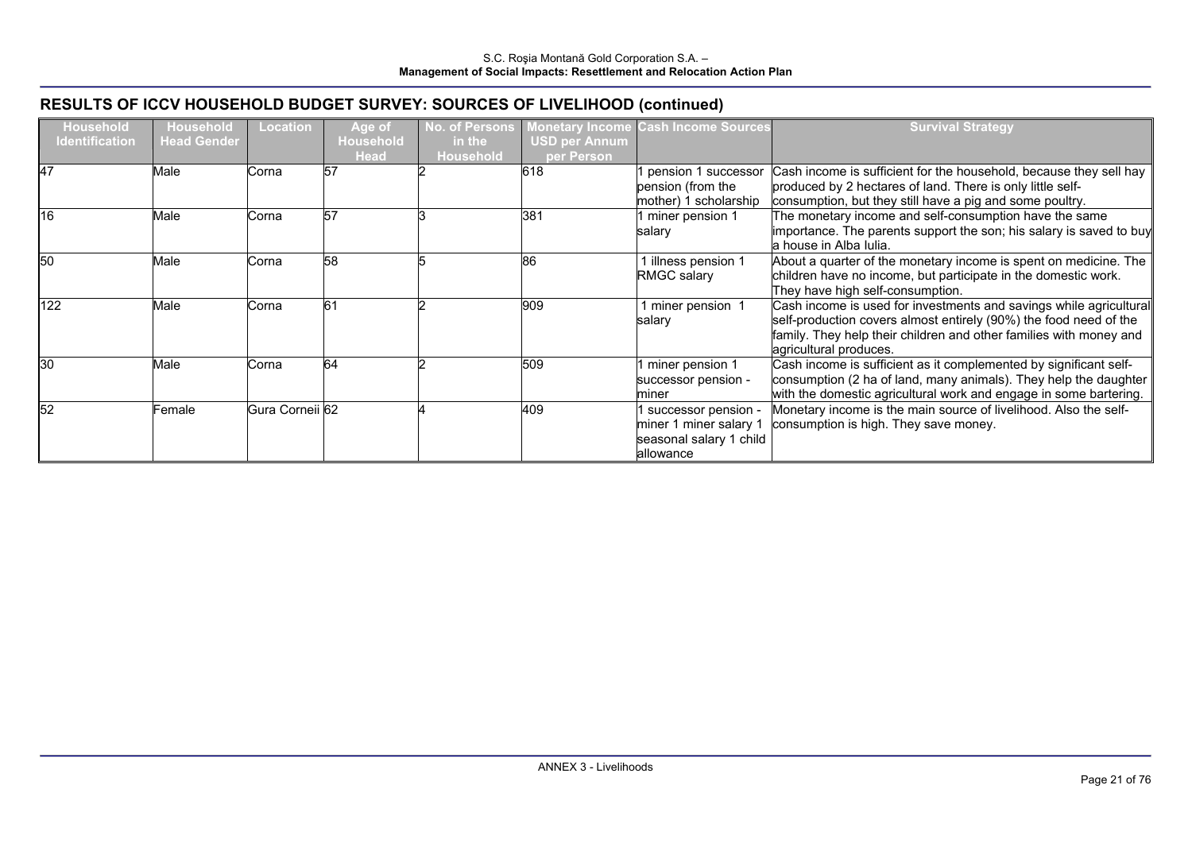## RESULTS OF ICCV HOUSEHOLD BUDGET SURVEY: SOURCES OF LIVELIHOOD (continued)

| Household Identification | Household Head Gender | Location | Age of Household Head | No. of Persons in the Household | Monetary Income USD per Annum per Person | Cash Income Sources | Survival Strategy |
|---|---|---|---|---|---|---|---|
| 47 | Male | Corna | 57 | 2 | 618 | 1 pension 1 successor pension (from the mother) 1 scholarship | Cash income is sufficient for the household, because they sell hay produced by 2 hectares of land. There is only little self-consumption, but they still have a pig and some poultry. |
| 16 | Male | Corna | 57 | 3 | 381 | 1 miner pension 1 salary | The monetary income and self-consumption have the same importance. The parents support the son; his salary is saved to buy a house in Alba Iulia. |
| 50 | Male | Corna | 58 | 5 | 86 | 1 illness pension 1 RMGC salary | About a quarter of the monetary income is spent on medicine. The children have no income, but participate in the domestic work. They have high self-consumption. |
| 122 | Male | Corna | 61 | 2 | 909 | 1 miner pension 1 salary | Cash income is used for investments and savings while agricultural self-production covers almost entirely (90%) the food need of the family. They help their children and other families with money and agricultural produces. |
| 30 | Male | Corna | 64 | 2 | 509 | 1 miner pension 1 successor pension - miner | Cash income is sufficient as it complemented by significant self-consumption (2 ha of land, many animals). They help the daughter with the domestic agricultural work and engage in some bartering. |
| 52 | Female | Gura Corneii | 62 | 4 | 409 | 1 successor pension - miner 1 miner salary 1 seasonal salary 1 child allowance | Monetary income is the main source of livelihood. Also the self-consumption is high. They save money. |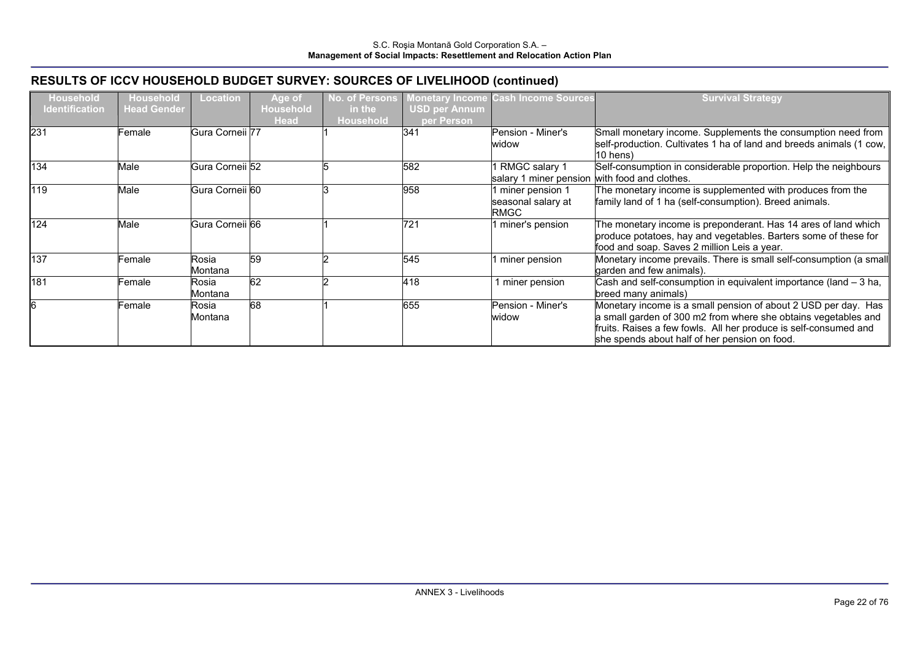## RESULTS OF ICCV HOUSEHOLD BUDGET SURVEY: SOURCES OF LIVELIHOOD (continued)

| Household Identification | Household Head Gender | Location | Age of Household Head | No. of Persons in the Household | Monetary Income USD per Annum per Person | Cash Income Sources | Survival Strategy |
|---|---|---|---|---|---|---|---|
| 231 | Female | Gura Corneii | 77 | 1 | 341 | Pension - Miner's widow | Small monetary income. Supplements the consumption need from self-production. Cultivates 1 ha of land and breeds animals (1 cow, 10 hens) |
| 134 | Male | Gura Corneii | 52 | 5 | 582 | 1 RMGC salary 1 salary 1 miner pension | Self-consumption in considerable proportion. Help the neighbours with food and clothes. |
| 119 | Male | Gura Corneii | 60 | 3 | 958 | 1 miner pension 1 seasonal salary at RMGC | The monetary income is supplemented with produces from the family land of 1 ha (self-consumption). Breed animals. |
| 124 | Male | Gura Corneii | 66 | 1 | 721 | 1 miner's pension | The monetary income is preponderant. Has 14 ares of land which produce potatoes, hay and vegetables. Barters some of these for food and soap. Saves 2 million Leis a year. |
| 137 | Female | Rosia Montana | 59 | 2 | 545 | 1 miner pension | Monetary income prevails. There is small self-consumption (a small garden and few animals). |
| 181 | Female | Rosia Montana | 62 | 2 | 418 | 1 miner pension | Cash and self-consumption in equivalent importance (land – 3 ha, breed many animals) |
| 6 | Female | Rosia Montana | 68 | 1 | 655 | Pension - Miner's widow | Monetary income is a small pension of about 2 USD per day. Has a small garden of 300 m2 from where she obtains vegetables and fruits. Raises a few fowls. All her produce is self-consumed and she spends about half of her pension on food. |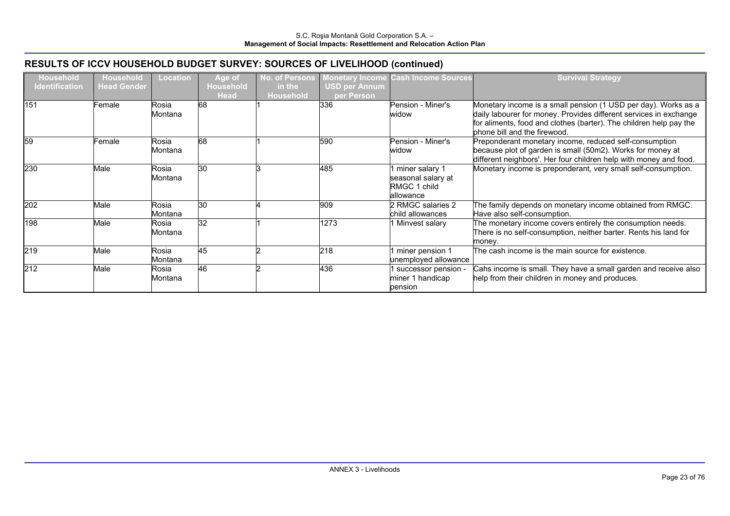## RESULTS OF ICCV HOUSEHOLD BUDGET SURVEY: SOURCES OF LIVELIHOOD (continued)

| Household Identification | Household Head Gender | Location | Age of Household Head | No. of Persons in the Household | Monetary Income USD per Annum per Person | Cash Income Sources | Survival Strategy |
|---|---|---|---|---|---|---|---|
| 151 | Female | Rosia Montana | 68 | 1 | 336 | Pension - Miner's widow | Monetary income is a small pension (1 USD per day). Works as a daily labourer for money. Provides different services in exchange for aliments, food and clothes (barter). The children help pay the phone bill and the firewood. |
| 59 | Female | Rosia Montana | 68 | 1 | 590 | Pension - Miner's widow | Preponderant monetary income, reduced self-consumption because plot of garden is small (50m2). Works for money at different neighbors'. Her four children help with money and food. |
| 230 | Male | Rosia Montana | 30 | 3 | 485 | 1 miner salary 1 seasonal salary at RMGC 1 child allowance | Monetary income is preponderant, very small self-consumption. |
| 202 | Male | Rosia Montana | 30 | 4 | 909 | 2 RMGC salaries 2 child allowances | The family depends on monetary income obtained from RMGC. Have also self-consumption. |
| 198 | Male | Rosia Montana | 32 | 1 | 1273 | 1 Minvest salary | The monetary income covers entirely the consumption needs. There is no self-consumption, neither barter. Rents his land for money. |
| 219 | Male | Rosia Montana | 45 | 2 | 218 | 1 miner pension 1 unemployed allowance | The cash income is the main source for existence. |
| 212 | Male | Rosia Montana | 46 | 2 | 436 | 1 successor pension - miner 1 handicap pension | Cahs income is small. They have a small garden and receive also help from their children in money and produces. |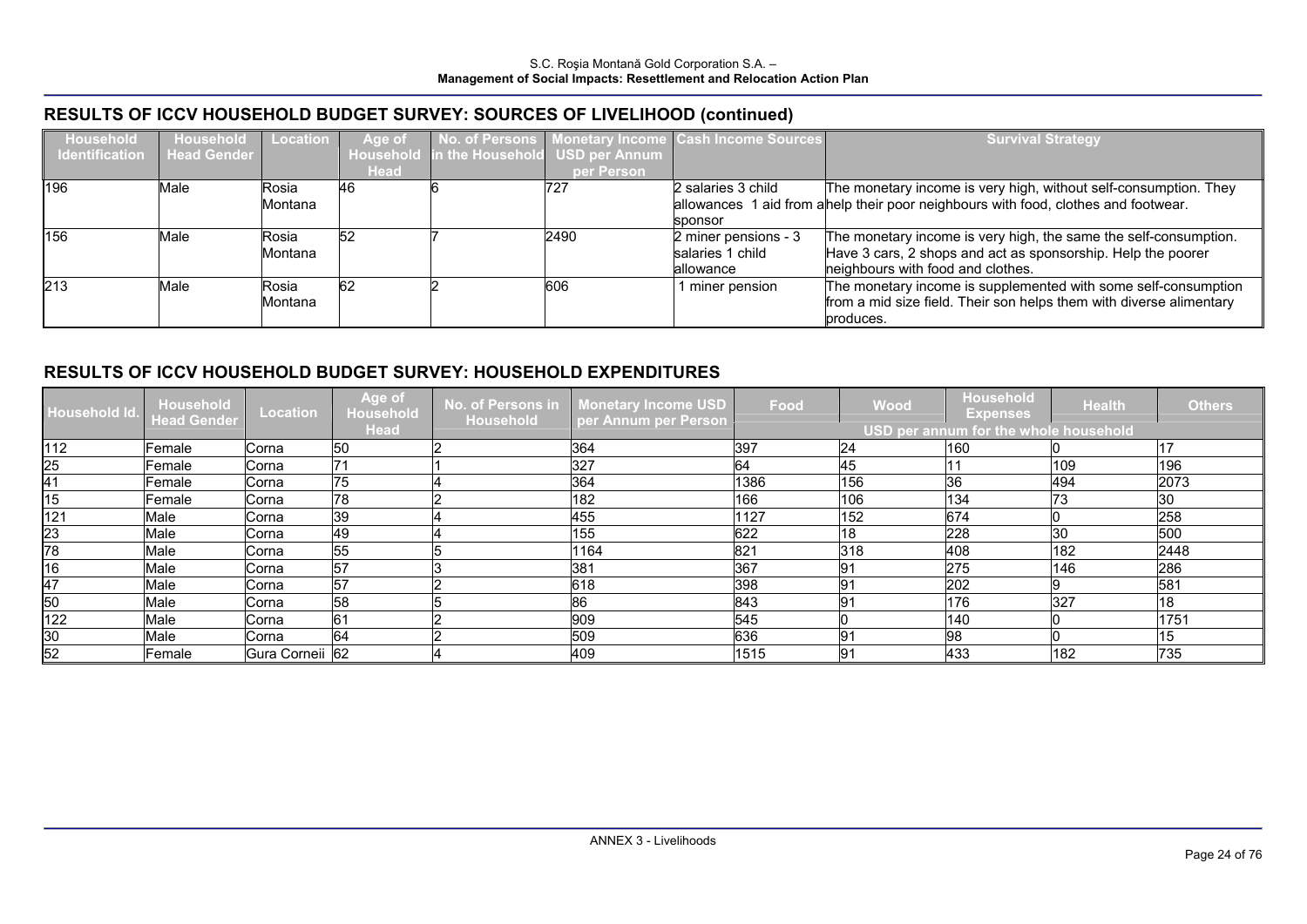## RESULTS OF ICCV HOUSEHOLD BUDGET SURVEY: SOURCES OF LIVELIHOOD (continued)

| Household Identification | Household Head Gender | Location | Age of Household Head | No. of Persons in the Household | Monetary Income USD per Annum per Person | Cash Income Sources | Survival Strategy |
|---|---|---|---|---|---|---|---|
| 196 | Male | Rosia Montana | 46 | 6 | 727 | 2 salaries 3 child allowances 1 aid from a sponsor | The monetary income is very high, without self-consumption. They help their poor neighbours with food, clothes and footwear. |
| 156 | Male | Rosia Montana | 52 | 7 | 2490 | 2 miner pensions - 3 salaries 1 child allowance | The monetary income is very high, the same the self-consumption. Have 3 cars, 2 shops and act as sponsorship. Help the poorer neighbours with food and clothes. |
| 213 | Male | Rosia Montana | 62 | 2 | 606 | 1 miner pension | The monetary income is supplemented with some self-consumption from a mid size field. Their son helps them with diverse alimentary produces. |

## RESULTS OF ICCV HOUSEHOLD BUDGET SURVEY: HOUSEHOLD EXPENDITURES

| Household Id. | Household Head Gender | Location | Age of Household Head | No. of Persons in Household | Monetary Income USD per Annum per Person | Food | Wood | Household Expenses | Health | Others |
|---|---|---|---|---|---|---|---|---|---|---|
| | | | | | | USD per annum for the whole household | | | | |
| 112 | Female | Corna | 50 | 2 | 364 | 397 | 24 | 160 | 0 | 17 |
| 25 | Female | Corna | 71 | 1 | 327 | 64 | 45 | 11 | 109 | 196 |
| 41 | Female | Corna | 75 | 4 | 364 | 1386 | 156 | 36 | 494 | 2073 |
| 15 | Female | Corna | 78 | 2 | 182 | 166 | 106 | 134 | 73 | 30 |
| 121 | Male | Corna | 39 | 4 | 455 | 1127 | 152 | 674 | 0 | 258 |
| 23 | Male | Corna | 49 | 4 | 155 | 622 | 18 | 228 | 30 | 500 |
| 78 | Male | Corna | 55 | 5 | 1164 | 821 | 318 | 408 | 182 | 2448 |
| 16 | Male | Corna | 57 | 3 | 381 | 367 | 91 | 275 | 146 | 286 |
| 47 | Male | Corna | 57 | 2 | 618 | 398 | 91 | 202 | 9 | 581 |
| 50 | Male | Corna | 58 | 5 | 86 | 843 | 91 | 176 | 327 | 18 |
| 122 | Male | Corna | 61 | 2 | 909 | 545 | 0 | 140 | 0 | 1751 |
| 30 | Male | Corna | 64 | 2 | 509 | 636 | 91 | 98 | 0 | 15 |
| 52 | Female | Gura Corneii | 62 | 4 | 409 | 1515 | 91 | 433 | 182 | 735 |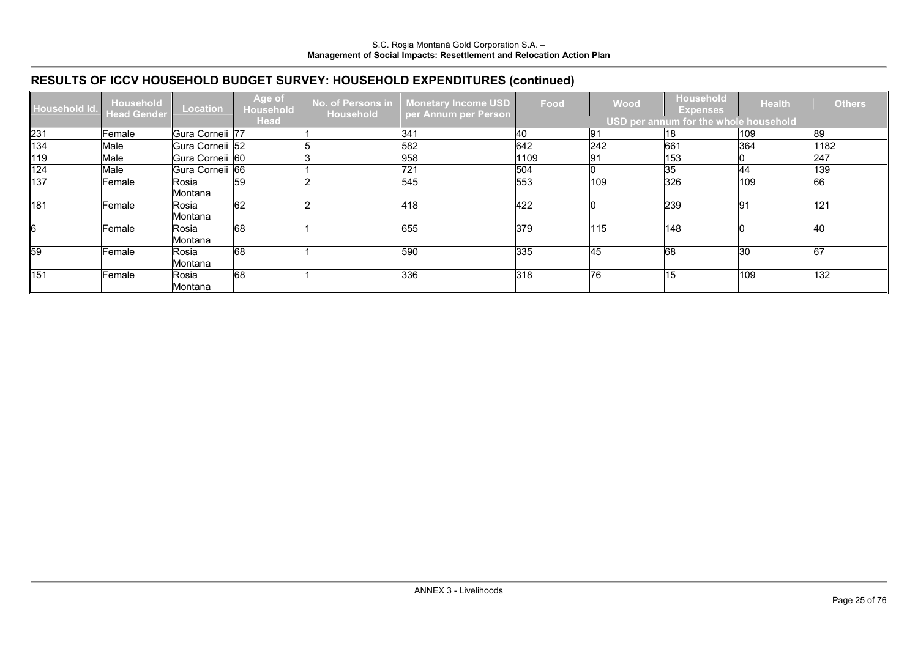## RESULTS OF ICCV HOUSEHOLD BUDGET SURVEY: HOUSEHOLD EXPENDITURES (continued)

| Household Id. | Household Head Gender | Location | Age of Household Head | No. of Persons in Household | Monetary Income USD per Annum per Person | Food | Wood | Household Expenses | Health | Others |
|---|---|---|---|---|---|---|---|---|---|---|
| | | | | | | USD per annum for the whole household | | | | |
| 231 | Female | Gura Corneii | 77 | 1 | 341 | 40 | 91 | 18 | 109 | 89 |
| 134 | Male | Gura Corneii | 52 | 5 | 582 | 642 | 242 | 661 | 364 | 1182 |
| 119 | Male | Gura Corneii | 60 | 3 | 958 | 1109 | 91 | 153 | 0 | 247 |
| 124 | Male | Gura Corneii | 66 | 1 | 721 | 504 | 0 | 35 | 44 | 139 |
| 137 | Female | Rosia Montana | 59 | 2 | 545 | 553 | 109 | 326 | 109 | 66 |
| 181 | Female | Rosia Montana | 62 | 2 | 418 | 422 | 0 | 239 | 91 | 121 |
| 6 | Female | Rosia Montana | 68 | 1 | 655 | 379 | 115 | 148 | 0 | 40 |
| 59 | Female | Rosia Montana | 68 | 1 | 590 | 335 | 45 | 68 | 30 | 67 |
| 151 | Female | Rosia Montana | 68 | 1 | 336 | 318 | 76 | 15 | 109 | 132 |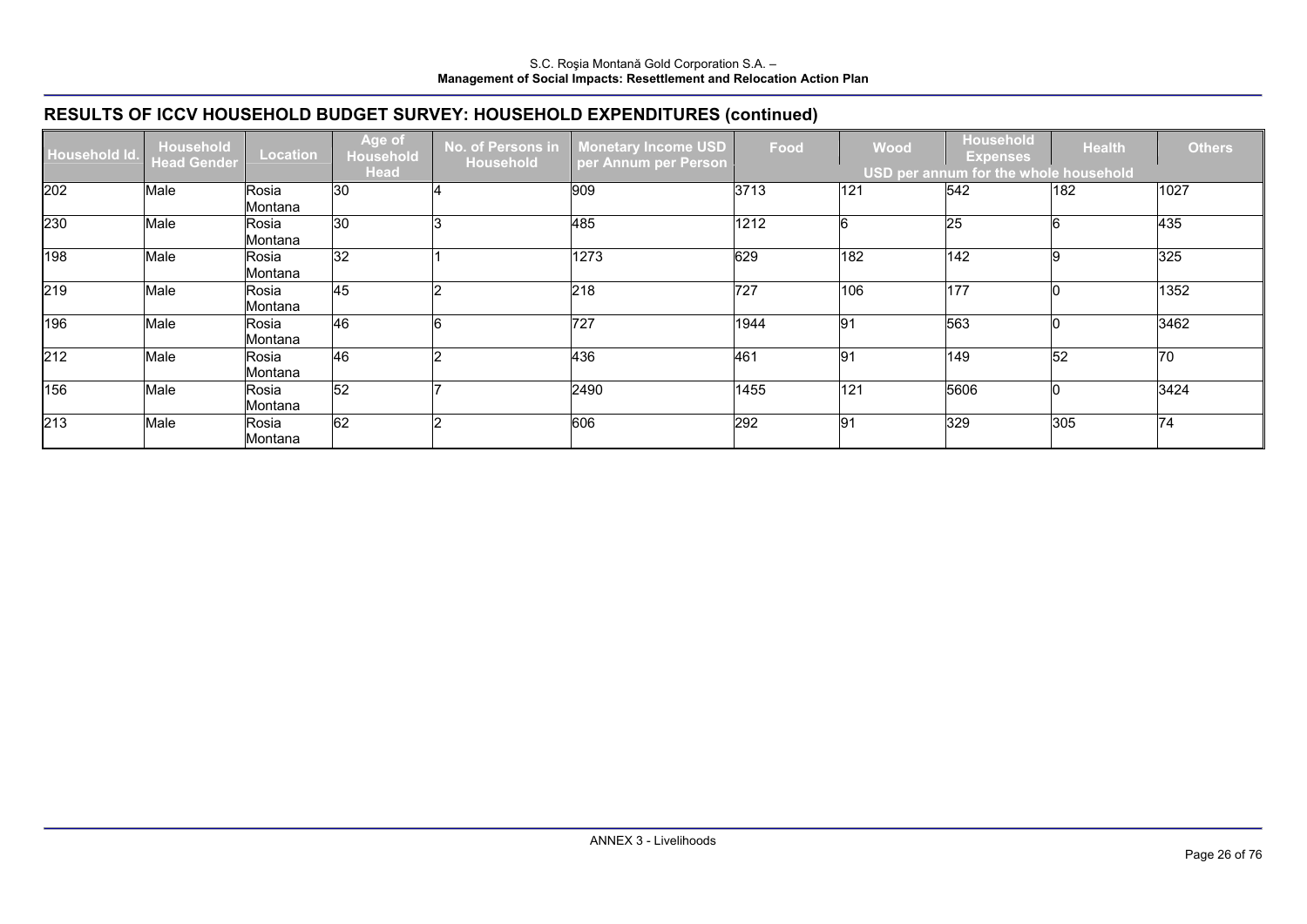## RESULTS OF ICCV HOUSEHOLD BUDGET SURVEY: HOUSEHOLD EXPENDITURES (continued)

| Household Id. | Household Head Gender | Location | Age of Household Head | No. of Persons in Household | Monetary Income USD per Annum per Person | Food | Wood | Household Expenses | Health | Others |
|---|---|---|---|---|---|---|---|---|---|---|
| | | | | | | USD per annum for the whole household | | | | |
| 202 | Male | Rosia Montana | 30 | 4 | 909 | 3713 | 121 | 542 | 182 | 1027 |
| 230 | Male | Rosia Montana | 30 | 3 | 485 | 1212 | 6 | 25 | 6 | 435 |
| 198 | Male | Rosia Montana | 32 | 1 | 1273 | 629 | 182 | 142 | 9 | 325 |
| 219 | Male | Rosia Montana | 45 | 2 | 218 | 727 | 106 | 177 | 0 | 1352 |
| 196 | Male | Rosia Montana | 46 | 6 | 727 | 1944 | 91 | 563 | 0 | 3462 |
| 212 | Male | Rosia Montana | 46 | 2 | 436 | 461 | 91 | 149 | 52 | 70 |
| 156 | Male | Rosia Montana | 52 | 7 | 2490 | 1455 | 121 | 5606 | 0 | 3424 |
| 213 | Male | Rosia Montana | 62 | 2 | 606 | 292 | 91 | 329 | 305 | 74 |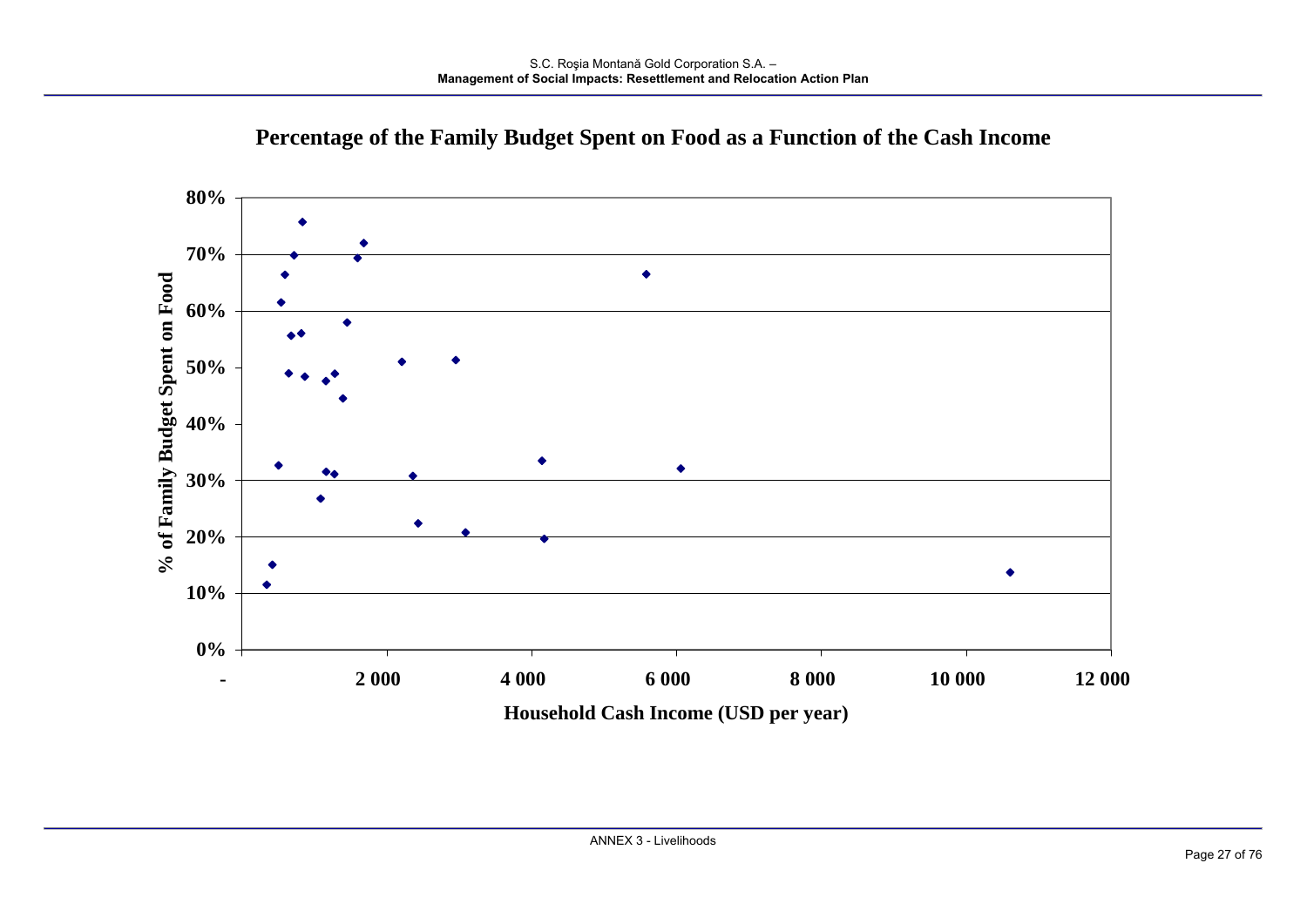**Percentage of the Family Budget Spent on Food as a Function of the Cash Income**

% of Family Budget Spent on Food

80%
70%
60%
50%
40%
30%
20%
10%
0%

- 2 000 4 000 6 000 8 000 10 000 12 000

Household Cash Income (USD per year)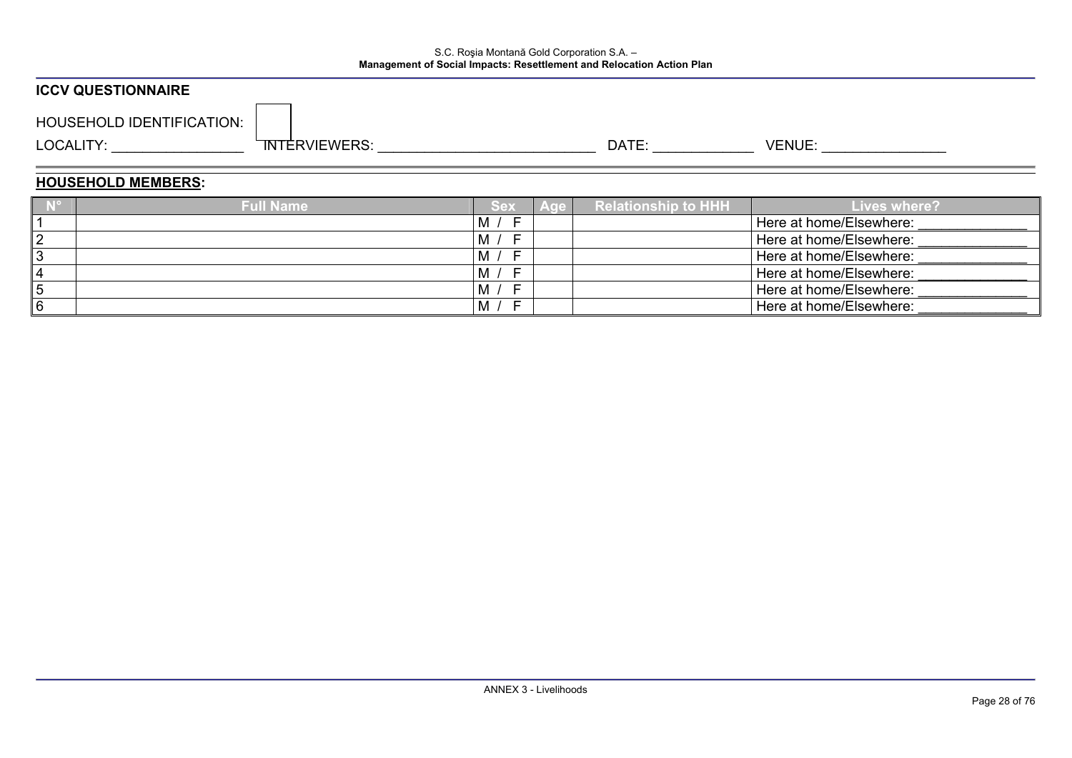## ICCV QUESTIONNAIRE

HOUSEHOLD IDENTIFICATION: ☐

LOCALITY: ________________ INTERVIEWERS: ____________________________ DATE: ____________ VENUE: ________________

## HOUSEHOLD MEMBERS:

| N° | Full Name | Sex | Age | Relationship to HHH | Lives where? |
|---|---|---|---|---|---|
| 1 | | M / F | | | Here at home/Elsewhere: ______________ |
| 2 | | M / F | | | Here at home/Elsewhere: ______________ |
| 3 | | M / F | | | Here at home/Elsewhere: ______________ |
| 4 | | M / F | | | Here at home/Elsewhere: ______________ |
| 5 | | M / F | | | Here at home/Elsewhere: ______________ |
| 6 | | M / F | | | Here at home/Elsewhere: ______________ |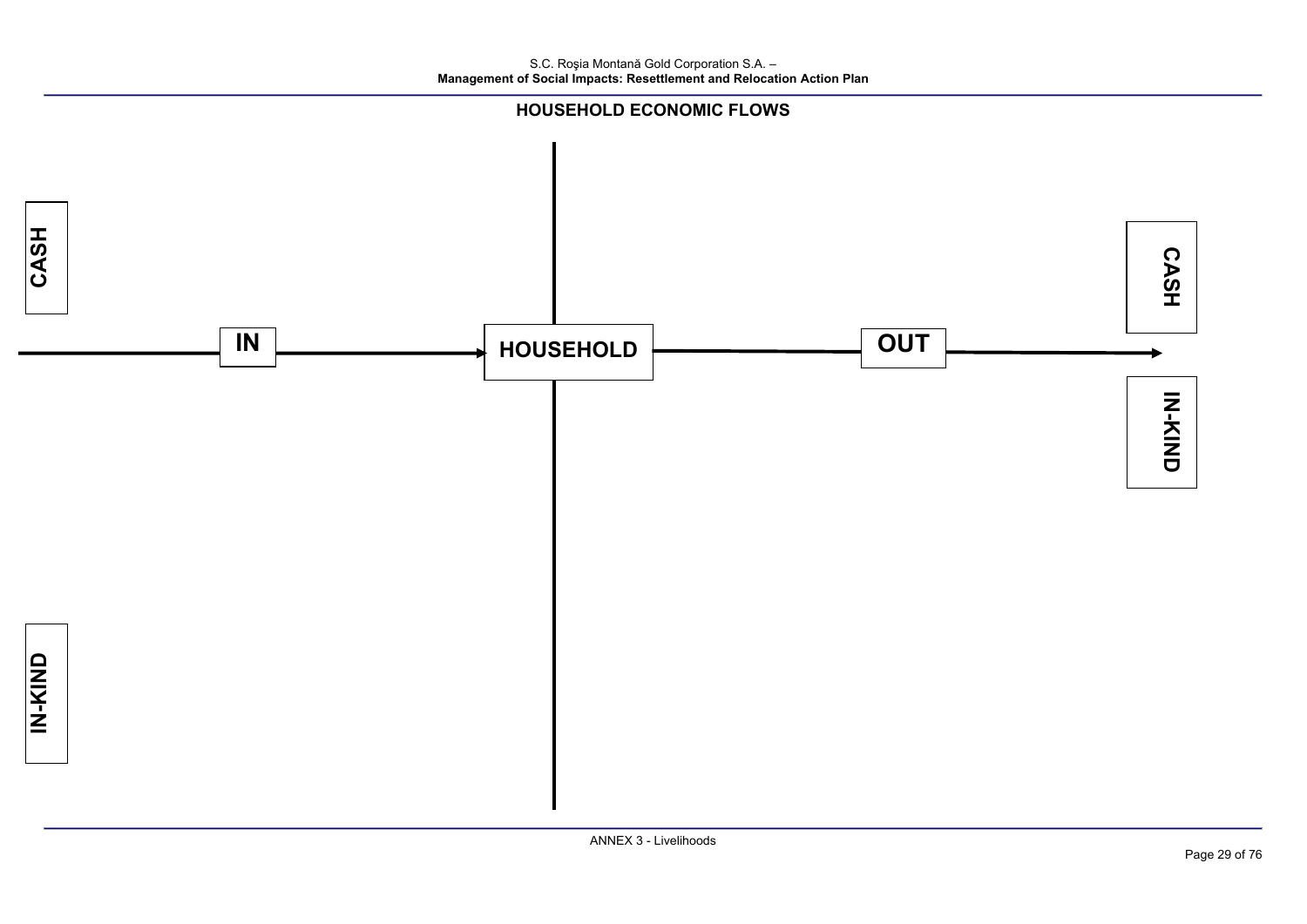## HOUSEHOLD ECONOMIC FLOWS

CASH

IN

HOUSEHOLD

OUT

CASH

IN-KIND

IN-KIND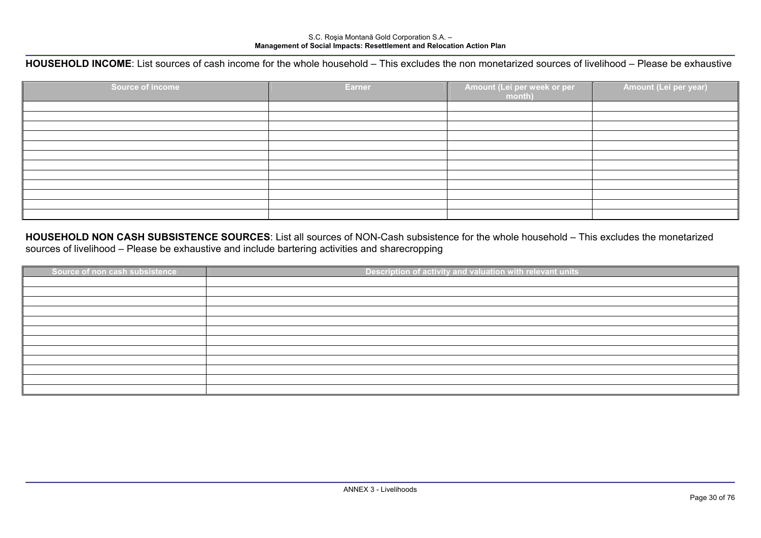**HOUSEHOLD INCOME**: List sources of cash income for the whole household – This excludes the non monetarized sources of livelihood – Please be exhaustive

| Source of income | Earner | Amount (Lei per week or per month) | Amount (Lei per year) |
|---|---|---|---|
| | | | |
| | | | |
| | | | |
| | | | |
| | | | |
| | | | |
| | | | |
| | | | |
| | | | |
| | | | |
| | | | |
| | | | |

**HOUSEHOLD NON CASH SUBSISTENCE SOURCES**: List all sources of NON-Cash subsistence for the whole household – This excludes the monetarized sources of livelihood – Please be exhaustive and include bartering activities and sharecropping

| Source of non cash subsistence | Description of activity and valuation with relevant units |
|---|---|
| | |
| | |
| | |
| | |
| | |
| | |
| | |
| | |
| | |
| | |
| | |
| | |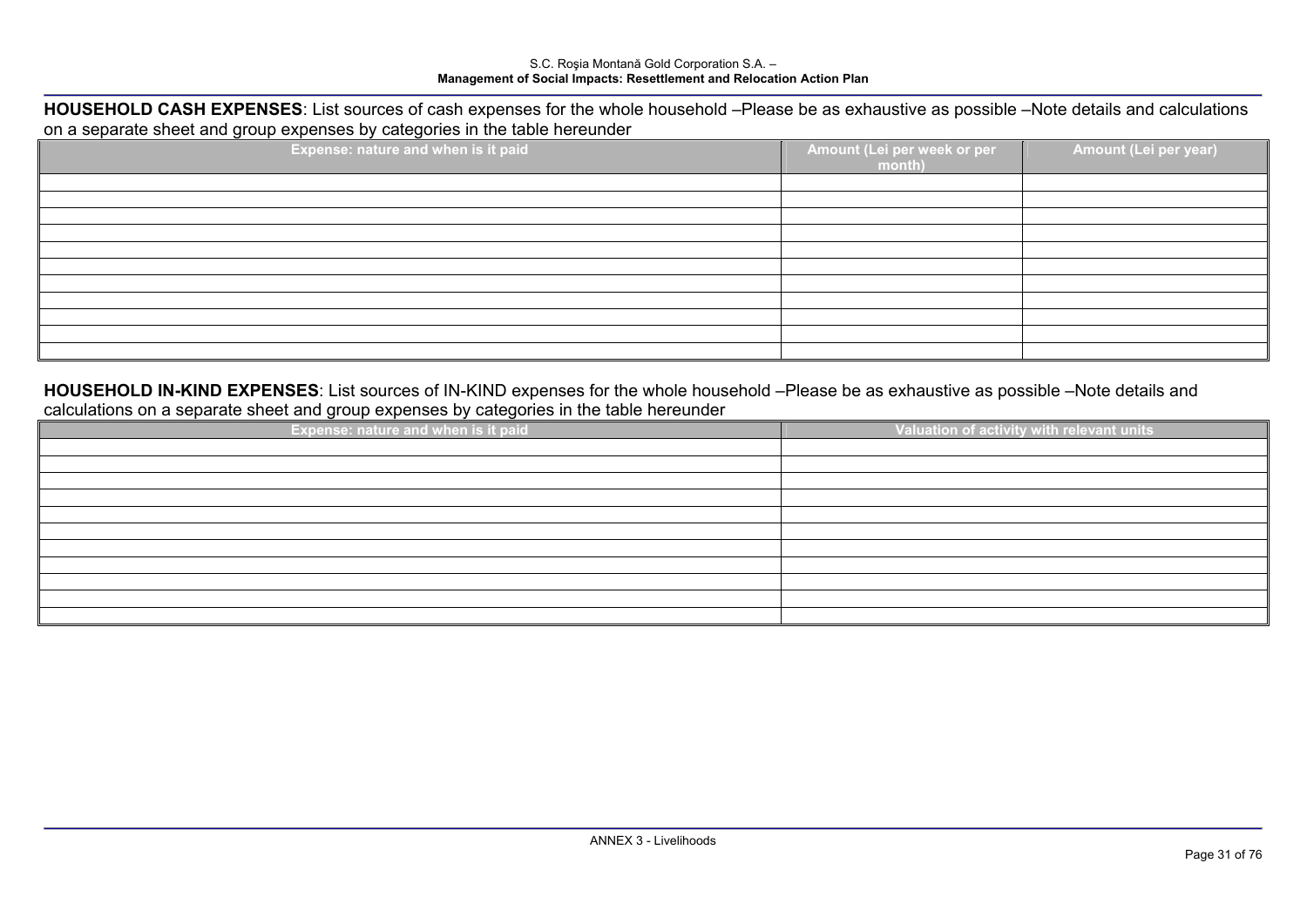**HOUSEHOLD CASH EXPENSES**: List sources of cash expenses for the whole household –Please be as exhaustive as possible –Note details and calculations on a separate sheet and group expenses by categories in the table hereunder

| Expense: nature and when is it paid | Amount (Lei per week or per month) | Amount (Lei per year) |
|---|---|---|
| | | |
| | | |
| | | |
| | | |
| | | |
| | | |
| | | |
| | | |
| | | |
| | | |
| | | |

**HOUSEHOLD IN-KIND EXPENSES**: List sources of IN-KIND expenses for the whole household –Please be as exhaustive as possible –Note details and calculations on a separate sheet and group expenses by categories in the table hereunder

| Expense: nature and when is it paid | Valuation of activity with relevant units |
|---|---|
| | |
| | |
| | |
| | |
| | |
| | |
| | |
| | |
| | |
| | |
| | |

ANNEX 3 - Livelihoods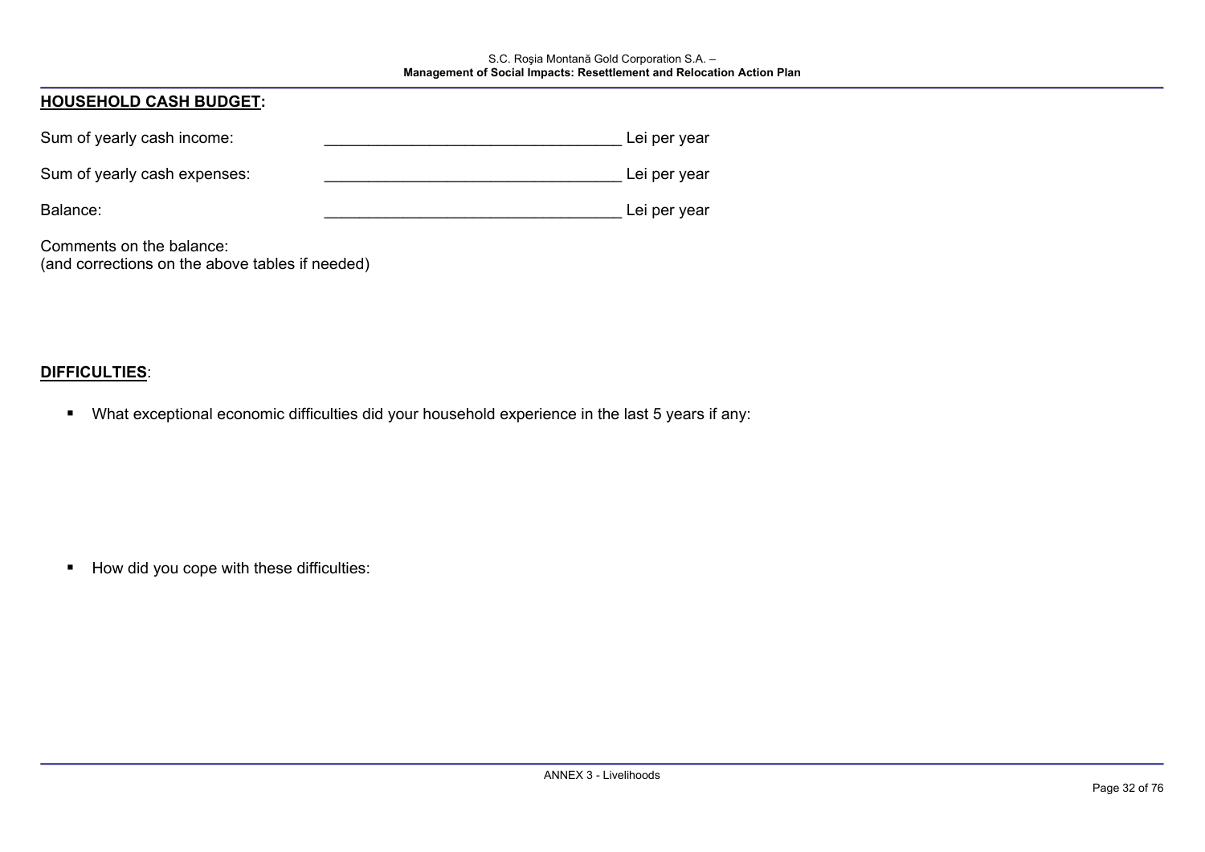**HOUSEHOLD CASH BUDGET:**

Sum of yearly cash income: _________________________________ Lei per year

Sum of yearly cash expenses: _________________________________ Lei per year

Balance: _________________________________ Lei per year

Comments on the balance:
(and corrections on the above tables if needed)

**DIFFICULTIES**:

- What exceptional economic difficulties did your household experience in the last 5 years if any:

- How did you cope with these difficulties: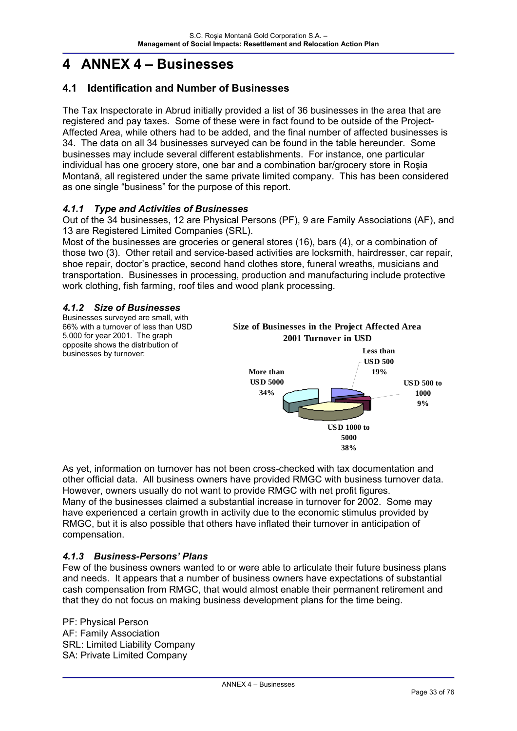# 4 ANNEX 4 – Businesses

## 4.1 Identification and Number of Businesses

The Tax Inspectorate in Abrud initially provided a list of 36 businesses in the area that are registered and pay taxes. Some of these were in fact found to be outside of the Project-Affected Area, while others had to be added, and the final number of affected businesses is 34. The data on all 34 businesses surveyed can be found in the table hereunder. Some businesses may include several different establishments. For instance, one particular individual has one grocery store, one bar and a combination bar/grocery store in Roşia Montană, all registered under the same private limited company. This has been considered as one single "business" for the purpose of this report.

### *4.1.1 Type and Activities of Businesses*

Out of the 34 businesses, 12 are Physical Persons (PF), 9 are Family Associations (AF), and 13 are Registered Limited Companies (SRL).

Most of the businesses are groceries or general stores (16), bars (4), or a combination of those two (3). Other retail and service-based activities are locksmith, hairdresser, car repair, shoe repair, doctor's practice, second hand clothes store, funeral wreaths, musicians and transportation. Businesses in processing, production and manufacturing include protective work clothing, fish farming, roof tiles and wood plank processing.

### *4.1.2 Size of Businesses*

Businesses surveyed are small, with 66% with a turnover of less than USD 5,000 for year 2001. The graph opposite shows the distribution of businesses by turnover:

**Size of Businesses in the Project Affected Area**
**2001 Turnover in USD**

| Turnover | Share |
|---|---|
| Less than USD 500 | 19% |
| USD 500 to 1000 | 9% |
| USD 1000 to 5000 | 38% |
| More than USD 5000 | 34% |

As yet, information on turnover has not been cross-checked with tax documentation and other official data. All business owners have provided RMGC with business turnover data. However, owners usually do not want to provide RMGC with net profit figures.

Many of the businesses claimed a substantial increase in turnover for 2002. Some may have experienced a certain growth in activity due to the economic stimulus provided by RMGC, but it is also possible that others have inflated their turnover in anticipation of compensation.

### *4.1.3 Business-Persons' Plans*

Few of the business owners wanted to or were able to articulate their future business plans and needs. It appears that a number of business owners have expectations of substantial cash compensation from RMGC, that would almost enable their permanent retirement and that they do not focus on making business development plans for the time being.

PF: Physical Person
AF: Family Association
SRL: Limited Liability Company
SA: Private Limited Company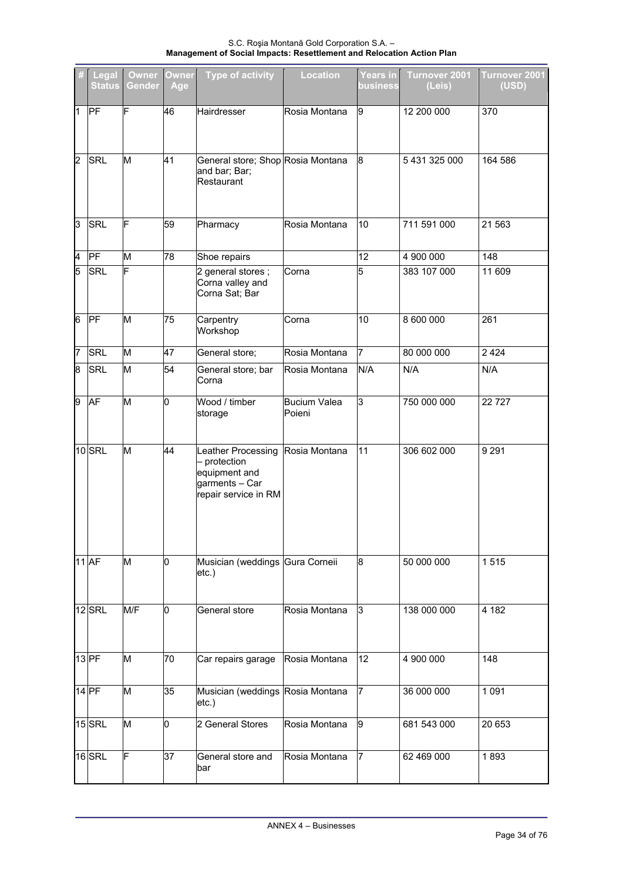| # | Legal Status | Owner Gender | Owner Age | Type of activity | Location | Years in business | Turnover 2001 (Leis) | Turnover 2001 (USD) |
|---|---|---|---|---|---|---|---|---|
| 1 | PF | F | 46 | Hairdresser | Rosia Montana | 9 | 12 200 000 | 370 |
| 2 | SRL | M | 41 | General store; Shop and bar; Bar; Restaurant | Rosia Montana | 8 | 5 431 325 000 | 164 586 |
| 3 | SRL | F | 59 | Pharmacy | Rosia Montana | 10 | 711 591 000 | 21 563 |
| 4 | PF | M | 78 | Shoe repairs | | 12 | 4 900 000 | 148 |
| 5 | SRL | F | | 2 general stores ; Corna valley and Corna Sat; Bar | Corna | 5 | 383 107 000 | 11 609 |
| 6 | PF | M | 75 | Carpentry Workshop | Corna | 10 | 8 600 000 | 261 |
| 7 | SRL | M | 47 | General store; | Rosia Montana | 7 | 80 000 000 | 2 424 |
| 8 | SRL | M | 54 | General store; bar Corna | Rosia Montana | N/A | N/A | N/A |
| 9 | AF | M | 0 | Wood / timber storage | Bucium Valea Poieni | 3 | 750 000 000 | 22 727 |
| 10 | SRL | M | 44 | Leather Processing – protection equipment and garments – Car repair service in RM | Rosia Montana | 11 | 306 602 000 | 9 291 |
| 11 | AF | M | 0 | Musician (weddings etc.) | Gura Corneii | 8 | 50 000 000 | 1 515 |
| 12 | SRL | M/F | 0 | General store | Rosia Montana | 3 | 138 000 000 | 4 182 |
| 13 | PF | M | 70 | Car repairs garage | Rosia Montana | 12 | 4 900 000 | 148 |
| 14 | PF | M | 35 | Musician (weddings etc.) | Rosia Montana | 7 | 36 000 000 | 1 091 |
| 15 | SRL | M | 0 | 2 General Stores | Rosia Montana | 9 | 681 543 000 | 20 653 |
| 16 | SRL | F | 37 | General store and bar | Rosia Montana | 7 | 62 469 000 | 1 893 |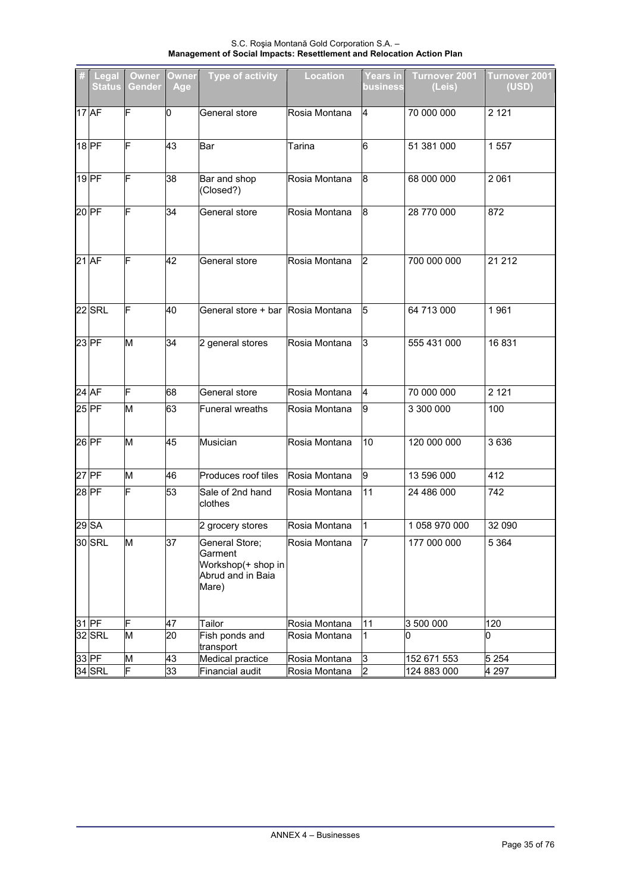| # | Legal Status | Owner Gender | Owner Age | Type of activity | Location | Years in business | Turnover 2001 (Leis) | Turnover 2001 (USD) |
|---|---|---|---|---|---|---|---|---|
| 17 | AF | F | 0 | General store | Rosia Montana | 4 | 70 000 000 | 2 121 |
| 18 | PF | F | 43 | Bar | Tarina | 6 | 51 381 000 | 1 557 |
| 19 | PF | F | 38 | Bar and shop (Closed?) | Rosia Montana | 8 | 68 000 000 | 2 061 |
| 20 | PF | F | 34 | General store | Rosia Montana | 8 | 28 770 000 | 872 |
| 21 | AF | F | 42 | General store | Rosia Montana | 2 | 700 000 000 | 21 212 |
| 22 | SRL | F | 40 | General store + bar | Rosia Montana | 5 | 64 713 000 | 1 961 |
| 23 | PF | M | 34 | 2 general stores | Rosia Montana | 3 | 555 431 000 | 16 831 |
| 24 | AF | F | 68 | General store | Rosia Montana | 4 | 70 000 000 | 2 121 |
| 25 | PF | M | 63 | Funeral wreaths | Rosia Montana | 9 | 3 300 000 | 100 |
| 26 | PF | M | 45 | Musician | Rosia Montana | 10 | 120 000 000 | 3 636 |
| 27 | PF | M | 46 | Produces roof tiles | Rosia Montana | 9 | 13 596 000 | 412 |
| 28 | PF | F | 53 | Sale of 2nd hand clothes | Rosia Montana | 11 | 24 486 000 | 742 |
| 29 | SA | | | 2 grocery stores | Rosia Montana | 1 | 1 058 970 000 | 32 090 |
| 30 | SRL | M | 37 | General Store; Garment Workshop(+ shop in Abrud and in Baia Mare) | Rosia Montana | 7 | 177 000 000 | 5 364 |
| 31 | PF | F | 47 | Tailor | Rosia Montana | 11 | 3 500 000 | 120 |
| 32 | SRL | M | 20 | Fish ponds and transport | Rosia Montana | 1 | 0 | 0 |
| 33 | PF | M | 43 | Medical practice | Rosia Montana | 3 | 152 671 553 | 5 254 |
| 34 | SRL | F | 33 | Financial audit | Rosia Montana | 2 | 124 883 000 | 4 297 |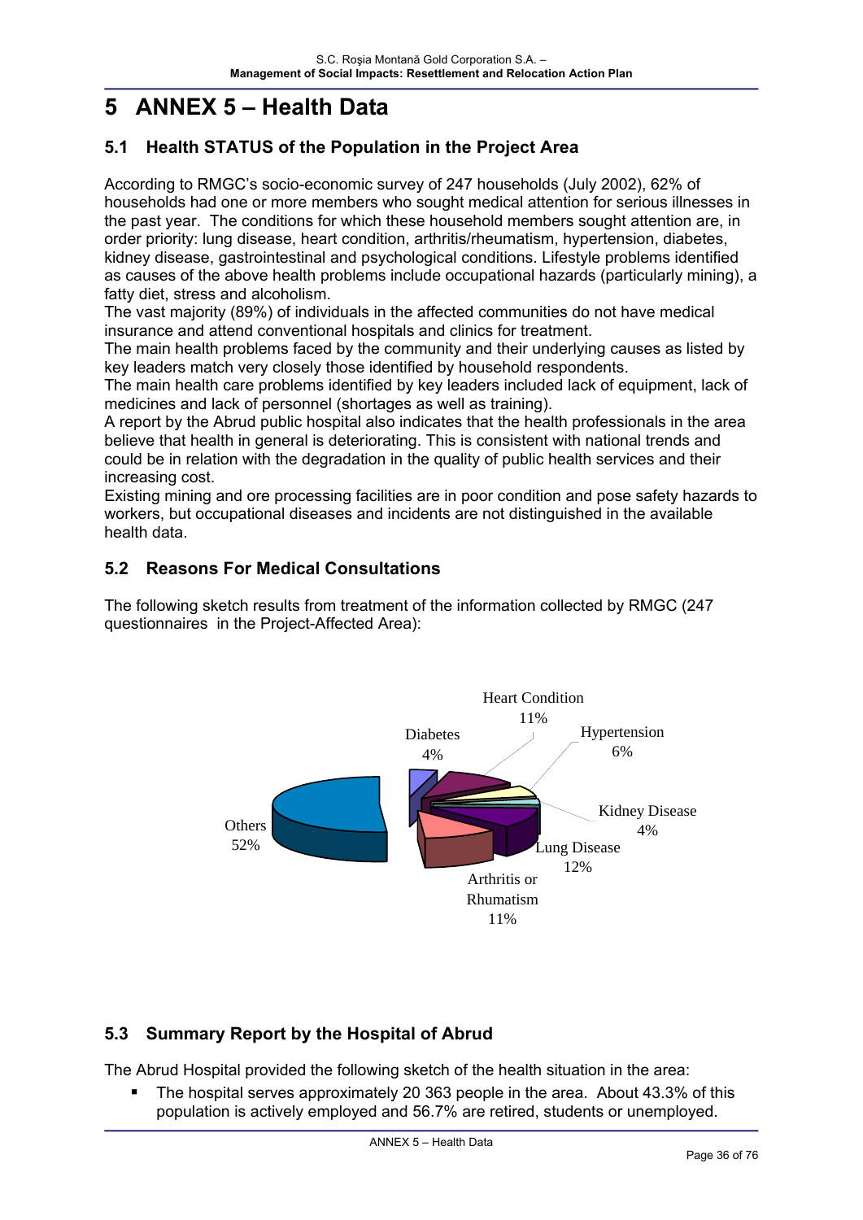# 5 ANNEX 5 – Health Data

## 5.1 Health STATUS of the Population in the Project Area

According to RMGC's socio-economic survey of 247 households (July 2002), 62% of households had one or more members who sought medical attention for serious illnesses in the past year. The conditions for which these household members sought attention are, in order priority: lung disease, heart condition, arthritis/rheumatism, hypertension, diabetes, kidney disease, gastrointestinal and psychological conditions. Lifestyle problems identified as causes of the above health problems include occupational hazards (particularly mining), a fatty diet, stress and alcoholism.

The vast majority (89%) of individuals in the affected communities do not have medical insurance and attend conventional hospitals and clinics for treatment.

The main health problems faced by the community and their underlying causes as listed by key leaders match very closely those identified by household respondents.

The main health care problems identified by key leaders included lack of equipment, lack of medicines and lack of personnel (shortages as well as training).

A report by the Abrud public hospital also indicates that the health professionals in the area believe that health in general is deteriorating. This is consistent with national trends and could be in relation with the degradation in the quality of public health services and their increasing cost.

Existing mining and ore processing facilities are in poor condition and pose safety hazards to workers, but occupational diseases and incidents are not distinguished in the available health data.

## 5.2 Reasons For Medical Consultations

The following sketch results from treatment of the information collected by RMGC (247 questionnaires in the Project-Affected Area):

| Reason | Share |
|---|---|
| Heart Condition | 11% |
| Hypertension | 6% |
| Kidney Disease | 4% |
| Lung Disease | 12% |
| Arthritis or Rhumatism | 11% |
| Others | 52% |
| Diabetes | 4% |

## 5.3 Summary Report by the Hospital of Abrud

The Abrud Hospital provided the following sketch of the health situation in the area:

- The hospital serves approximately 20 363 people in the area. About 43.3% of this population is actively employed and 56.7% are retired, students or unemployed.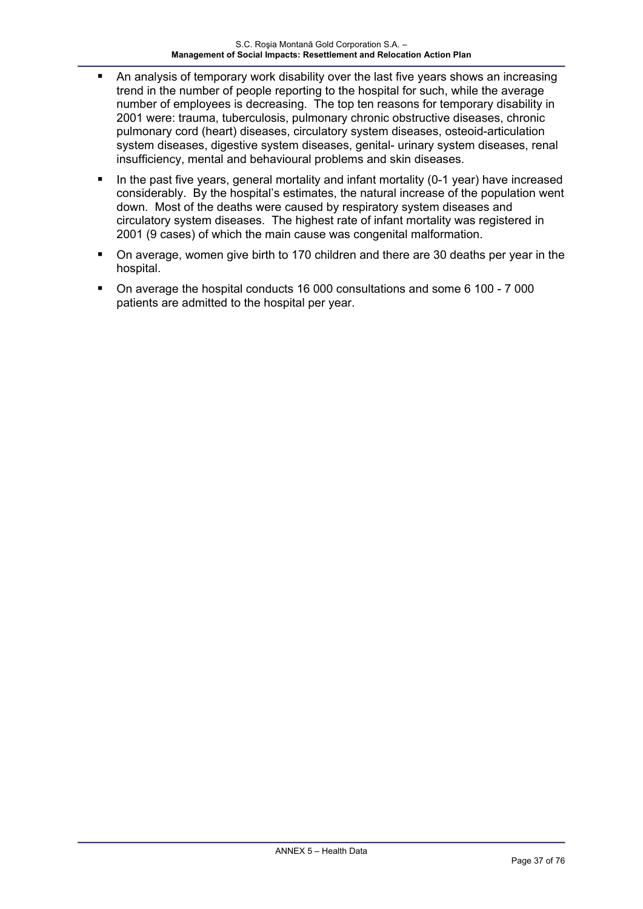- An analysis of temporary work disability over the last five years shows an increasing trend in the number of people reporting to the hospital for such, while the average number of employees is decreasing. The top ten reasons for temporary disability in 2001 were: trauma, tuberculosis, pulmonary chronic obstructive diseases, chronic pulmonary cord (heart) diseases, circulatory system diseases, osteoid-articulation system diseases, digestive system diseases, genital- urinary system diseases, renal insufficiency, mental and behavioural problems and skin diseases.
- In the past five years, general mortality and infant mortality (0-1 year) have increased considerably. By the hospital's estimates, the natural increase of the population went down. Most of the deaths were caused by respiratory system diseases and circulatory system diseases. The highest rate of infant mortality was registered in 2001 (9 cases) of which the main cause was congenital malformation.
- On average, women give birth to 170 children and there are 30 deaths per year in the hospital.
- On average the hospital conducts 16 000 consultations and some 6 100 - 7 000 patients are admitted to the hospital per year.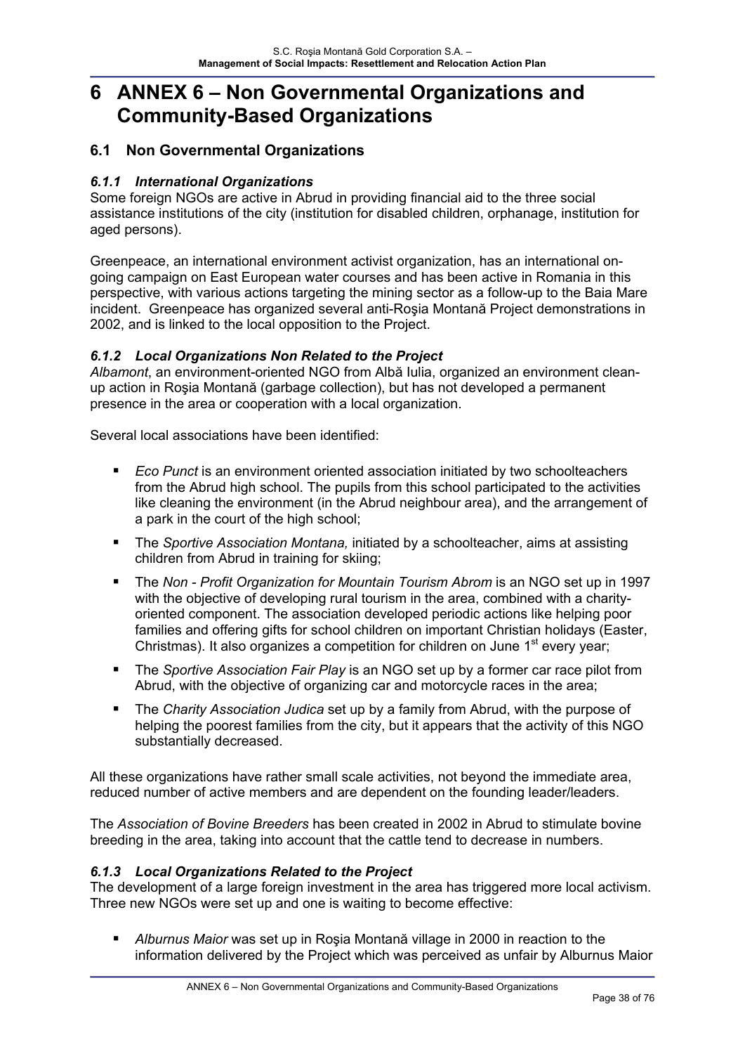# 6 ANNEX 6 – Non Governmental Organizations and Community-Based Organizations

## 6.1 Non Governmental Organizations

### *6.1.1 International Organizations*

Some foreign NGOs are active in Abrud in providing financial aid to the three social assistance institutions of the city (institution for disabled children, orphanage, institution for aged persons).

Greenpeace, an international environment activist organization, has an international on-going campaign on East European water courses and has been active in Romania in this perspective, with various actions targeting the mining sector as a follow-up to the Baia Mare incident. Greenpeace has organized several anti-Roşia Montană Project demonstrations in 2002, and is linked to the local opposition to the Project.

### *6.1.2 Local Organizations Non Related to the Project*

*Albamont*, an environment-oriented NGO from Albă Iulia, organized an environment clean-up action in Roşia Montană (garbage collection), but has not developed a permanent presence in the area or cooperation with a local organization.

Several local associations have been identified:

- *Eco Punct* is an environment oriented association initiated by two schoolteachers from the Abrud high school. The pupils from this school participated to the activities like cleaning the environment (in the Abrud neighbour area), and the arrangement of a park in the court of the high school;
- The *Sportive Association Montana,* initiated by a schoolteacher, aims at assisting children from Abrud in training for skiing;
- The *Non - Profit Organization for Mountain Tourism Abrom* is an NGO set up in 1997 with the objective of developing rural tourism in the area, combined with a charity-oriented component. The association developed periodic actions like helping poor families and offering gifts for school children on important Christian holidays (Easter, Christmas). It also organizes a competition for children on June 1st every year;
- The *Sportive Association Fair Play* is an NGO set up by a former car race pilot from Abrud, with the objective of organizing car and motorcycle races in the area;
- The *Charity Association Judica* set up by a family from Abrud, with the purpose of helping the poorest families from the city, but it appears that the activity of this NGO substantially decreased.

All these organizations have rather small scale activities, not beyond the immediate area, reduced number of active members and are dependent on the founding leader/leaders.

The *Association of Bovine Breeders* has been created in 2002 in Abrud to stimulate bovine breeding in the area, taking into account that the cattle tend to decrease in numbers.

### *6.1.3 Local Organizations Related to the Project*

The development of a large foreign investment in the area has triggered more local activism. Three new NGOs were set up and one is waiting to become effective:

- *Alburnus Maior* was set up in Roşia Montană village in 2000 in reaction to the information delivered by the Project which was perceived as unfair by Alburnus Maior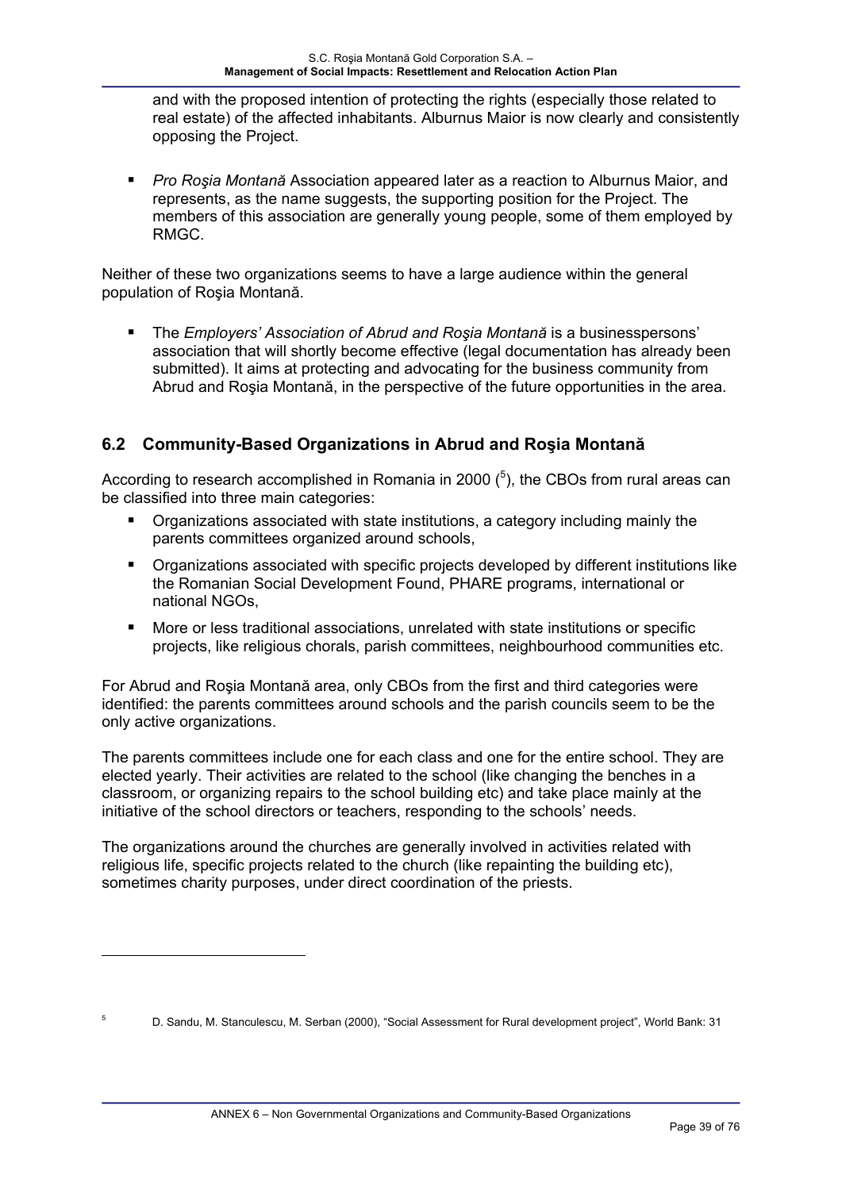and with the proposed intention of protecting the rights (especially those related to real estate) of the affected inhabitants. Alburnus Maior is now clearly and consistently opposing the Project.

- *Pro Roşia Montană* Association appeared later as a reaction to Alburnus Maior, and represents, as the name suggests, the supporting position for the Project. The members of this association are generally young people, some of them employed by RMGC.

Neither of these two organizations seems to have a large audience within the general population of Roşia Montană.

- The *Employers' Association of Abrud and Roşia Montană* is a businesspersons' association that will shortly become effective (legal documentation has already been submitted). It aims at protecting and advocating for the business community from Abrud and Roşia Montană, in the perspective of the future opportunities in the area.

## 6.2 Community-Based Organizations in Abrud and Roşia Montană

According to research accomplished in Romania in 2000 ([5]), the CBOs from rural areas can be classified into three main categories:

- Organizations associated with state institutions, a category including mainly the parents committees organized around schools,
- Organizations associated with specific projects developed by different institutions like the Romanian Social Development Found, PHARE programs, international or national NGOs,
- More or less traditional associations, unrelated with state institutions or specific projects, like religious chorals, parish committees, neighbourhood communities etc.

For Abrud and Roşia Montană area, only CBOs from the first and third categories were identified: the parents committees around schools and the parish councils seem to be the only active organizations.

The parents committees include one for each class and one for the entire school. They are elected yearly. Their activities are related to the school (like changing the benches in a classroom, or organizing repairs to the school building etc) and take place mainly at the initiative of the school directors or teachers, responding to the schools' needs.

The organizations around the churches are generally involved in activities related with religious life, specific projects related to the church (like repainting the building etc), sometimes charity purposes, under direct coordination of the priests.

[5] D. Sandu, M. Stanculescu, M. Serban (2000), "Social Assessment for Rural development project", World Bank: 31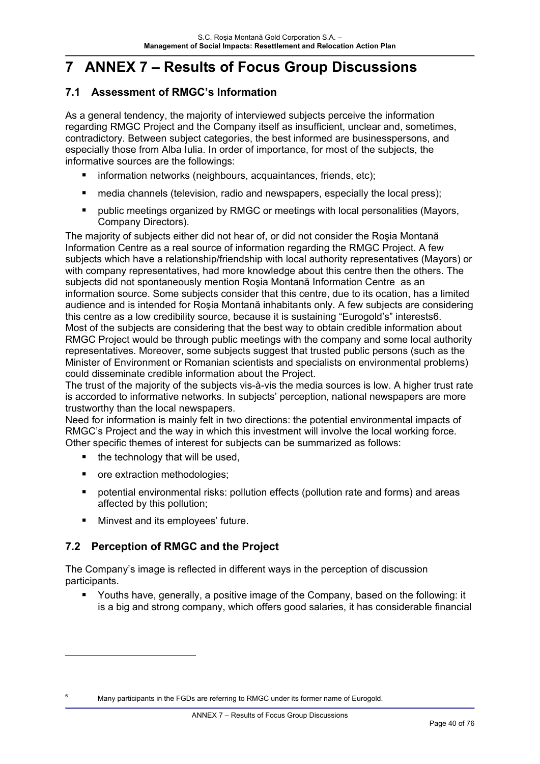# 7 ANNEX 7 – Results of Focus Group Discussions

## 7.1 Assessment of RMGC's Information

As a general tendency, the majority of interviewed subjects perceive the information regarding RMGC Project and the Company itself as insufficient, unclear and, sometimes, contradictory. Between subject categories, the best informed are businesspersons, and especially those from Alba Iulia. In order of importance, for most of the subjects, the informative sources are the followings:

- information networks (neighbours, acquaintances, friends, etc);
- media channels (television, radio and newspapers, especially the local press);
- public meetings organized by RMGC or meetings with local personalities (Mayors, Company Directors).

The majority of subjects either did not hear of, or did not consider the Roşia Montană Information Centre as a real source of information regarding the RMGC Project. A few subjects which have a relationship/friendship with local authority representatives (Mayors) or with company representatives, had more knowledge about this centre then the others. The subjects did not spontaneously mention Roşia Montană Information Centre as an information source. Some subjects consider that this centre, due to its ocation, has a limited audience and is intended for Roşia Montană inhabitants only. A few subjects are considering this centre as a low credibility source, because it is sustaining "Eurogold's" interests[6].
Most of the subjects are considering that the best way to obtain credible information about RMGC Project would be through public meetings with the company and some local authority representatives. Moreover, some subjects suggest that trusted public persons (such as the Minister of Environment or Romanian scientists and specialists on environmental problems) could disseminate credible information about the Project.
The trust of the majority of the subjects vis-à-vis the media sources is low. A higher trust rate is accorded to informative networks. In subjects' perception, national newspapers are more trustworthy than the local newspapers.
Need for information is mainly felt in two directions: the potential environmental impacts of RMGC's Project and the way in which this investment will involve the local working force. Other specific themes of interest for subjects can be summarized as follows:

- the technology that will be used,
- ore extraction methodologies;
- potential environmental risks: pollution effects (pollution rate and forms) and areas affected by this pollution;
- Minvest and its employees' future.

## 7.2 Perception of RMGC and the Project

The Company's image is reflected in different ways in the perception of discussion participants.

- Youths have, generally, a positive image of the Company, based on the following: it is a big and strong company, which offers good salaries, it has considerable financial

[6] Many participants in the FGDs are referring to RMGC under its former name of Eurogold.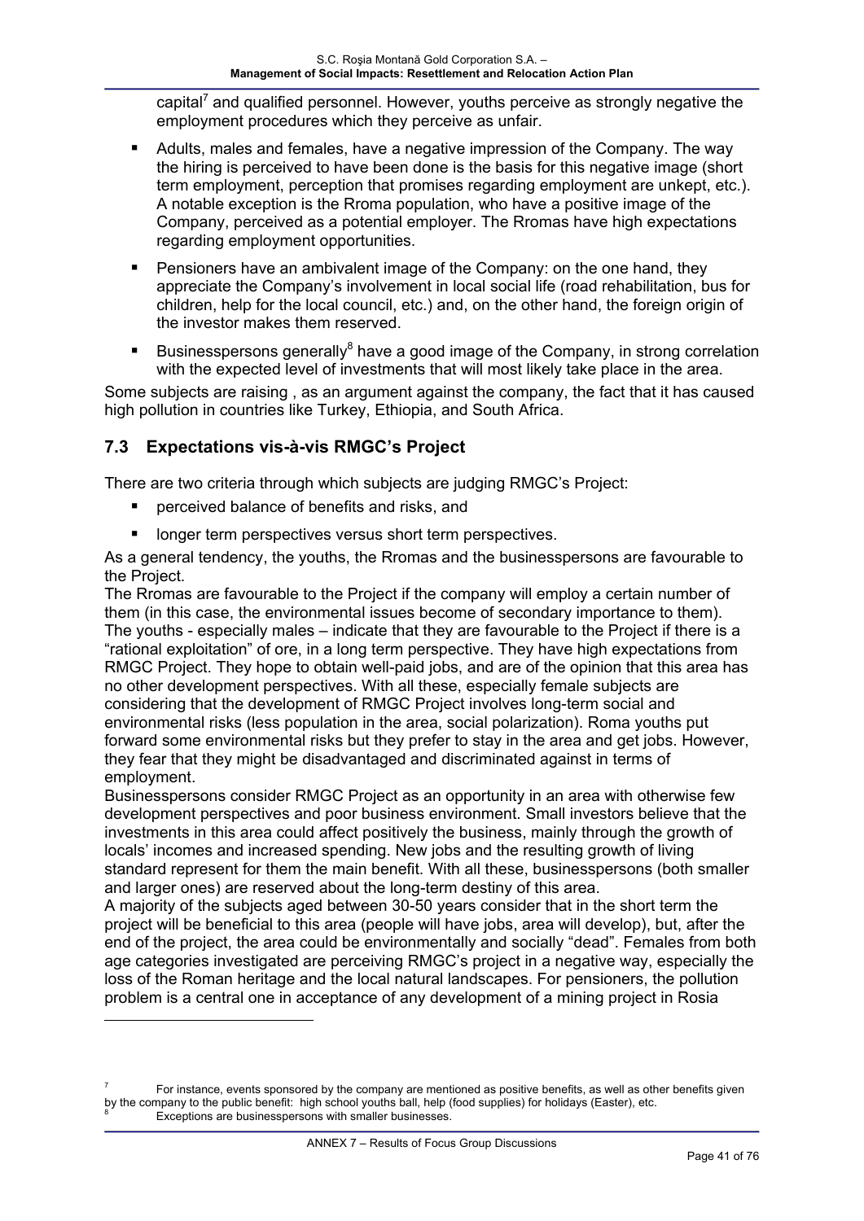capital[7] and qualified personnel. However, youths perceive as strongly negative the employment procedures which they perceive as unfair.

- Adults, males and females, have a negative impression of the Company. The way the hiring is perceived to have been done is the basis for this negative image (short term employment, perception that promises regarding employment are unkept, etc.). A notable exception is the Rroma population, who have a positive image of the Company, perceived as a potential employer. The Rromas have high expectations regarding employment opportunities.
- Pensioners have an ambivalent image of the Company: on the one hand, they appreciate the Company's involvement in local social life (road rehabilitation, bus for children, help for the local council, etc.) and, on the other hand, the foreign origin of the investor makes them reserved.
- Businesspersons generally[8] have a good image of the Company, in strong correlation with the expected level of investments that will most likely take place in the area.

Some subjects are raising , as an argument against the company, the fact that it has caused high pollution in countries like Turkey, Ethiopia, and South Africa.

## 7.3 Expectations vis-à-vis RMGC's Project

There are two criteria through which subjects are judging RMGC's Project:

- perceived balance of benefits and risks, and
- longer term perspectives versus short term perspectives.

As a general tendency, the youths, the Rromas and the businesspersons are favourable to the Project.
The Rromas are favourable to the Project if the company will employ a certain number of them (in this case, the environmental issues become of secondary importance to them).
The youths - especially males – indicate that they are favourable to the Project if there is a "rational exploitation" of ore, in a long term perspective. They have high expectations from RMGC Project. They hope to obtain well-paid jobs, and are of the opinion that this area has no other development perspectives. With all these, especially female subjects are considering that the development of RMGC Project involves long-term social and environmental risks (less population in the area, social polarization). Roma youths put forward some environmental risks but they prefer to stay in the area and get jobs. However, they fear that they might be disadvantaged and discriminated against in terms of employment.
Businesspersons consider RMGC Project as an opportunity in an area with otherwise few development perspectives and poor business environment. Small investors believe that the investments in this area could affect positively the business, mainly through the growth of locals' incomes and increased spending. New jobs and the resulting growth of living standard represent for them the main benefit. With all these, businesspersons (both smaller and larger ones) are reserved about the long-term destiny of this area.
A majority of the subjects aged between 30-50 years consider that in the short term the project will be beneficial to this area (people will have jobs, area will develop), but, after the end of the project, the area could be environmentally and socially "dead". Females from both age categories investigated are perceiving RMGC's project in a negative way, especially the loss of the Roman heritage and the local natural landscapes. For pensioners, the pollution problem is a central one in acceptance of any development of a mining project in Rosia

---

[7] For instance, events sponsored by the company are mentioned as positive benefits, as well as other benefits given by the company to the public benefit: high school youths ball, help (food supplies) for holidays (Easter), etc.

[8] Exceptions are businesspersons with smaller businesses.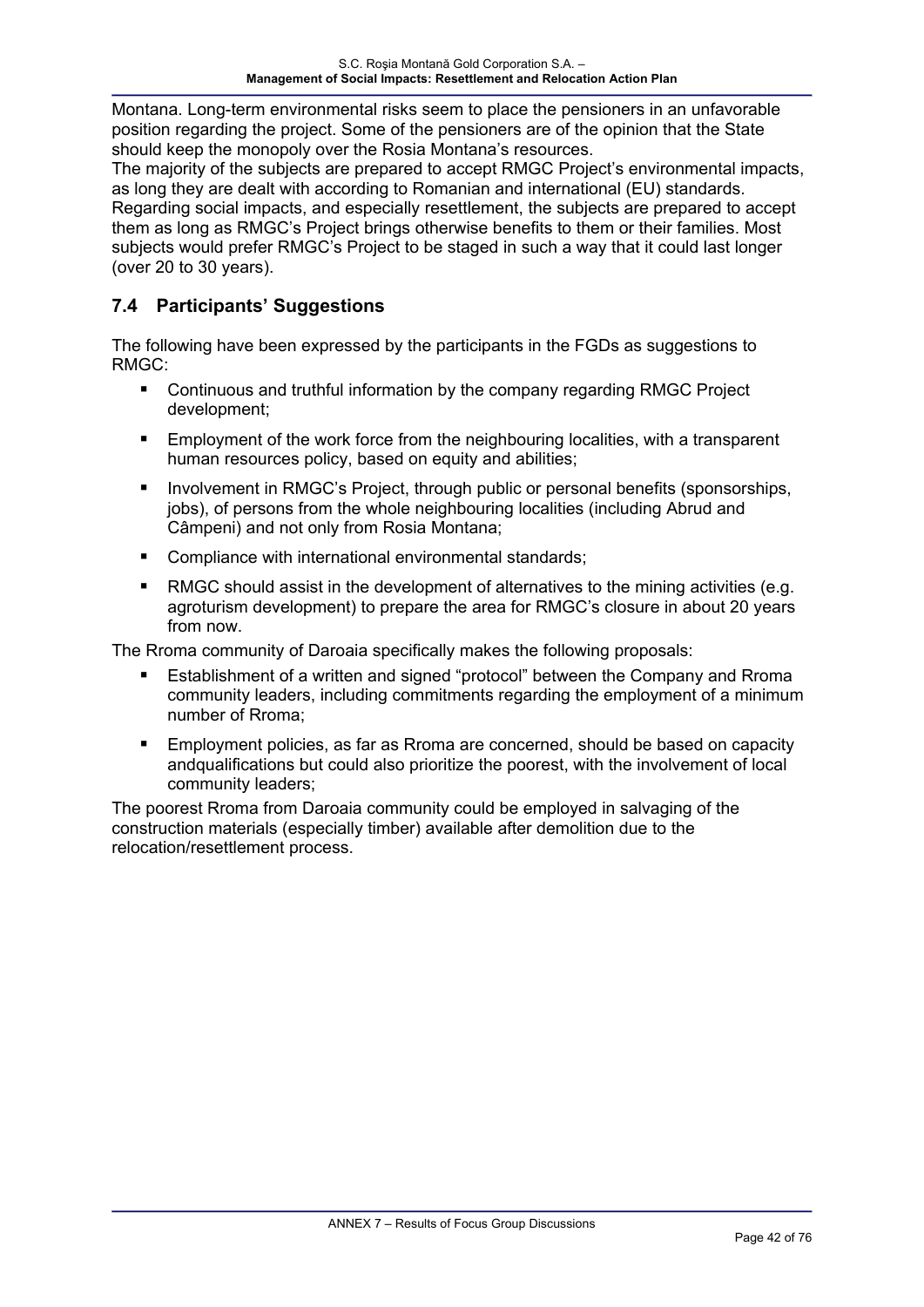Montana. Long-term environmental risks seem to place the pensioners in an unfavorable position regarding the project. Some of the pensioners are of the opinion that the State should keep the monopoly over the Rosia Montana's resources.
The majority of the subjects are prepared to accept RMGC Project's environmental impacts, as long they are dealt with according to Romanian and international (EU) standards. Regarding social impacts, and especially resettlement, the subjects are prepared to accept them as long as RMGC's Project brings otherwise benefits to them or their families. Most subjects would prefer RMGC's Project to be staged in such a way that it could last longer (over 20 to 30 years).

## 7.4 Participants' Suggestions

The following have been expressed by the participants in the FGDs as suggestions to RMGC:

- Continuous and truthful information by the company regarding RMGC Project development;
- Employment of the work force from the neighbouring localities, with a transparent human resources policy, based on equity and abilities;
- Involvement in RMGC's Project, through public or personal benefits (sponsorships, jobs), of persons from the whole neighbouring localities (including Abrud and Câmpeni) and not only from Rosia Montana;
- Compliance with international environmental standards;
- RMGC should assist in the development of alternatives to the mining activities (e.g. agroturism development) to prepare the area for RMGC's closure in about 20 years from now.

The Rroma community of Daroaia specifically makes the following proposals:

- Establishment of a written and signed "protocol" between the Company and Rroma community leaders, including commitments regarding the employment of a minimum number of Rroma;
- Employment policies, as far as Rroma are concerned, should be based on capacity andqualifications but could also prioritize the poorest, with the involvement of local community leaders;

The poorest Rroma from Daroaia community could be employed in salvaging of the construction materials (especially timber) available after demolition due to the relocation/resettlement process.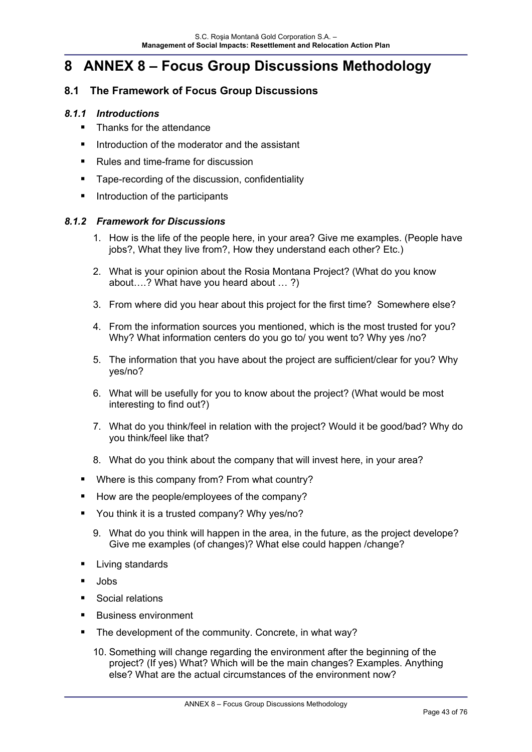# 8 ANNEX 8 – Focus Group Discussions Methodology

## 8.1 The Framework of Focus Group Discussions

### *8.1.1 Introductions*

- Thanks for the attendance
- Introduction of the moderator and the assistant
- Rules and time-frame for discussion
- Tape-recording of the discussion, confidentiality
- Introduction of the participants

### *8.1.2 Framework for Discussions*

1. How is the life of the people here, in your area? Give me examples. (People have jobs?, What they live from?, How they understand each other? Etc.)
2. What is your opinion about the Rosia Montana Project? (What do you know about….? What have you heard about … ?)
3. From where did you hear about this project for the first time? Somewhere else?
4. From the information sources you mentioned, which is the most trusted for you? Why? What information centers do you go to/ you went to? Why yes /no?
5. The information that you have about the project are sufficient/clear for you? Why yes/no?
6. What will be usefully for you to know about the project? (What would be most interesting to find out?)
7. What do you think/feel in relation with the project? Would it be good/bad? Why do you think/feel like that?
8. What do you think about the company that will invest here, in your area?

- Where is this company from? From what country?
- How are the people/employees of the company?
- You think it is a trusted company? Why yes/no?

9. What do you think will happen in the area, in the future, as the project develope? Give me examples (of changes)? What else could happen /change?

- Living standards
- Jobs
- Social relations
- Business environment
- The development of the community. Concrete, in what way?

10. Something will change regarding the environment after the beginning of the project? (If yes) What? Which will be the main changes? Examples. Anything else? What are the actual circumstances of the environment now?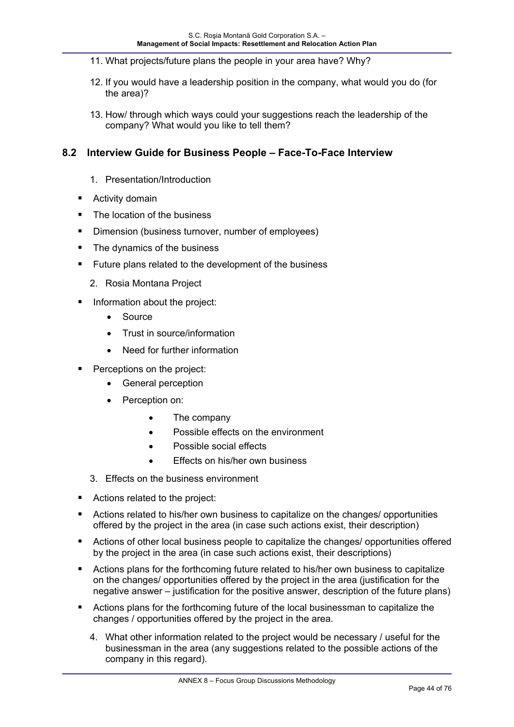11. What projects/future plans the people in your area have? Why?

12. If you would have a leadership position in the company, what would you do (for the area)?

13. How/ through which ways could your suggestions reach the leadership of the company? What would you like to tell them?

## 8.2 Interview Guide for Business People – Face-To-Face Interview

1. Presentation/Introduction

- Activity domain
- The location of the business
- Dimension (business turnover, number of employees)
- The dynamics of the business
- Future plans related to the development of the business

2. Rosia Montana Project

- Information about the project:
  - Source
  - Trust in source/information
  - Need for further information
- Perceptions on the project:
  - General perception
  - Perception on:
    - The company
    - Possible effects on the environment
    - Possible social effects
    - Effects on his/her own business

3. Effects on the business environment

- Actions related to the project:
- Actions related to his/her own business to capitalize on the changes/ opportunities offered by the project in the area (in case such actions exist, their description)
- Actions of other local business people to capitalize the changes/ opportunities offered by the project in the area (in case such actions exist, their descriptions)
- Actions plans for the forthcoming future related to his/her own business to capitalize on the changes/ opportunities offered by the project in the area (justification for the negative answer – justification for the positive answer, description of the future plans)
- Actions plans for the forthcoming future of the local businessman to capitalize the changes / opportunities offered by the project in the area.

4. What other information related to the project would be necessary / useful for the businessman in the area (any suggestions related to the possible actions of the company in this regard).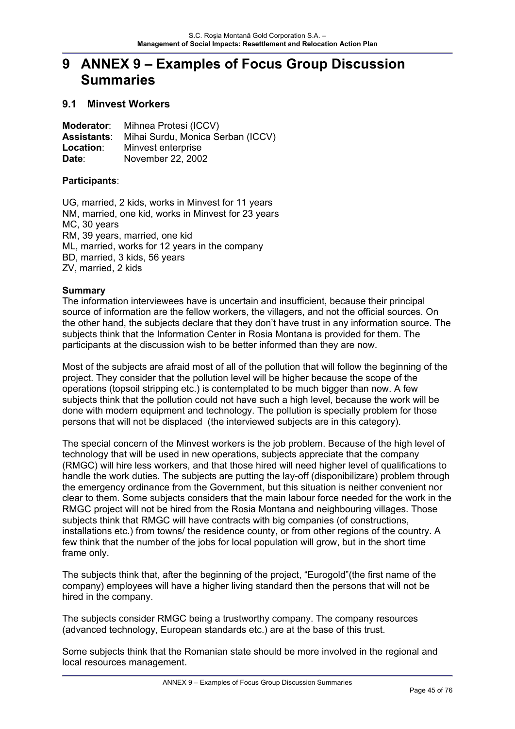# 9 ANNEX 9 – Examples of Focus Group Discussion Summaries

## 9.1 Minvest Workers

**Moderator**: Mihnea Protesi (ICCV)
**Assistants**: Mihai Surdu, Monica Serban (ICCV)
**Location**: Minvest enterprise
**Date**: November 22, 2002

**Participants**:

UG, married, 2 kids, works in Minvest for 11 years
NM, married, one kid, works in Minvest for 23 years
MC, 30 years
RM, 39 years, married, one kid
ML, married, works for 12 years in the company
BD, married, 3 kids, 56 years
ZV, married, 2 kids

**Summary**

The information interviewees have is uncertain and insufficient, because their principal source of information are the fellow workers, the villagers, and not the official sources. On the other hand, the subjects declare that they don't have trust in any information source. The subjects think that the Information Center in Rosia Montana is provided for them. The participants at the discussion wish to be better informed than they are now.

Most of the subjects are afraid most of all of the pollution that will follow the beginning of the project. They consider that the pollution level will be higher because the scope of the operations (topsoil stripping etc.) is contemplated to be much bigger than now. A few subjects think that the pollution could not have such a high level, because the work will be done with modern equipment and technology. The pollution is specially problem for those persons that will not be displaced (the interviewed subjects are in this category).

The special concern of the Minvest workers is the job problem. Because of the high level of technology that will be used in new operations, subjects appreciate that the company (RMGC) will hire less workers, and that those hired will need higher level of qualifications to handle the work duties. The subjects are putting the lay-off (disponibilizare) problem through the emergency ordinance from the Government, but this situation is neither convenient nor clear to them. Some subjects considers that the main labour force needed for the work in the RMGC project will not be hired from the Rosia Montana and neighbouring villages. Those subjects think that RMGC will have contracts with big companies (of constructions, installations etc.) from towns/ the residence county, or from other regions of the country. A few think that the number of the jobs for local population will grow, but in the short time frame only.

The subjects think that, after the beginning of the project, "Eurogold"(the first name of the company) employees will have a higher living standard then the persons that will not be hired in the company.

The subjects consider RMGC being a trustworthy company. The company resources (advanced technology, European standards etc.) are at the base of this trust.

Some subjects think that the Romanian state should be more involved in the regional and local resources management.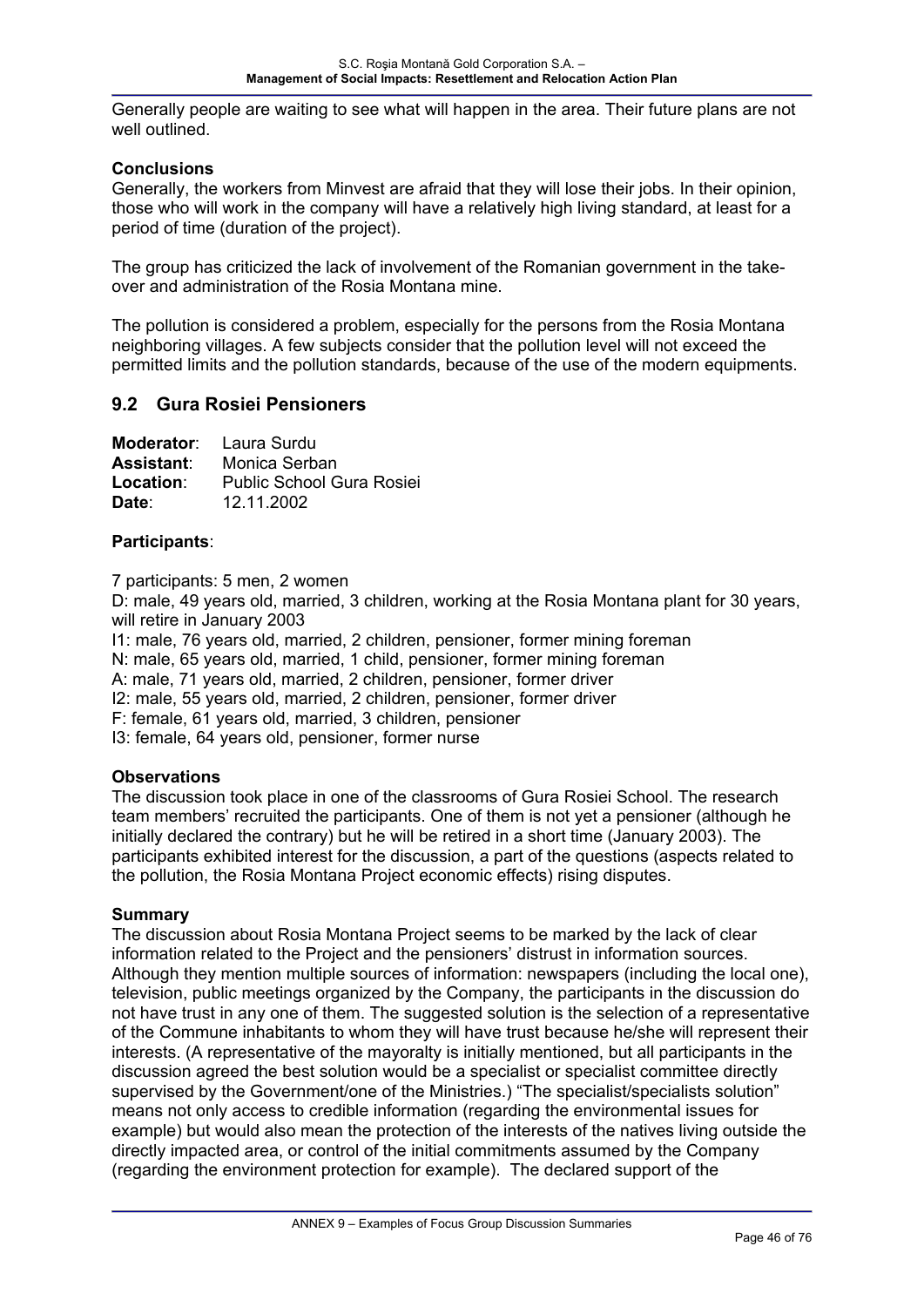Generally people are waiting to see what will happen in the area. Their future plans are not well outlined.

**Conclusions**
Generally, the workers from Minvest are afraid that they will lose their jobs. In their opinion, those who will work in the company will have a relatively high living standard, at least for a period of time (duration of the project).

The group has criticized the lack of involvement of the Romanian government in the take-over and administration of the Rosia Montana mine.

The pollution is considered a problem, especially for the persons from the Rosia Montana neighboring villages. A few subjects consider that the pollution level will not exceed the permitted limits and the pollution standards, because of the use of the modern equipments.

## 9.2 Gura Rosiei Pensioners

**Moderator**: Laura Surdu
**Assistant**: Monica Serban
**Location**: Public School Gura Rosiei
**Date**: 12.11.2002

**Participants**:

7 participants: 5 men, 2 women
D: male, 49 years old, married, 3 children, working at the Rosia Montana plant for 30 years, will retire in January 2003
I1: male, 76 years old, married, 2 children, pensioner, former mining foreman
N: male, 65 years old, married, 1 child, pensioner, former mining foreman
A: male, 71 years old, married, 2 children, pensioner, former driver
I2: male, 55 years old, married, 2 children, pensioner, former driver
F: female, 61 years old, married, 3 children, pensioner
I3: female, 64 years old, pensioner, former nurse

**Observations**
The discussion took place in one of the classrooms of Gura Rosiei School. The research team members' recruited the participants. One of them is not yet a pensioner (although he initially declared the contrary) but he will be retired in a short time (January 2003). The participants exhibited interest for the discussion, a part of the questions (aspects related to the pollution, the Rosia Montana Project economic effects) rising disputes.

**Summary**
The discussion about Rosia Montana Project seems to be marked by the lack of clear information related to the Project and the pensioners' distrust in information sources. Although they mention multiple sources of information: newspapers (including the local one), television, public meetings organized by the Company, the participants in the discussion do not have trust in any one of them. The suggested solution is the selection of a representative of the Commune inhabitants to whom they will have trust because he/she will represent their interests. (A representative of the mayoralty is initially mentioned, but all participants in the discussion agreed the best solution would be a specialist or specialist committee directly supervised by the Government/one of the Ministries.) "The specialist/specialists solution" means not only access to credible information (regarding the environmental issues for example) but would also mean the protection of the interests of the natives living outside the directly impacted area, or control of the initial commitments assumed by the Company (regarding the environment protection for example). The declared support of the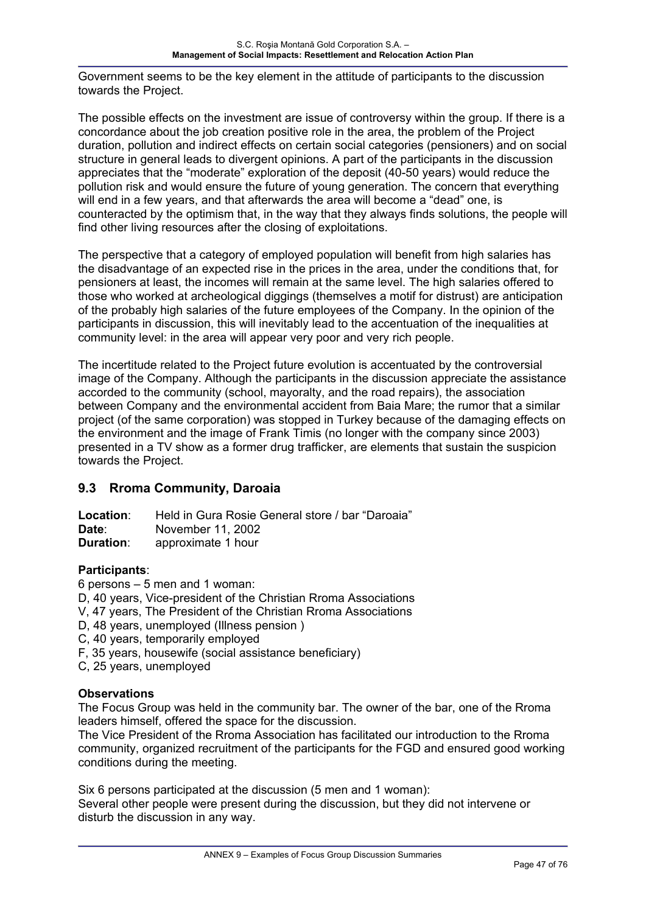Government seems to be the key element in the attitude of participants to the discussion towards the Project.

The possible effects on the investment are issue of controversy within the group. If there is a concordance about the job creation positive role in the area, the problem of the Project duration, pollution and indirect effects on certain social categories (pensioners) and on social structure in general leads to divergent opinions. A part of the participants in the discussion appreciates that the "moderate" exploration of the deposit (40-50 years) would reduce the pollution risk and would ensure the future of young generation. The concern that everything will end in a few years, and that afterwards the area will become a "dead" one, is counteracted by the optimism that, in the way that they always finds solutions, the people will find other living resources after the closing of exploitations.

The perspective that a category of employed population will benefit from high salaries has the disadvantage of an expected rise in the prices in the area, under the conditions that, for pensioners at least, the incomes will remain at the same level. The high salaries offered to those who worked at archeological diggings (themselves a motif for distrust) are anticipation of the probably high salaries of the future employees of the Company. In the opinion of the participants in discussion, this will inevitably lead to the accentuation of the inequalities at community level: in the area will appear very poor and very rich people.

The incertitude related to the Project future evolution is accentuated by the controversial image of the Company. Although the participants in the discussion appreciate the assistance accorded to the community (school, mayoralty, and the road repairs), the association between Company and the environmental accident from Baia Mare; the rumor that a similar project (of the same corporation) was stopped in Turkey because of the damaging effects on the environment and the image of Frank Timis (no longer with the company since 2003) presented in a TV show as a former drug trafficker, are elements that sustain the suspicion towards the Project.

## 9.3 Rroma Community, Daroaia

**Location**: Held in Gura Rosie General store / bar "Daroaia"
**Date**: November 11, 2002
**Duration**: approximate 1 hour

**Participants**:

6 persons – 5 men and 1 woman:
D, 40 years, Vice-president of the Christian Rroma Associations
V, 47 years, The President of the Christian Rroma Associations
D, 48 years, unemployed (Illness pension )
C, 40 years, temporarily employed
F, 35 years, housewife (social assistance beneficiary)
C, 25 years, unemployed

**Observations**

The Focus Group was held in the community bar. The owner of the bar, one of the Rroma leaders himself, offered the space for the discussion.
The Vice President of the Rroma Association has facilitated our introduction to the Rroma community, organized recruitment of the participants for the FGD and ensured good working conditions during the meeting.

Six 6 persons participated at the discussion (5 men and 1 woman):
Several other people were present during the discussion, but they did not intervene or disturb the discussion in any way.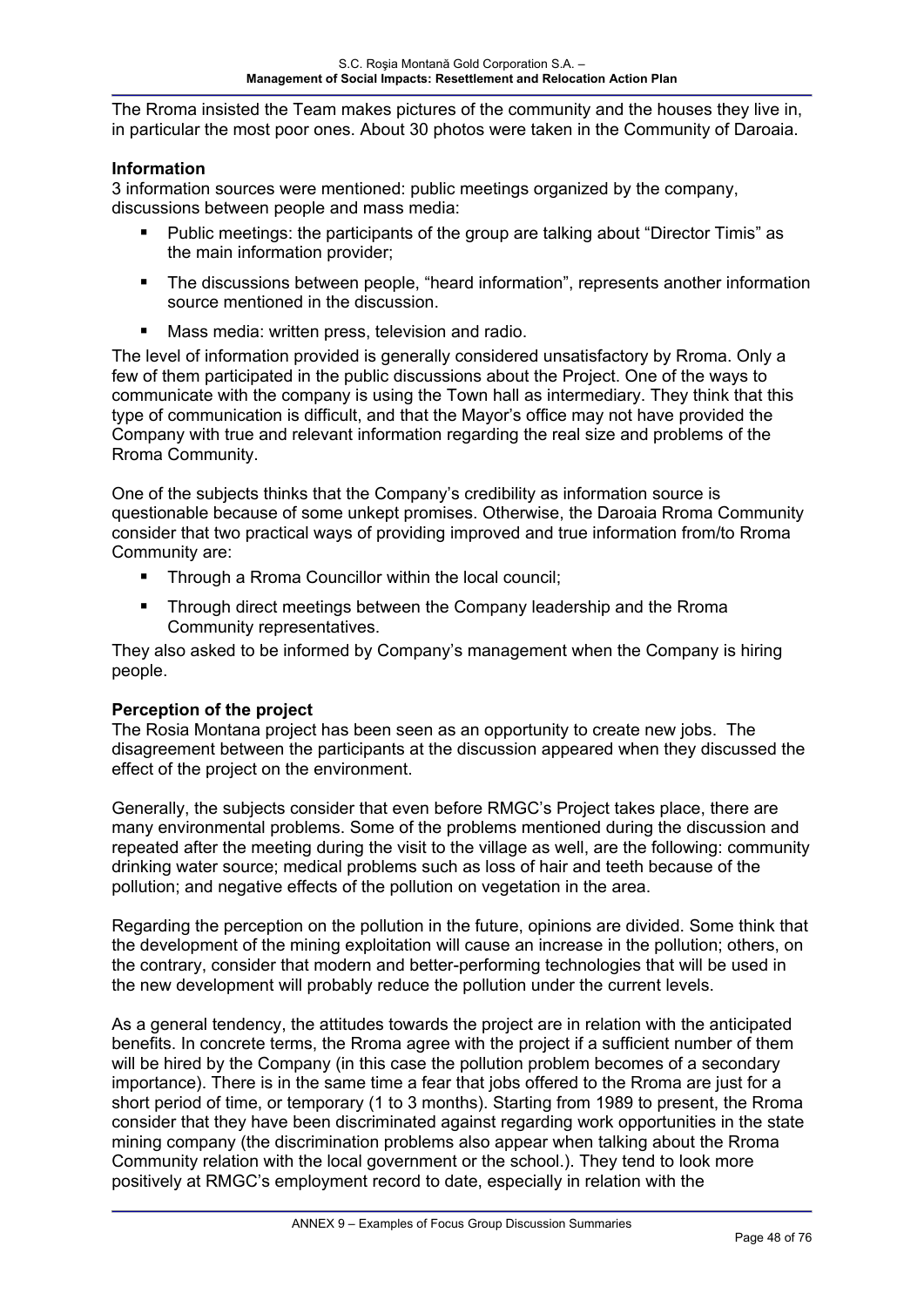The Rroma insisted the Team makes pictures of the community and the houses they live in, in particular the most poor ones. About 30 photos were taken in the Community of Daroaia.

**Information**

3 information sources were mentioned: public meetings organized by the company, discussions between people and mass media:

- Public meetings: the participants of the group are talking about "Director Timis" as the main information provider;
- The discussions between people, "heard information", represents another information source mentioned in the discussion.
- Mass media: written press, television and radio.

The level of information provided is generally considered unsatisfactory by Rroma. Only a few of them participated in the public discussions about the Project. One of the ways to communicate with the company is using the Town hall as intermediary. They think that this type of communication is difficult, and that the Mayor's office may not have provided the Company with true and relevant information regarding the real size and problems of the Rroma Community.

One of the subjects thinks that the Company's credibility as information source is questionable because of some unkept promises. Otherwise, the Daroaia Rroma Community consider that two practical ways of providing improved and true information from/to Rroma Community are:

- Through a Rroma Councillor within the local council;
- Through direct meetings between the Company leadership and the Rroma Community representatives.

They also asked to be informed by Company's management when the Company is hiring people.

**Perception of the project**

The Rosia Montana project has been seen as an opportunity to create new jobs. The disagreement between the participants at the discussion appeared when they discussed the effect of the project on the environment.

Generally, the subjects consider that even before RMGC's Project takes place, there are many environmental problems. Some of the problems mentioned during the discussion and repeated after the meeting during the visit to the village as well, are the following: community drinking water source; medical problems such as loss of hair and teeth because of the pollution; and negative effects of the pollution on vegetation in the area.

Regarding the perception on the pollution in the future, opinions are divided. Some think that the development of the mining exploitation will cause an increase in the pollution; others, on the contrary, consider that modern and better-performing technologies that will be used in the new development will probably reduce the pollution under the current levels.

As a general tendency, the attitudes towards the project are in relation with the anticipated benefits. In concrete terms, the Rroma agree with the project if a sufficient number of them will be hired by the Company (in this case the pollution problem becomes of a secondary importance). There is in the same time a fear that jobs offered to the Rroma are just for a short period of time, or temporary (1 to 3 months). Starting from 1989 to present, the Rroma consider that they have been discriminated against regarding work opportunities in the state mining company (the discrimination problems also appear when talking about the Rroma Community relation with the local government or the school.). They tend to look more positively at RMGC's employment record to date, especially in relation with the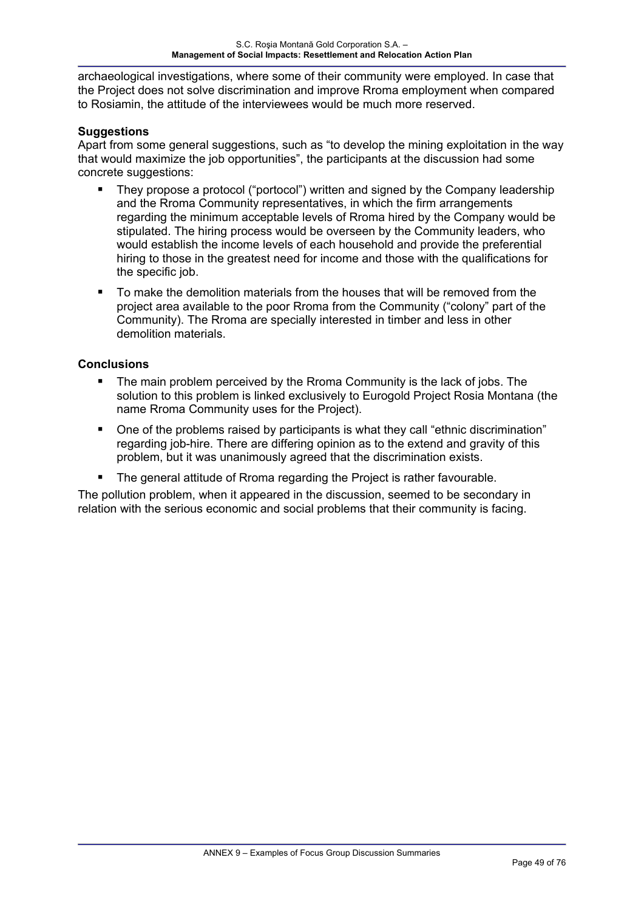archaeological investigations, where some of their community were employed. In case that the Project does not solve discrimination and improve Rroma employment when compared to Rosiamin, the attitude of the interviewees would be much more reserved.

**Suggestions**

Apart from some general suggestions, such as "to develop the mining exploitation in the way that would maximize the job opportunities", the participants at the discussion had some concrete suggestions:

- They propose a protocol ("portocol") written and signed by the Company leadership and the Rroma Community representatives, in which the firm arrangements regarding the minimum acceptable levels of Rroma hired by the Company would be stipulated. The hiring process would be overseen by the Community leaders, who would establish the income levels of each household and provide the preferential hiring to those in the greatest need for income and those with the qualifications for the specific job.
- To make the demolition materials from the houses that will be removed from the project area available to the poor Rroma from the Community ("colony" part of the Community). The Rroma are specially interested in timber and less in other demolition materials.

**Conclusions**

- The main problem perceived by the Rroma Community is the lack of jobs. The solution to this problem is linked exclusively to Eurogold Project Rosia Montana (the name Rroma Community uses for the Project).
- One of the problems raised by participants is what they call "ethnic discrimination" regarding job-hire. There are differing opinion as to the extend and gravity of this problem, but it was unanimously agreed that the discrimination exists.
- The general attitude of Rroma regarding the Project is rather favourable.

The pollution problem, when it appeared in the discussion, seemed to be secondary in relation with the serious economic and social problems that their community is facing.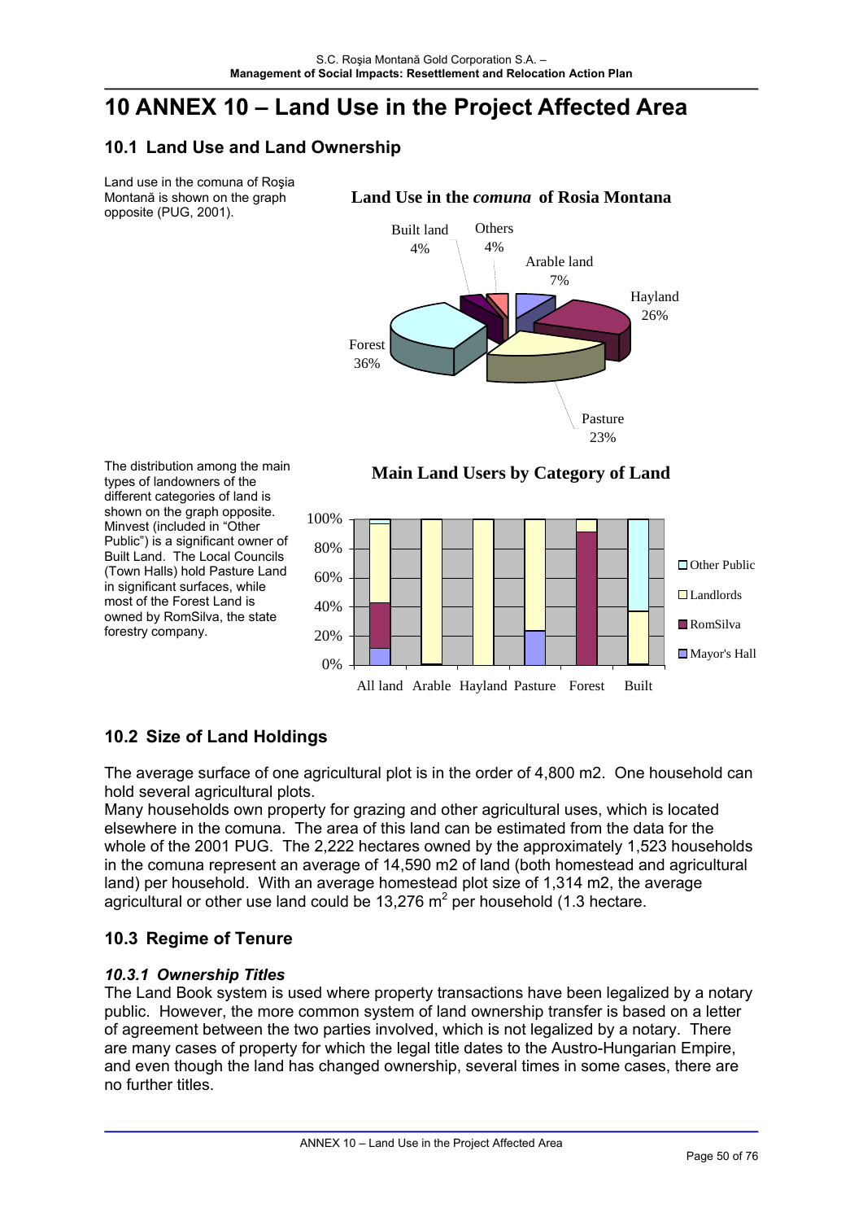# 10 ANNEX 10 – Land Use in the Project Affected Area

## 10.1 Land Use and Land Ownership

Land use in the comuna of Roşia Montană is shown on the graph opposite (PUG, 2001).

**Land Use in the *comuna* of Rosia Montana**

Built land 4%
Others 4%
Arable land 7%
Hayland 26%
Forest 36%
Pasture 23%

The distribution among the main types of landowners of the different categories of land is shown on the graph opposite. Minvest (included in "Other Public") is a significant owner of Built Land. The Local Councils (Town Halls) hold Pasture Land in significant surfaces, while most of the Forest Land is owned by RomSilva, the state forestry company.

**Main Land Users by Category of Land**

100%
80%
60%
40%
20%
0%

All land Arable Hayland Pasture Forest Built

Other Public
Landlords
RomSilva
Mayor's Hall

## 10.2 Size of Land Holdings

The average surface of one agricultural plot is in the order of 4,800 m2. One household can hold several agricultural plots.
Many households own property for grazing and other agricultural uses, which is located elsewhere in the comuna. The area of this land can be estimated from the data for the whole of the 2001 PUG. The 2,222 hectares owned by the approximately 1,523 households in the comuna represent an average of 14,590 m2 of land (both homestead and agricultural land) per household. With an average homestead plot size of 1,314 m2, the average agricultural or other use land could be 13,276 $m^2$ per household (1.3 hectare.

## 10.3 Regime of Tenure

### *10.3.1 Ownership Titles*

The Land Book system is used where property transactions have been legalized by a notary public. However, the more common system of land ownership transfer is based on a letter of agreement between the two parties involved, which is not legalized by a notary. There are many cases of property for which the legal title dates to the Austro-Hungarian Empire, and even though the land has changed ownership, several times in some cases, there are no further titles.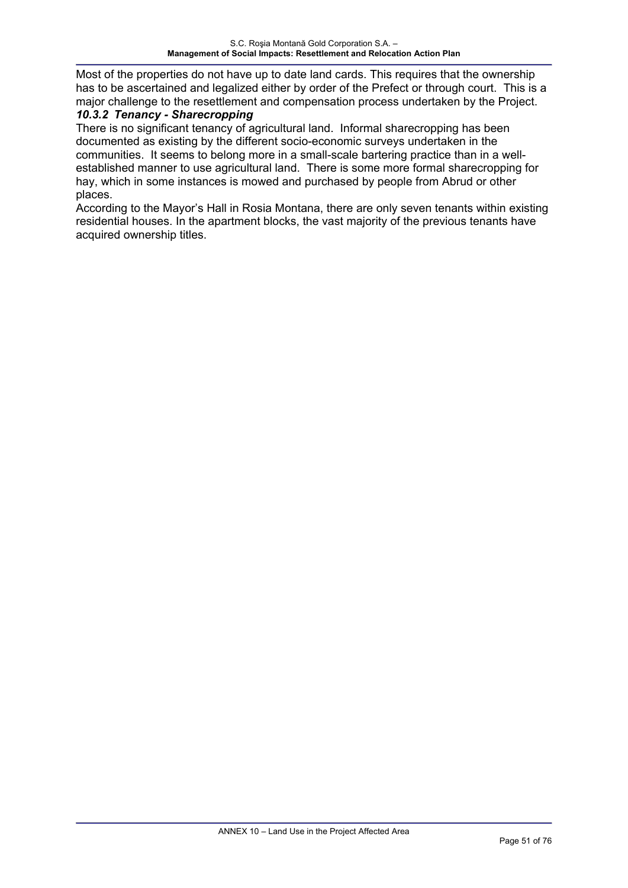Most of the properties do not have up to date land cards. This requires that the ownership has to be ascertained and legalized either by order of the Prefect or through court. This is a major challenge to the resettlement and compensation process undertaken by the Project.

### *10.3.2 Tenancy - Sharecropping*

There is no significant tenancy of agricultural land. Informal sharecropping has been documented as existing by the different socio-economic surveys undertaken in the communities. It seems to belong more in a small-scale bartering practice than in a well-established manner to use agricultural land. There is some more formal sharecropping for hay, which in some instances is mowed and purchased by people from Abrud or other places.

According to the Mayor's Hall in Rosia Montana, there are only seven tenants within existing residential houses. In the apartment blocks, the vast majority of the previous tenants have acquired ownership titles.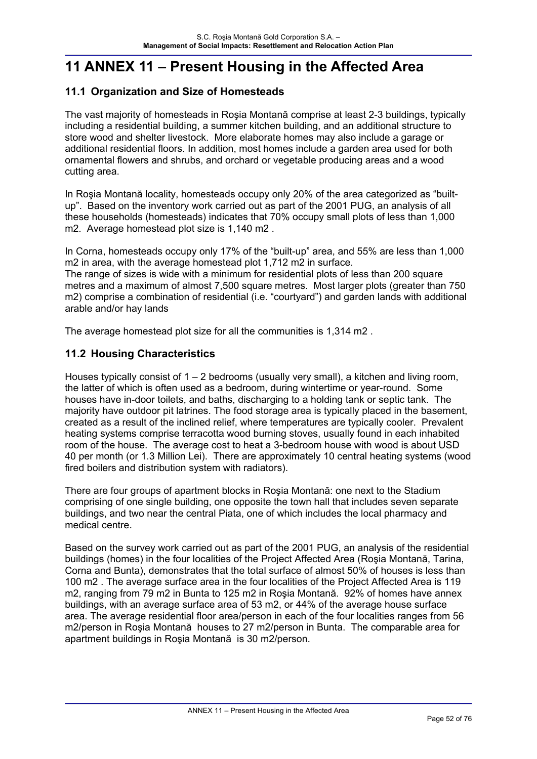# 11 ANNEX 11 – Present Housing in the Affected Area

## 11.1 Organization and Size of Homesteads

The vast majority of homesteads in Roşia Montană comprise at least 2-3 buildings, typically including a residential building, a summer kitchen building, and an additional structure to store wood and shelter livestock. More elaborate homes may also include a garage or additional residential floors. In addition, most homes include a garden area used for both ornamental flowers and shrubs, and orchard or vegetable producing areas and a wood cutting area.

In Roşia Montană locality, homesteads occupy only 20% of the area categorized as "built-up". Based on the inventory work carried out as part of the 2001 PUG, an analysis of all these households (homesteads) indicates that 70% occupy small plots of less than 1,000 m2. Average homestead plot size is 1,140 m2 .

In Corna, homesteads occupy only 17% of the "built-up" area, and 55% are less than 1,000 m2 in area, with the average homestead plot 1,712 m2 in surface.
The range of sizes is wide with a minimum for residential plots of less than 200 square metres and a maximum of almost 7,500 square metres. Most larger plots (greater than 750 m2) comprise a combination of residential (i.e. "courtyard") and garden lands with additional arable and/or hay lands

The average homestead plot size for all the communities is 1,314 m2 .

## 11.2 Housing Characteristics

Houses typically consist of 1 – 2 bedrooms (usually very small), a kitchen and living room, the latter of which is often used as a bedroom, during wintertime or year-round. Some houses have in-door toilets, and baths, discharging to a holding tank or septic tank. The majority have outdoor pit latrines. The food storage area is typically placed in the basement, created as a result of the inclined relief, where temperatures are typically cooler. Prevalent heating systems comprise terracotta wood burning stoves, usually found in each inhabited room of the house. The average cost to heat a 3-bedroom house with wood is about USD 40 per month (or 1.3 Million Lei). There are approximately 10 central heating systems (wood fired boilers and distribution system with radiators).

There are four groups of apartment blocks in Roşia Montană: one next to the Stadium comprising of one single building, one opposite the town hall that includes seven separate buildings, and two near the central Piata, one of which includes the local pharmacy and medical centre.

Based on the survey work carried out as part of the 2001 PUG, an analysis of the residential buildings (homes) in the four localities of the Project Affected Area (Roşia Montană, Tarina, Corna and Bunta), demonstrates that the total surface of almost 50% of houses is less than 100 m2 . The average surface area in the four localities of the Project Affected Area is 119 m2, ranging from 79 m2 in Bunta to 125 m2 in Roşia Montană. 92% of homes have annex buildings, with an average surface area of 53 m2, or 44% of the average house surface area. The average residential floor area/person in each of the four localities ranges from 56 m2/person in Roşia Montană houses to 27 m2/person in Bunta. The comparable area for apartment buildings in Roşia Montană is 30 m2/person.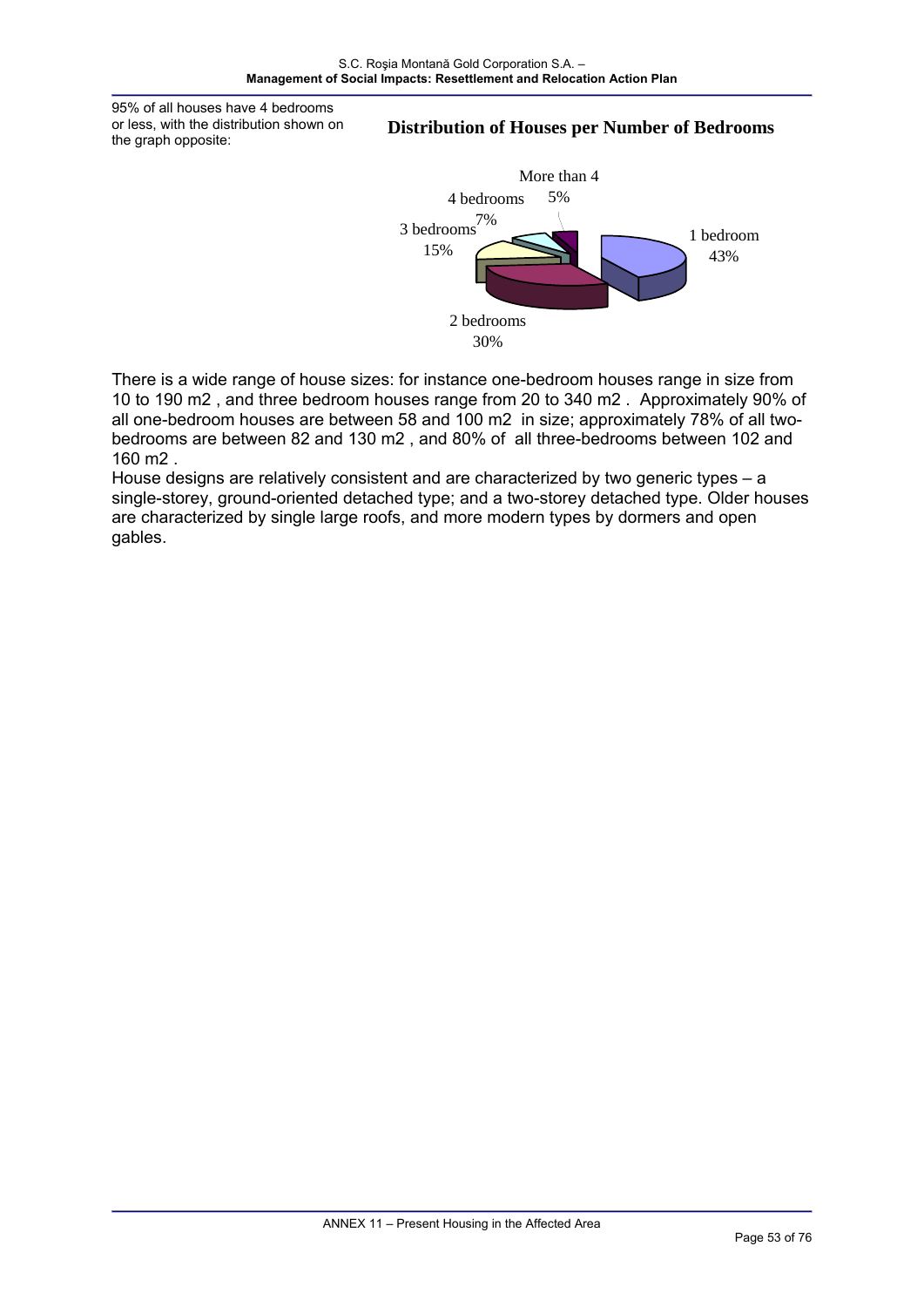95% of all houses have 4 bedrooms or less, with the distribution shown on the graph opposite:

**Distribution of Houses per Number of Bedrooms**

| Number of bedrooms | Share |
|---|---|
| 1 bedroom | 43% |
| 2 bedrooms | 30% |
| 3 bedrooms | 15% |
| 4 bedrooms | 7% |
| More than 4 | 5% |

There is a wide range of house sizes: for instance one-bedroom houses range in size from 10 to 190 m2 , and three bedroom houses range from 20 to 340 m2 . Approximately 90% of all one-bedroom houses are between 58 and 100 m2 in size; approximately 78% of all two-bedrooms are between 82 and 130 m2 , and 80% of all three-bedrooms between 102 and 160 m2 .

House designs are relatively consistent and are characterized by two generic types – a single-storey, ground-oriented detached type; and a two-storey detached type. Older houses are characterized by single large roofs, and more modern types by dormers and open gables.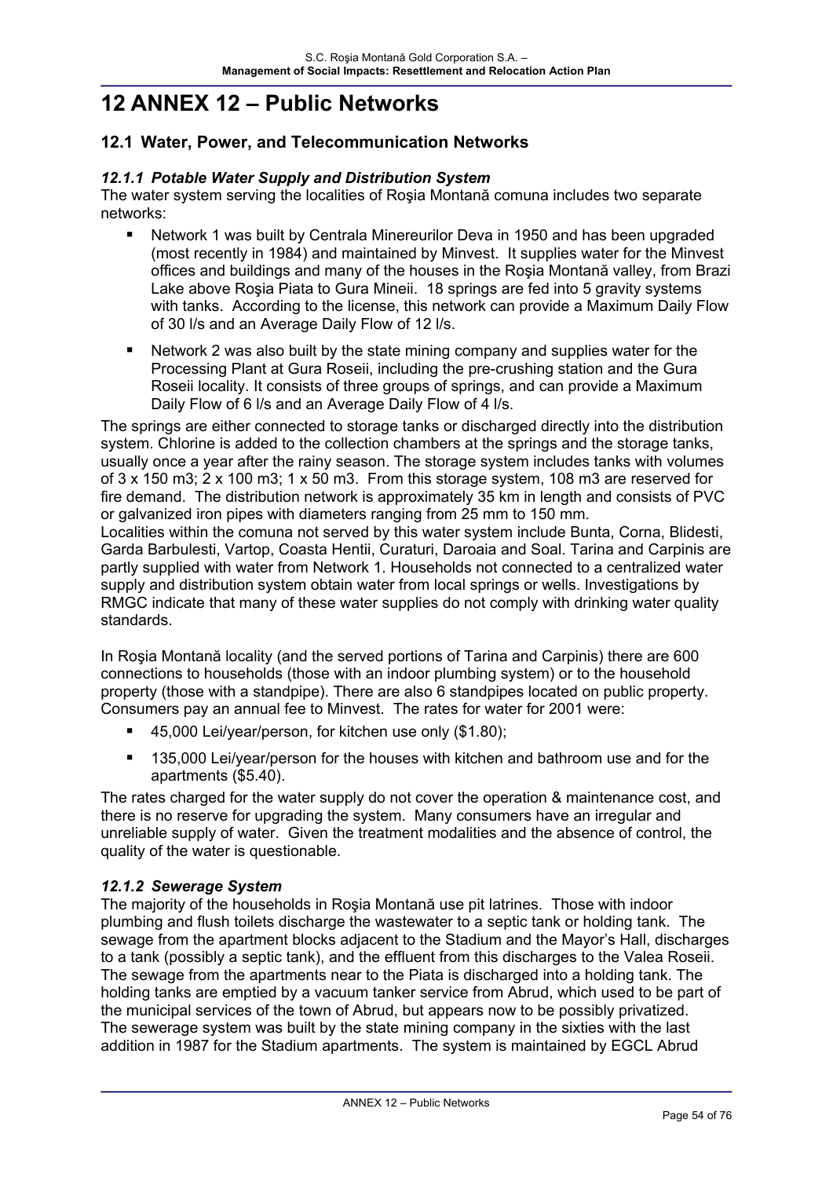# 12 ANNEX 12 – Public Networks

## 12.1 Water, Power, and Telecommunication Networks

### *12.1.1 Potable Water Supply and Distribution System*

The water system serving the localities of Roşia Montană comuna includes two separate networks:

- Network 1 was built by Centrala Minereurilor Deva in 1950 and has been upgraded (most recently in 1984) and maintained by Minvest. It supplies water for the Minvest offices and buildings and many of the houses in the Roşia Montană valley, from Brazi Lake above Roşia Piata to Gura Mineii. 18 springs are fed into 5 gravity systems with tanks. According to the license, this network can provide a Maximum Daily Flow of 30 l/s and an Average Daily Flow of 12 l/s.
- Network 2 was also built by the state mining company and supplies water for the Processing Plant at Gura Roseii, including the pre-crushing station and the Gura Roseii locality. It consists of three groups of springs, and can provide a Maximum Daily Flow of 6 l/s and an Average Daily Flow of 4 l/s.

The springs are either connected to storage tanks or discharged directly into the distribution system. Chlorine is added to the collection chambers at the springs and the storage tanks, usually once a year after the rainy season. The storage system includes tanks with volumes of 3 x 150 m3; 2 x 100 m3; 1 x 50 m3. From this storage system, 108 m3 are reserved for fire demand. The distribution network is approximately 35 km in length and consists of PVC or galvanized iron pipes with diameters ranging from 25 mm to 150 mm.
Localities within the comuna not served by this water system include Bunta, Corna, Blidesti, Garda Barbulesti, Vartop, Coasta Hentii, Curaturi, Daroaia and Soal. Tarina and Carpinis are partly supplied with water from Network 1. Households not connected to a centralized water supply and distribution system obtain water from local springs or wells. Investigations by RMGC indicate that many of these water supplies do not comply with drinking water quality standards.

In Roşia Montană locality (and the served portions of Tarina and Carpinis) there are 600 connections to households (those with an indoor plumbing system) or to the household property (those with a standpipe). There are also 6 standpipes located on public property. Consumers pay an annual fee to Minvest. The rates for water for 2001 were:

- 45,000 Lei/year/person, for kitchen use only ($1.80);
- 135,000 Lei/year/person for the houses with kitchen and bathroom use and for the apartments ($5.40).

The rates charged for the water supply do not cover the operation & maintenance cost, and there is no reserve for upgrading the system. Many consumers have an irregular and unreliable supply of water. Given the treatment modalities and the absence of control, the quality of the water is questionable.

### *12.1.2 Sewerage System*

The majority of the households in Roşia Montană use pit latrines. Those with indoor plumbing and flush toilets discharge the wastewater to a septic tank or holding tank. The sewage from the apartment blocks adjacent to the Stadium and the Mayor's Hall, discharges to a tank (possibly a septic tank), and the effluent from this discharges to the Valea Roseii. The sewage from the apartments near to the Piata is discharged into a holding tank. The holding tanks are emptied by a vacuum tanker service from Abrud, which used to be part of the municipal services of the town of Abrud, but appears now to be possibly privatized.
The sewerage system was built by the state mining company in the sixties with the last addition in 1987 for the Stadium apartments. The system is maintained by EGCL Abrud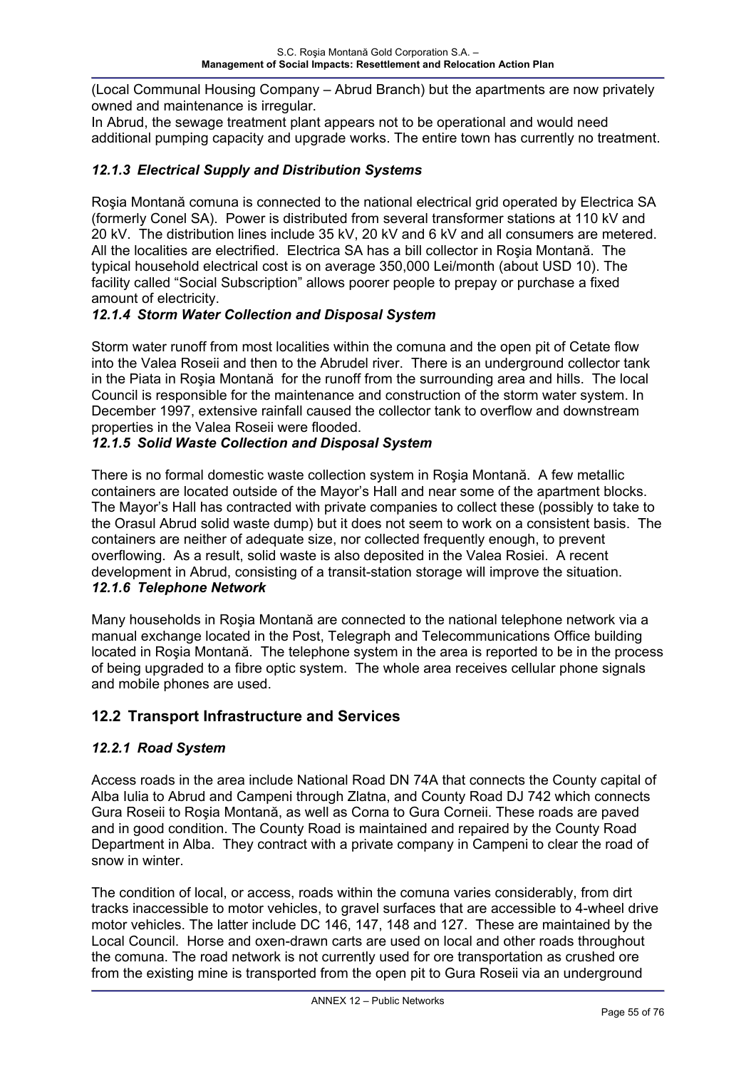(Local Communal Housing Company – Abrud Branch) but the apartments are now privately owned and maintenance is irregular.

In Abrud, the sewage treatment plant appears not to be operational and would need additional pumping capacity and upgrade works. The entire town has currently no treatment.

### *12.1.3 Electrical Supply and Distribution Systems*

Roşia Montană comuna is connected to the national electrical grid operated by Electrica SA (formerly Conel SA). Power is distributed from several transformer stations at 110 kV and 20 kV. The distribution lines include 35 kV, 20 kV and 6 kV and all consumers are metered. All the localities are electrified. Electrica SA has a bill collector in Roşia Montană. The typical household electrical cost is on average 350,000 Lei/month (about USD 10). The facility called "Social Subscription" allows poorer people to prepay or purchase a fixed amount of electricity.

### *12.1.4 Storm Water Collection and Disposal System*

Storm water runoff from most localities within the comuna and the open pit of Cetate flow into the Valea Roseii and then to the Abrudel river. There is an underground collector tank in the Piata in Roşia Montană for the runoff from the surrounding area and hills. The local Council is responsible for the maintenance and construction of the storm water system. In December 1997, extensive rainfall caused the collector tank to overflow and downstream properties in the Valea Roseii were flooded.

### *12.1.5 Solid Waste Collection and Disposal System*

There is no formal domestic waste collection system in Roşia Montană. A few metallic containers are located outside of the Mayor's Hall and near some of the apartment blocks. The Mayor's Hall has contracted with private companies to collect these (possibly to take to the Orasul Abrud solid waste dump) but it does not seem to work on a consistent basis. The containers are neither of adequate size, nor collected frequently enough, to prevent overflowing. As a result, solid waste is also deposited in the Valea Rosiei. A recent development in Abrud, consisting of a transit-station storage will improve the situation.

### *12.1.6 Telephone Network*

Many households in Roşia Montană are connected to the national telephone network via a manual exchange located in the Post, Telegraph and Telecommunications Office building located in Roşia Montană. The telephone system in the area is reported to be in the process of being upgraded to a fibre optic system. The whole area receives cellular phone signals and mobile phones are used.

## 12.2 Transport Infrastructure and Services

### *12.2.1 Road System*

Access roads in the area include National Road DN 74A that connects the County capital of Alba Iulia to Abrud and Campeni through Zlatna, and County Road DJ 742 which connects Gura Roseii to Roşia Montană, as well as Corna to Gura Corneii. These roads are paved and in good condition. The County Road is maintained and repaired by the County Road Department in Alba. They contract with a private company in Campeni to clear the road of snow in winter.

The condition of local, or access, roads within the comuna varies considerably, from dirt tracks inaccessible to motor vehicles, to gravel surfaces that are accessible to 4-wheel drive motor vehicles. The latter include DC 146, 147, 148 and 127. These are maintained by the Local Council. Horse and oxen-drawn carts are used on local and other roads throughout the comuna. The road network is not currently used for ore transportation as crushed ore from the existing mine is transported from the open pit to Gura Roseii via an underground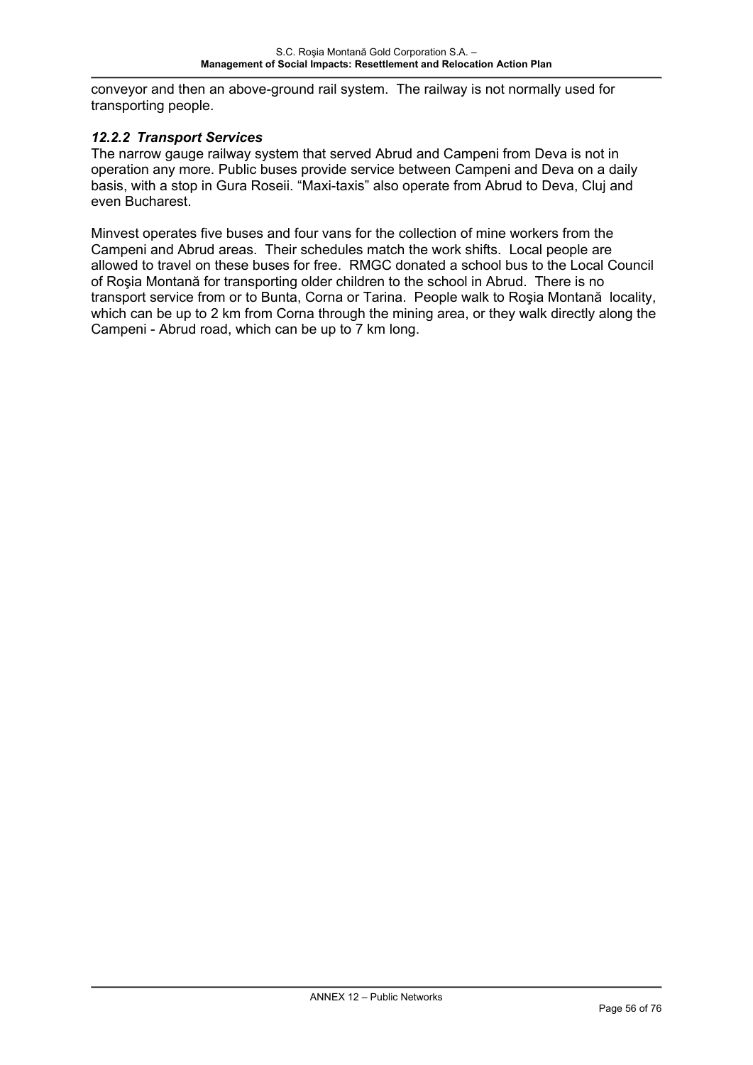conveyor and then an above-ground rail system. The railway is not normally used for transporting people.

#### *12.2.2 Transport Services*

The narrow gauge railway system that served Abrud and Campeni from Deva is not in operation any more. Public buses provide service between Campeni and Deva on a daily basis, with a stop in Gura Roseii. “Maxi-taxis” also operate from Abrud to Deva, Cluj and even Bucharest.

Minvest operates five buses and four vans for the collection of mine workers from the Campeni and Abrud areas. Their schedules match the work shifts. Local people are allowed to travel on these buses for free. RMGC donated a school bus to the Local Council of Roşia Montană for transporting older children to the school in Abrud. There is no transport service from or to Bunta, Corna or Tarina. People walk to Roşia Montană locality, which can be up to 2 km from Corna through the mining area, or they walk directly along the Campeni - Abrud road, which can be up to 7 km long.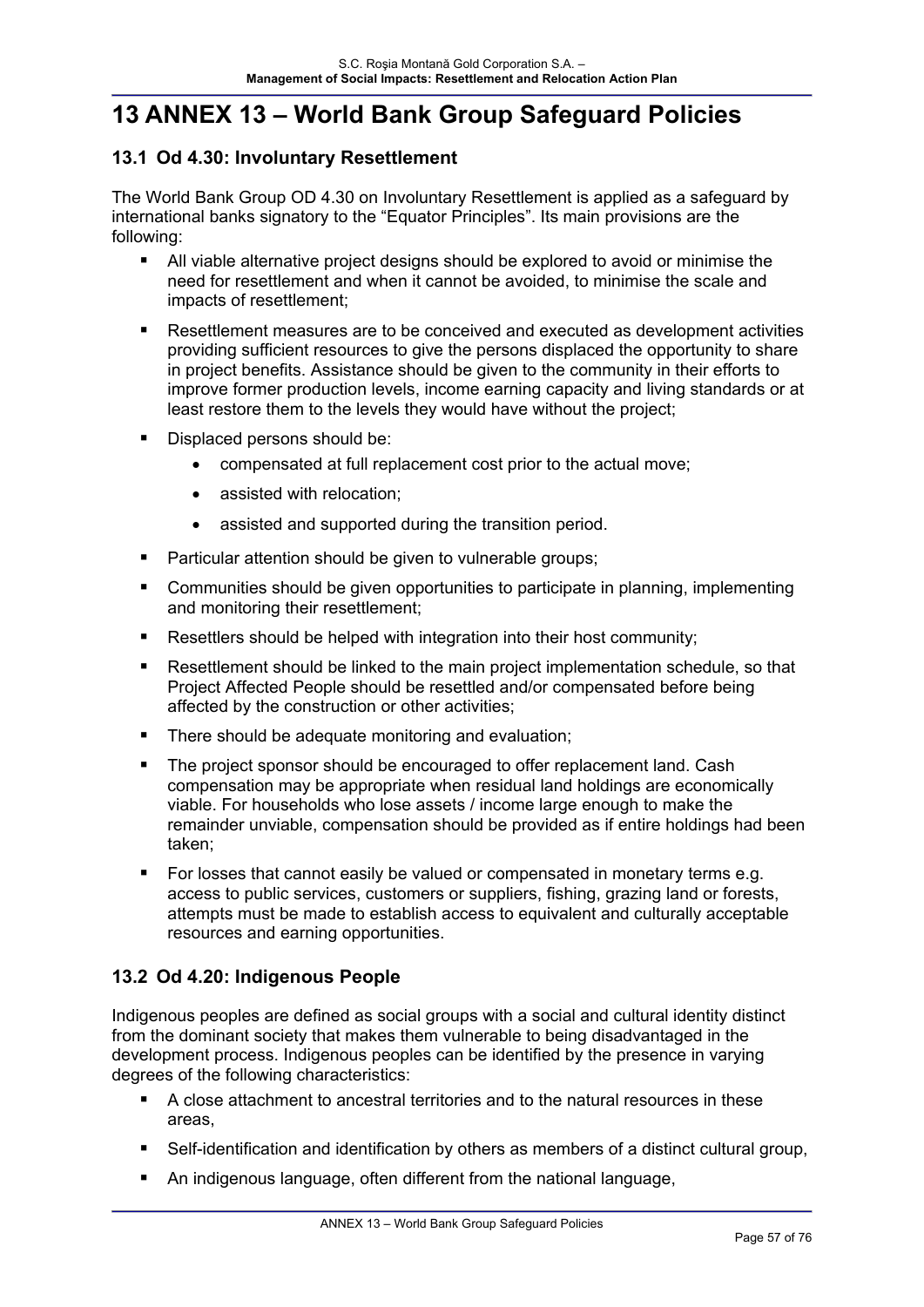# 13 ANNEX 13 – World Bank Group Safeguard Policies

## 13.1 Od 4.30: Involuntary Resettlement

The World Bank Group OD 4.30 on Involuntary Resettlement is applied as a safeguard by international banks signatory to the "Equator Principles". Its main provisions are the following:

- All viable alternative project designs should be explored to avoid or minimise the need for resettlement and when it cannot be avoided, to minimise the scale and impacts of resettlement;
- Resettlement measures are to be conceived and executed as development activities providing sufficient resources to give the persons displaced the opportunity to share in project benefits. Assistance should be given to the community in their efforts to improve former production levels, income earning capacity and living standards or at least restore them to the levels they would have without the project;
- Displaced persons should be:
  - compensated at full replacement cost prior to the actual move;
  - assisted with relocation;
  - assisted and supported during the transition period.
- Particular attention should be given to vulnerable groups;
- Communities should be given opportunities to participate in planning, implementing and monitoring their resettlement;
- Resettlers should be helped with integration into their host community;
- Resettlement should be linked to the main project implementation schedule, so that Project Affected People should be resettled and/or compensated before being affected by the construction or other activities;
- There should be adequate monitoring and evaluation;
- The project sponsor should be encouraged to offer replacement land. Cash compensation may be appropriate when residual land holdings are economically viable. For households who lose assets / income large enough to make the remainder unviable, compensation should be provided as if entire holdings had been taken;
- For losses that cannot easily be valued or compensated in monetary terms e.g. access to public services, customers or suppliers, fishing, grazing land or forests, attempts must be made to establish access to equivalent and culturally acceptable resources and earning opportunities.

## 13.2 Od 4.20: Indigenous People

Indigenous peoples are defined as social groups with a social and cultural identity distinct from the dominant society that makes them vulnerable to being disadvantaged in the development process. Indigenous peoples can be identified by the presence in varying degrees of the following characteristics:

- A close attachment to ancestral territories and to the natural resources in these areas,
- Self-identification and identification by others as members of a distinct cultural group,
- An indigenous language, often different from the national language,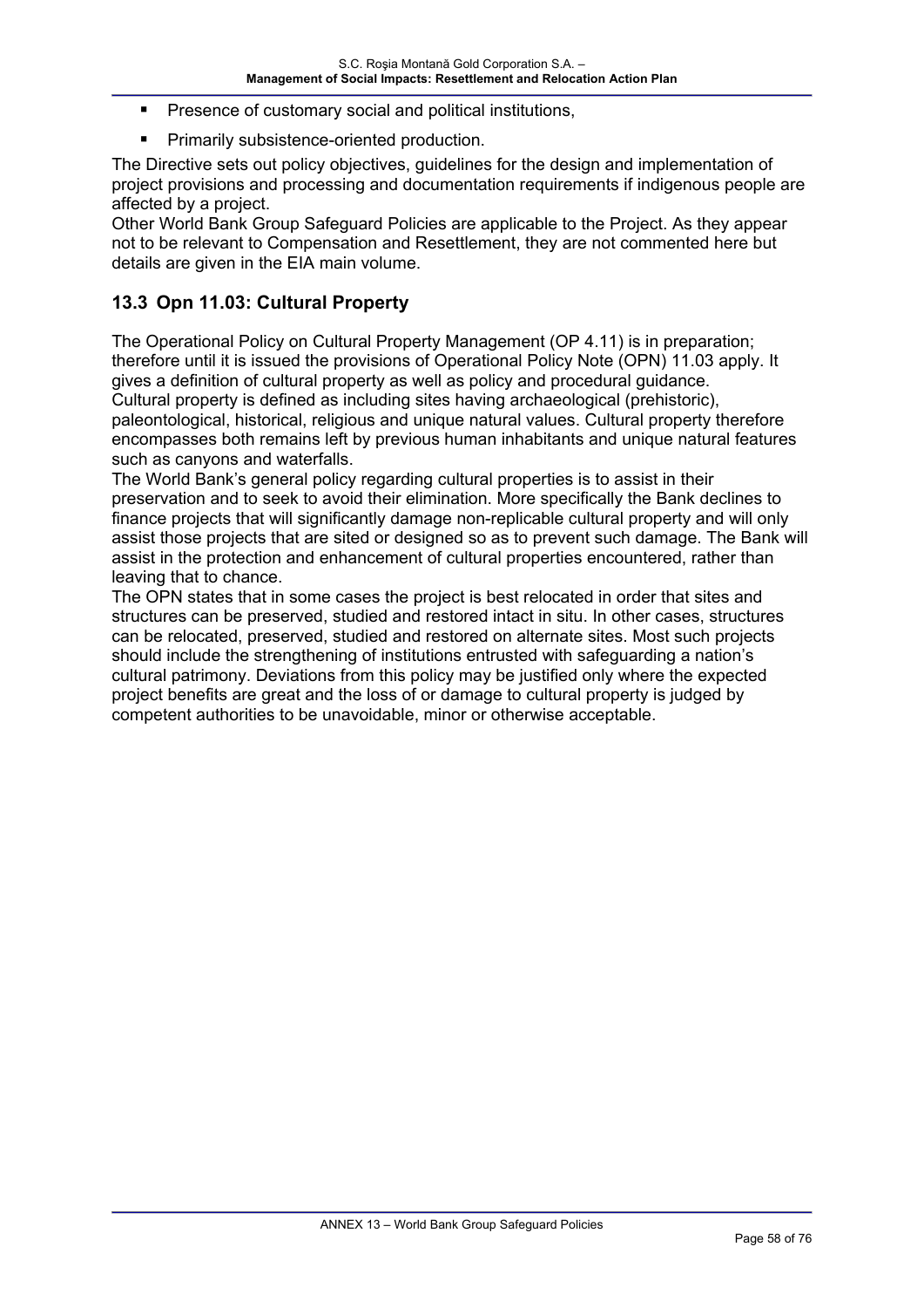- Presence of customary social and political institutions,
- Primarily subsistence-oriented production.

The Directive sets out policy objectives, guidelines for the design and implementation of project provisions and processing and documentation requirements if indigenous people are affected by a project.

Other World Bank Group Safeguard Policies are applicable to the Project. As they appear not to be relevant to Compensation and Resettlement, they are not commented here but details are given in the EIA main volume.

## 13.3 Opn 11.03: Cultural Property

The Operational Policy on Cultural Property Management (OP 4.11) is in preparation; therefore until it is issued the provisions of Operational Policy Note (OPN) 11.03 apply. It gives a definition of cultural property as well as policy and procedural guidance.

Cultural property is defined as including sites having archaeological (prehistoric), paleontological, historical, religious and unique natural values. Cultural property therefore encompasses both remains left by previous human inhabitants and unique natural features such as canyons and waterfalls.

The World Bank's general policy regarding cultural properties is to assist in their preservation and to seek to avoid their elimination. More specifically the Bank declines to finance projects that will significantly damage non-replicable cultural property and will only assist those projects that are sited or designed so as to prevent such damage. The Bank will assist in the protection and enhancement of cultural properties encountered, rather than leaving that to chance.

The OPN states that in some cases the project is best relocated in order that sites and structures can be preserved, studied and restored intact in situ. In other cases, structures can be relocated, preserved, studied and restored on alternate sites. Most such projects should include the strengthening of institutions entrusted with safeguarding a nation's cultural patrimony. Deviations from this policy may be justified only where the expected project benefits are great and the loss of or damage to cultural property is judged by competent authorities to be unavoidable, minor or otherwise acceptable.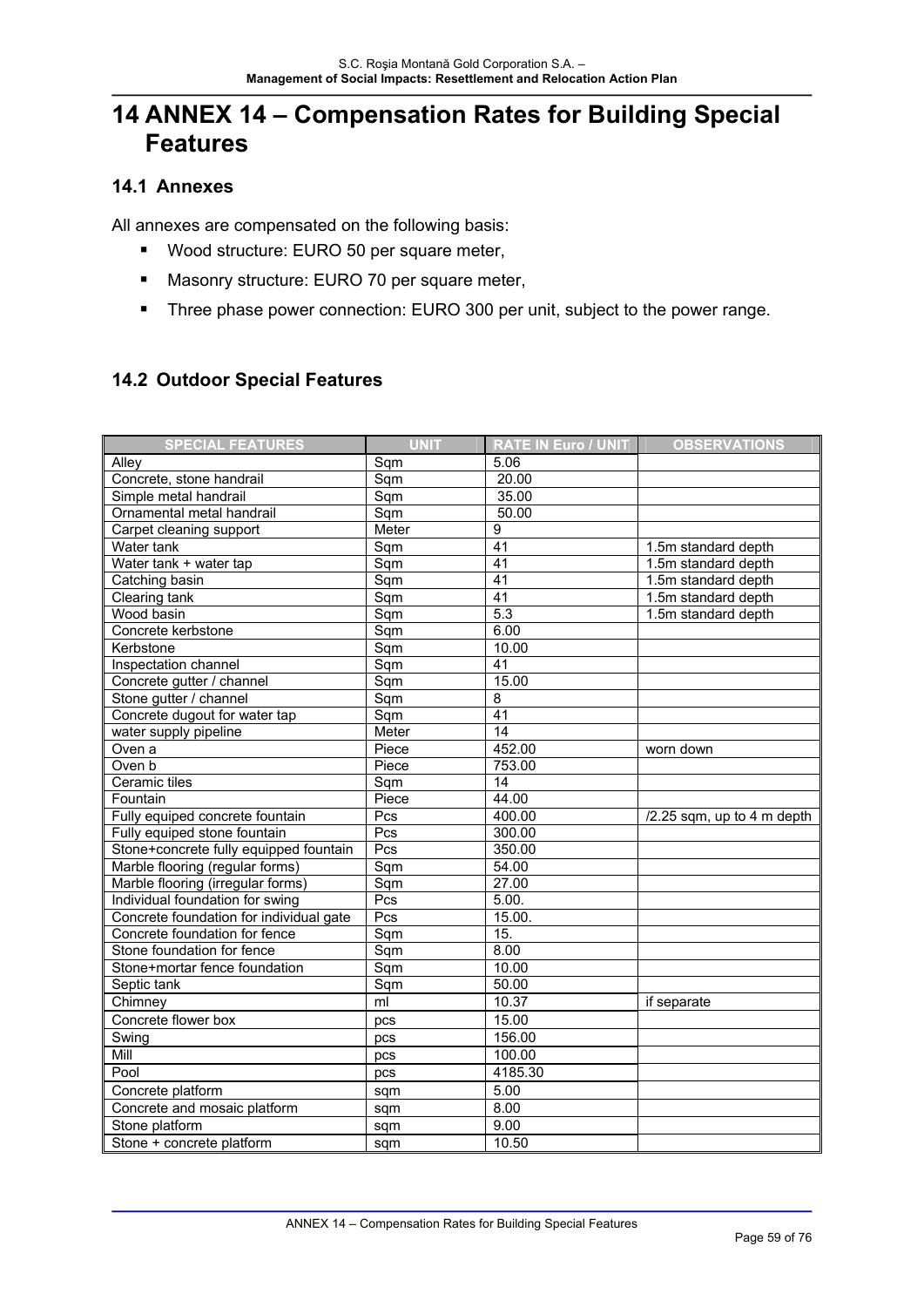# 14 ANNEX 14 – Compensation Rates for Building Special Features

## 14.1 Annexes

All annexes are compensated on the following basis:

- Wood structure: EURO 50 per square meter,
- Masonry structure: EURO 70 per square meter,
- Three phase power connection: EURO 300 per unit, subject to the power range.

## 14.2 Outdoor Special Features

| SPECIAL FEATURES | UNIT | RATE IN Euro / UNIT | OBSERVATIONS |
|---|---|---|---|
| Alley | Sqm | 5.06 | |
| Concrete, stone handrail | Sqm | 20.00 | |
| Simple metal handrail | Sqm | 35.00 | |
| Ornamental metal handrail | Sqm | 50.00 | |
| Carpet cleaning support | Meter | 9 | |
| Water tank | Sqm | 41 | 1.5m standard depth |
| Water tank + water tap | Sqm | 41 | 1.5m standard depth |
| Catching basin | Sqm | 41 | 1.5m standard depth |
| Clearing tank | Sqm | 41 | 1.5m standard depth |
| Wood basin | Sqm | 5.3 | 1.5m standard depth |
| Concrete kerbstone | Sqm | 6.00 | |
| Kerbstone | Sqm | 10.00 | |
| Inspectation channel | Sqm | 41 | |
| Concrete gutter / channel | Sqm | 15.00 | |
| Stone gutter / channel | Sqm | 8 | |
| Concrete dugout for water tap | Sqm | 41 | |
| water supply pipeline | Meter | 14 | |
| Oven a | Piece | 452.00 | worn down |
| Oven b | Piece | 753.00 | |
| Ceramic tiles | Sqm | 14 | |
| Fountain | Piece | 44.00 | |
| Fully equiped concrete fountain | Pcs | 400.00 | /2.25 sqm, up to 4 m depth |
| Fully equiped stone fountain | Pcs | 300.00 | |
| Stone+concrete fully equipped fountain | Pcs | 350.00 | |
| Marble flooring (regular forms) | Sqm | 54.00 | |
| Marble flooring (irregular forms) | Sqm | 27.00 | |
| Individual foundation for swing | Pcs | 5.00. | |
| Concrete foundation for individual gate | Pcs | 15.00. | |
| Concrete foundation for fence | Sqm | 15. | |
| Stone foundation for fence | Sqm | 8.00 | |
| Stone+mortar fence foundation | Sqm | 10.00 | |
| Septic tank | Sqm | 50.00 | |
| Chimney | ml | 10.37 | if separate |
| Concrete flower box | pcs | 15.00 | |
| Swing | pcs | 156.00 | |
| Mill | pcs | 100.00 | |
| Pool | pcs | 4185.30 | |
| Concrete platform | sqm | 5.00 | |
| Concrete and mosaic platform | sqm | 8.00 | |
| Stone platform | sqm | 9.00 | |
| Stone + concrete platform | sqm | 10.50 | |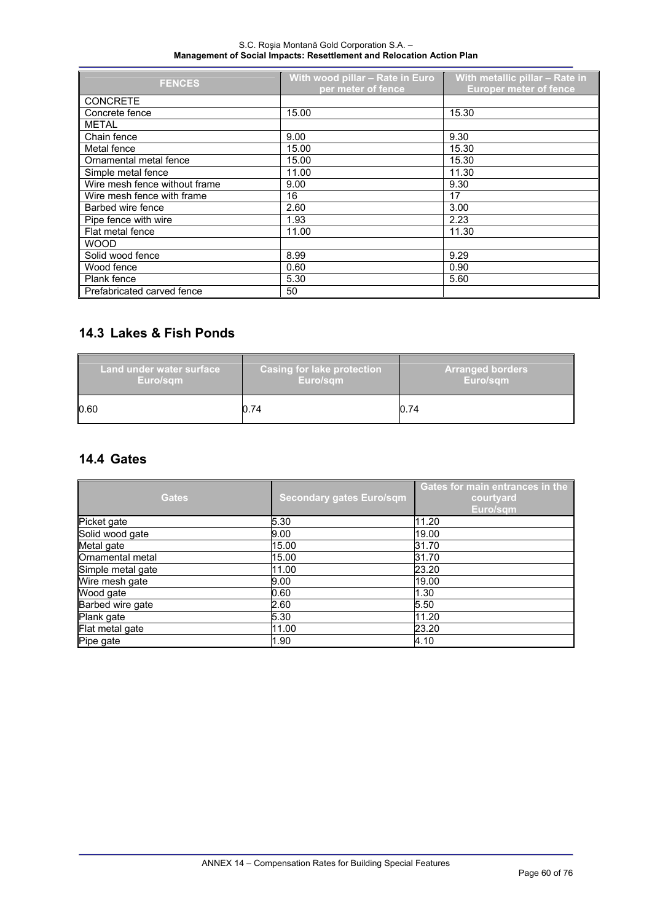| FENCES | With wood pillar – Rate in Euro per meter of fence | With metallic pillar – Rate in Europer meter of fence |
|---|---|---|
| CONCRETE | | |
| Concrete fence | 15.00 | 15.30 |
| METAL | | |
| Chain fence | 9.00 | 9.30 |
| Metal fence | 15.00 | 15.30 |
| Ornamental metal fence | 15.00 | 15.30 |
| Simple metal fence | 11.00 | 11.30 |
| Wire mesh fence without frame | 9.00 | 9.30 |
| Wire mesh fence with frame | 16 | 17 |
| Barbed wire fence | 2.60 | 3.00 |
| Pipe fence with wire | 1.93 | 2.23 |
| Flat metal fence | 11.00 | 11.30 |
| WOOD | | |
| Solid wood fence | 8.99 | 9.29 |
| Wood fence | 0.60 | 0.90 |
| Plank fence | 5.30 | 5.60 |
| Prefabricated carved fence | 50 | |

## 14.3 Lakes & Fish Ponds

| Land under water surface Euro/sqm | Casing for lake protection Euro/sqm | Arranged borders Euro/sqm |
|---|---|---|
| 0.60 | 0.74 | 0.74 |

## 14.4 Gates

| Gates | Secondary gates Euro/sqm | Gates for main entrances in the courtyard Euro/sqm |
|---|---|---|
| Picket gate | 5.30 | 11.20 |
| Solid wood gate | 9.00 | 19.00 |
| Metal gate | 15.00 | 31.70 |
| Ornamental metal | 15.00 | 31.70 |
| Simple metal gate | 11.00 | 23.20 |
| Wire mesh gate | 9.00 | 19.00 |
| Wood gate | 0.60 | 1.30 |
| Barbed wire gate | 2.60 | 5.50 |
| Plank gate | 5.30 | 11.20 |
| Flat metal gate | 11.00 | 23.20 |
| Pipe gate | 1.90 | 4.10 |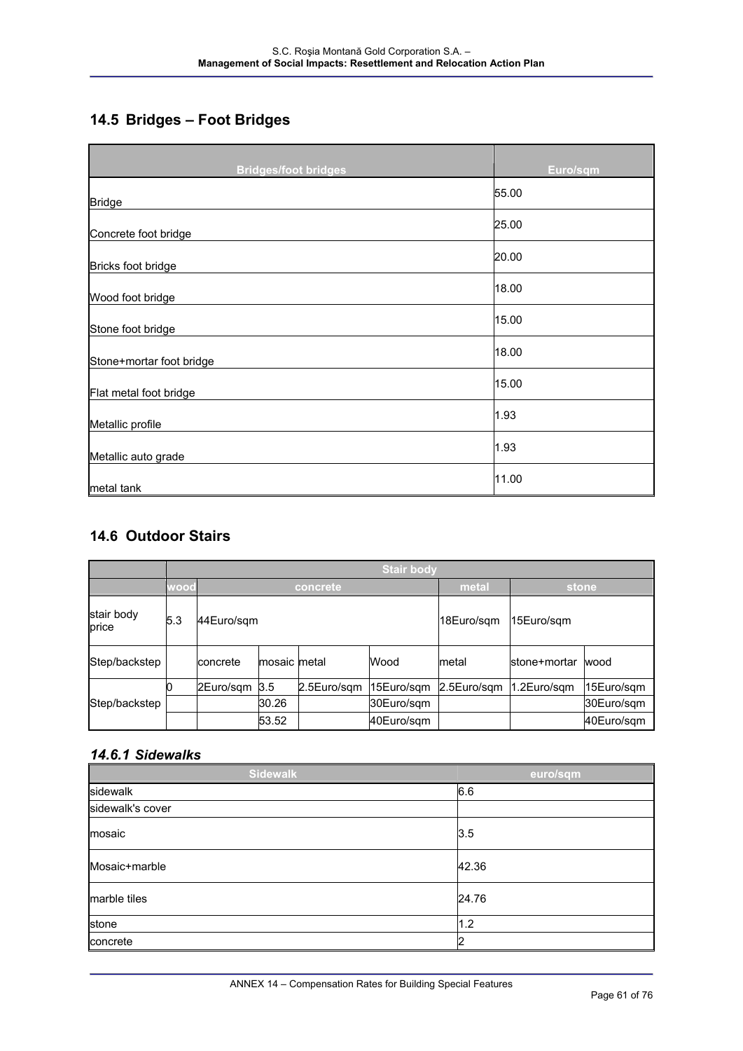## 14.5 Bridges – Foot Bridges

| Bridges/foot bridges | Euro/sqm |
|---|---|
| Bridge | 55.00 |
| Concrete foot bridge | 25.00 |
| Bricks foot bridge | 20.00 |
| Wood foot bridge | 18.00 |
| Stone foot bridge | 15.00 |
| Stone+mortar foot bridge | 18.00 |
| Flat metal foot bridge | 15.00 |
| Metallic profile | 1.93 |
| Metallic auto grade | 1.93 |
| metal tank | 11.00 |

## 14.6 Outdoor Stairs

| | Stair body | | | | | | | |
|---|---|---|---|---|---|---|---|---|
| | wood | concrete | | | | metal | stone | |
| stair body price | 5.3 | 44Euro/sqm | | | | 18Euro/sqm | 15Euro/sqm | |
| Step/backstep | | concrete | mosaic | metal | Wood | metal | stone+mortar | wood |
| Step/backstep | 0 | 2Euro/sqm | 3.5 | 2.5Euro/sqm | 15Euro/sqm | 2.5Euro/sqm | 1.2Euro/sqm | 15Euro/sqm |
| | | | 30.26 | | 30Euro/sqm | | | 30Euro/sqm |
| | | | 53.52 | | 40Euro/sqm | | | 40Euro/sqm |

### *14.6.1 Sidewalks*

| Sidewalk | euro/sqm |
|---|---|
| sidewalk | 6.6 |
| sidewalk's cover | |
| mosaic | 3.5 |
| Mosaic+marble | 42.36 |
| marble tiles | 24.76 |
| stone | 1.2 |
| concrete | 2 |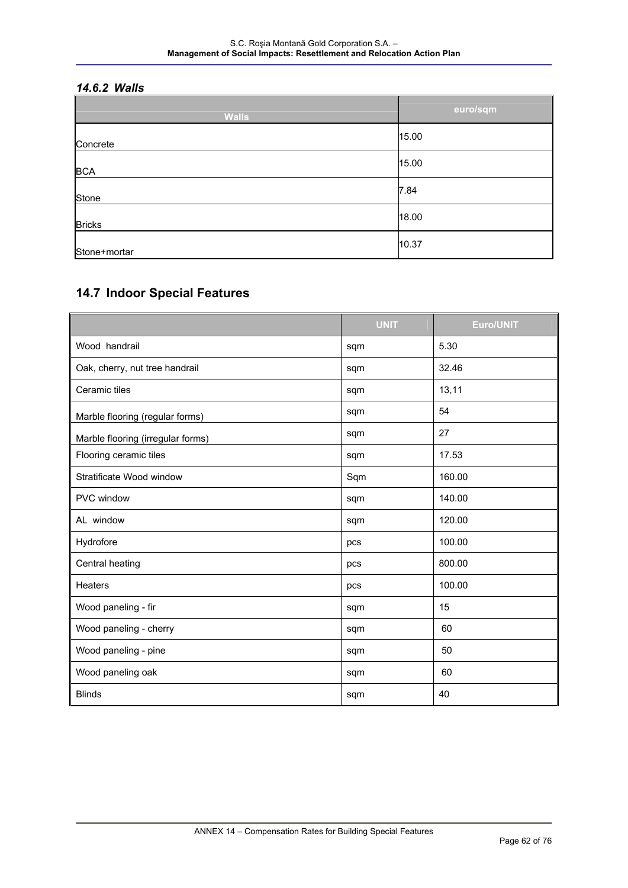### *14.6.2 Walls*

| Walls | euro/sqm |
|---|---|
| Concrete | 15.00 |
| BCA | 15.00 |
| Stone | 7.84 |
| Bricks | 18.00 |
| Stone+mortar | 10.37 |

## 14.7 Indoor Special Features

| | UNIT | Euro/UNIT |
|---|---|---|
| Wood handrail | sqm | 5.30 |
| Oak, cherry, nut tree handrail | sqm | 32.46 |
| Ceramic tiles | sqm | 13,11 |
| Marble flooring (regular forms) | sqm | 54 |
| Marble flooring (irregular forms) | sqm | 27 |
| Flooring ceramic tiles | sqm | 17.53 |
| Stratificate Wood window | Sqm | 160.00 |
| PVC window | sqm | 140.00 |
| AL window | sqm | 120.00 |
| Hydrofore | pcs | 100.00 |
| Central heating | pcs | 800.00 |
| Heaters | pcs | 100.00 |
| Wood paneling - fir | sqm | 15 |
| Wood paneling - cherry | sqm | 60 |
| Wood paneling - pine | sqm | 50 |
| Wood paneling oak | sqm | 60 |
| Blinds | sqm | 40 |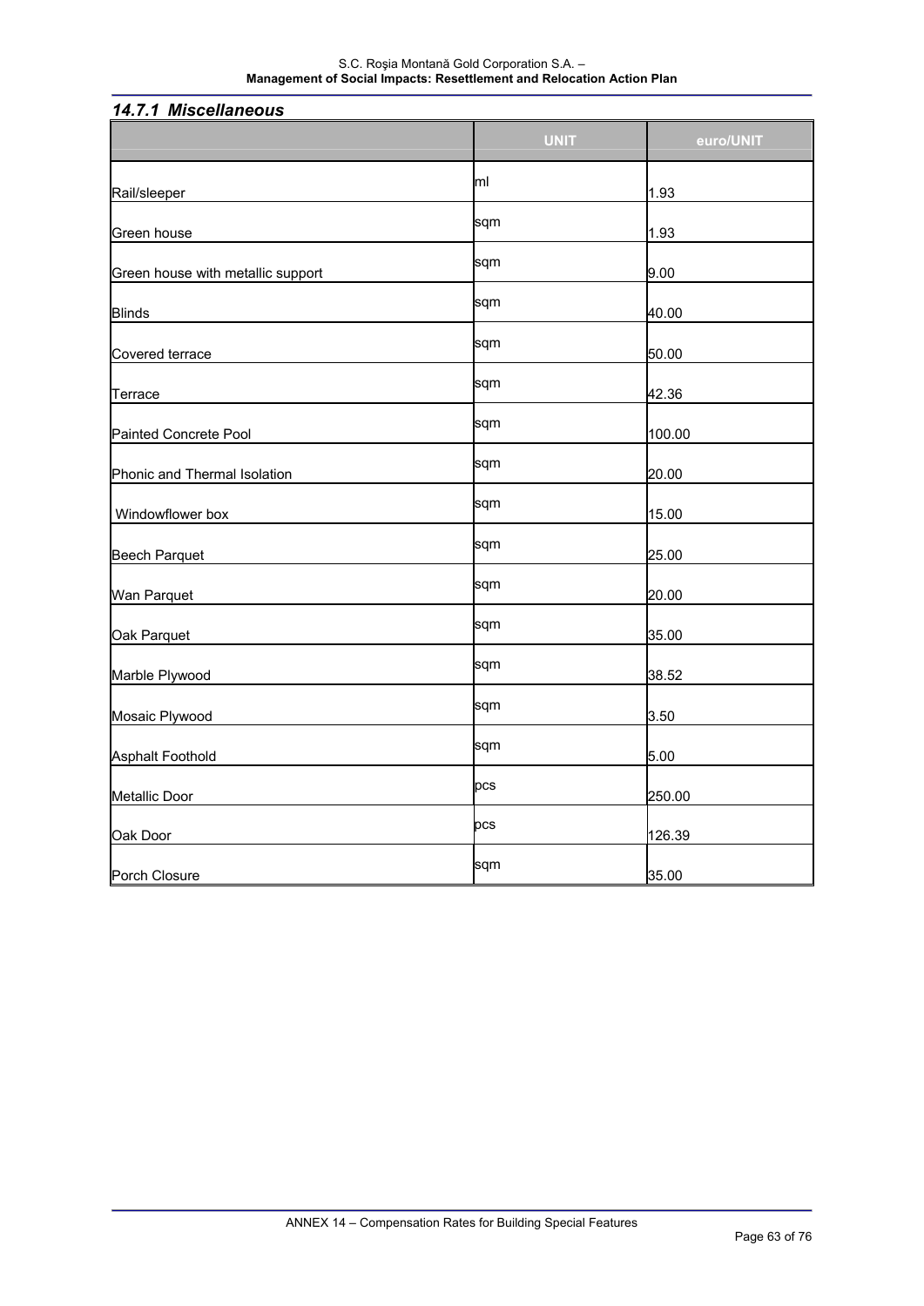### *14.7.1 Miscellaneous*

| | UNIT | euro/UNIT |
|---|---|---|
| Rail/sleeper | ml | 1.93 |
| Green house | sqm | 1.93 |
| Green house with metallic support | sqm | 9.00 |
| Blinds | sqm | 40.00 |
| Covered terrace | sqm | 50.00 |
| Terrace | sqm | 42.36 |
| Painted Concrete Pool | sqm | 100.00 |
| Phonic and Thermal Isolation | sqm | 20.00 |
| Windowflower box | sqm | 15.00 |
| Beech Parquet | sqm | 25.00 |
| Wan Parquet | sqm | 20.00 |
| Oak Parquet | sqm | 35.00 |
| Marble Plywood | sqm | 38.52 |
| Mosaic Plywood | sqm | 3.50 |
| Asphalt Foothold | sqm | 5.00 |
| Metallic Door | pcs | 250.00 |
| Oak Door | pcs | 126.39 |
| Porch Closure | sqm | 35.00 |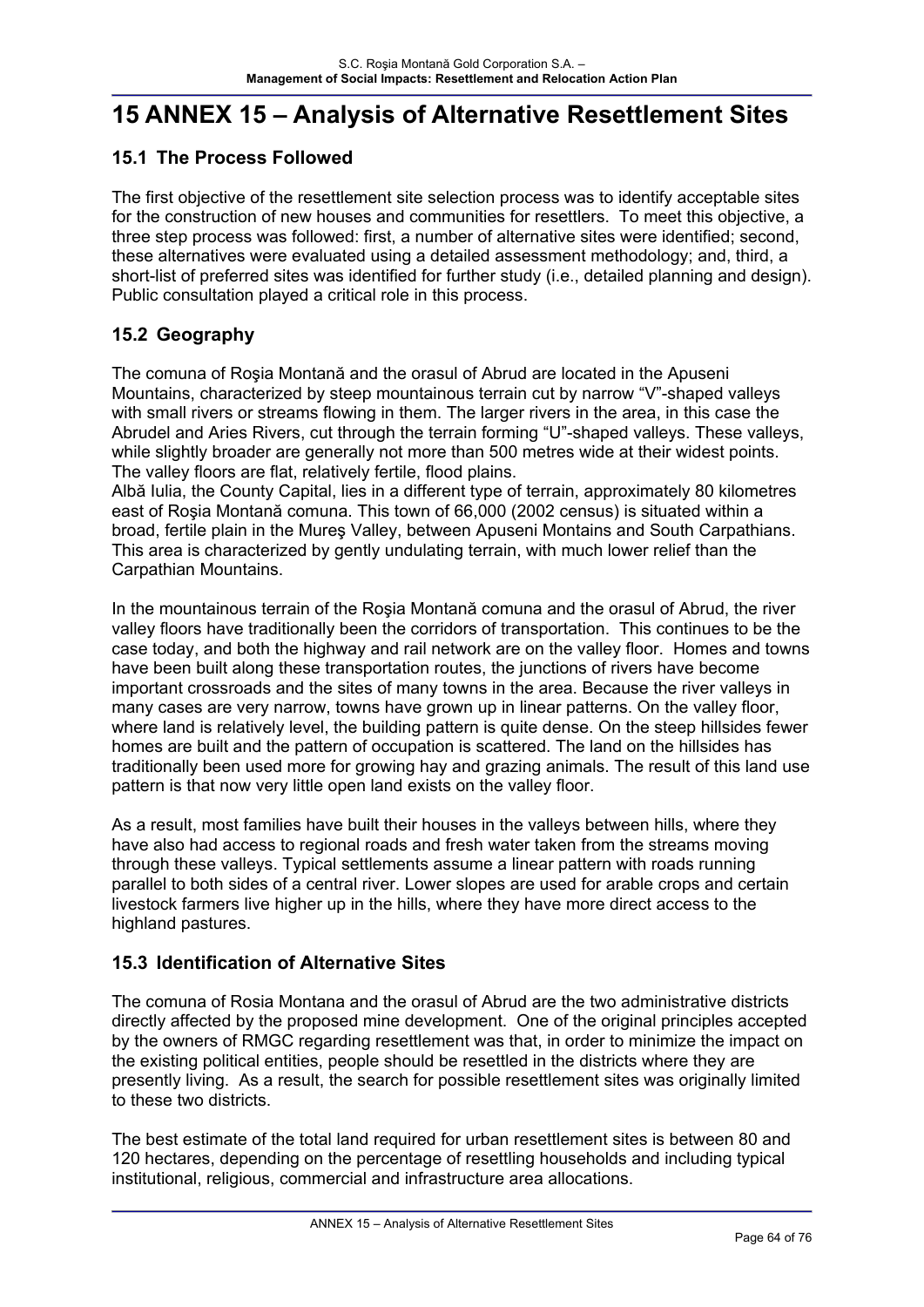# 15 ANNEX 15 – Analysis of Alternative Resettlement Sites

## 15.1 The Process Followed

The first objective of the resettlement site selection process was to identify acceptable sites for the construction of new houses and communities for resettlers. To meet this objective, a three step process was followed: first, a number of alternative sites were identified; second, these alternatives were evaluated using a detailed assessment methodology; and, third, a short-list of preferred sites was identified for further study (i.e., detailed planning and design). Public consultation played a critical role in this process.

## 15.2 Geography

The comuna of Roşia Montană and the orasul of Abrud are located in the Apuseni Mountains, characterized by steep mountainous terrain cut by narrow "V"-shaped valleys with small rivers or streams flowing in them. The larger rivers in the area, in this case the Abrudel and Aries Rivers, cut through the terrain forming "U"-shaped valleys. These valleys, while slightly broader are generally not more than 500 metres wide at their widest points. The valley floors are flat, relatively fertile, flood plains.

Albă Iulia, the County Capital, lies in a different type of terrain, approximately 80 kilometres east of Roşia Montană comuna. This town of 66,000 (2002 census) is situated within a broad, fertile plain in the Mureş Valley, between Apuseni Montains and South Carpathians. This area is characterized by gently undulating terrain, with much lower relief than the Carpathian Mountains.

In the mountainous terrain of the Roşia Montană comuna and the orasul of Abrud, the river valley floors have traditionally been the corridors of transportation. This continues to be the case today, and both the highway and rail network are on the valley floor. Homes and towns have been built along these transportation routes, the junctions of rivers have become important crossroads and the sites of many towns in the area. Because the river valleys in many cases are very narrow, towns have grown up in linear patterns. On the valley floor, where land is relatively level, the building pattern is quite dense. On the steep hillsides fewer homes are built and the pattern of occupation is scattered. The land on the hillsides has traditionally been used more for growing hay and grazing animals. The result of this land use pattern is that now very little open land exists on the valley floor.

As a result, most families have built their houses in the valleys between hills, where they have also had access to regional roads and fresh water taken from the streams moving through these valleys. Typical settlements assume a linear pattern with roads running parallel to both sides of a central river. Lower slopes are used for arable crops and certain livestock farmers live higher up in the hills, where they have more direct access to the highland pastures.

## 15.3 Identification of Alternative Sites

The comuna of Rosia Montana and the orasul of Abrud are the two administrative districts directly affected by the proposed mine development. One of the original principles accepted by the owners of RMGC regarding resettlement was that, in order to minimize the impact on the existing political entities, people should be resettled in the districts where they are presently living. As a result, the search for possible resettlement sites was originally limited to these two districts.

The best estimate of the total land required for urban resettlement sites is between 80 and 120 hectares, depending on the percentage of resettling households and including typical institutional, religious, commercial and infrastructure area allocations.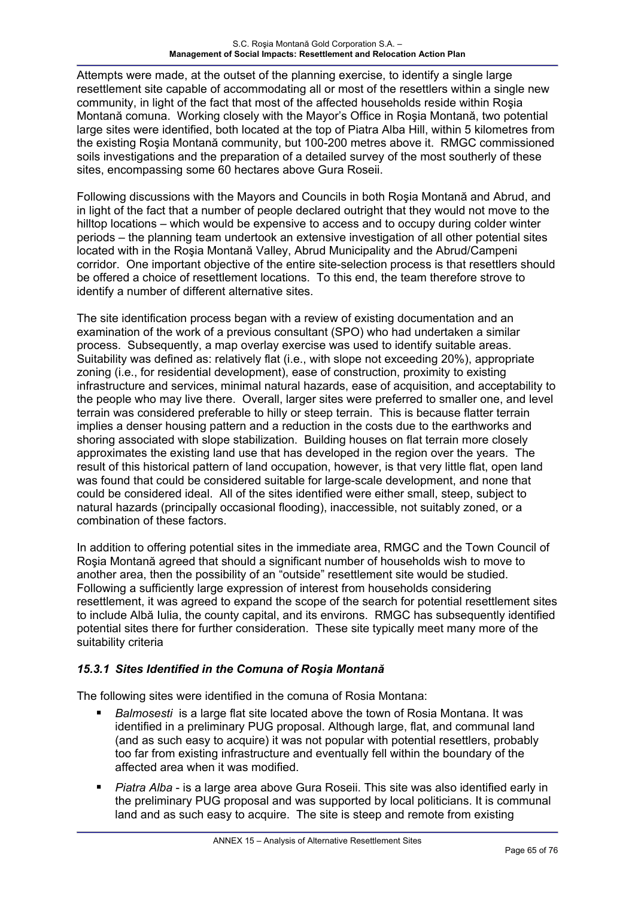Attempts were made, at the outset of the planning exercise, to identify a single large resettlement site capable of accommodating all or most of the resettlers within a single new community, in light of the fact that most of the affected households reside within Roşia Montană comuna. Working closely with the Mayor's Office in Roşia Montană, two potential large sites were identified, both located at the top of Piatra Alba Hill, within 5 kilometres from the existing Roşia Montană community, but 100-200 metres above it. RMGC commissioned soils investigations and the preparation of a detailed survey of the most southerly of these sites, encompassing some 60 hectares above Gura Roseii.

Following discussions with the Mayors and Councils in both Roşia Montană and Abrud, and in light of the fact that a number of people declared outright that they would not move to the hilltop locations – which would be expensive to access and to occupy during colder winter periods – the planning team undertook an extensive investigation of all other potential sites located with in the Roşia Montană Valley, Abrud Municipality and the Abrud/Campeni corridor. One important objective of the entire site-selection process is that resettlers should be offered a choice of resettlement locations. To this end, the team therefore strove to identify a number of different alternative sites.

The site identification process began with a review of existing documentation and an examination of the work of a previous consultant (SPO) who had undertaken a similar process. Subsequently, a map overlay exercise was used to identify suitable areas. Suitability was defined as: relatively flat (i.e., with slope not exceeding 20%), appropriate zoning (i.e., for residential development), ease of construction, proximity to existing infrastructure and services, minimal natural hazards, ease of acquisition, and acceptability to the people who may live there. Overall, larger sites were preferred to smaller one, and level terrain was considered preferable to hilly or steep terrain. This is because flatter terrain implies a denser housing pattern and a reduction in the costs due to the earthworks and shoring associated with slope stabilization. Building houses on flat terrain more closely approximates the existing land use that has developed in the region over the years. The result of this historical pattern of land occupation, however, is that very little flat, open land was found that could be considered suitable for large-scale development, and none that could be considered ideal. All of the sites identified were either small, steep, subject to natural hazards (principally occasional flooding), inaccessible, not suitably zoned, or a combination of these factors.

In addition to offering potential sites in the immediate area, RMGC and the Town Council of Roşia Montană agreed that should a significant number of households wish to move to another area, then the possibility of an "outside" resettlement site would be studied. Following a sufficiently large expression of interest from households considering resettlement, it was agreed to expand the scope of the search for potential resettlement sites to include Albă Iulia, the county capital, and its environs. RMGC has subsequently identified potential sites there for further consideration. These site typically meet many more of the suitability criteria

### *15.3.1 Sites Identified in the Comuna of Roşia Montană*

The following sites were identified in the comuna of Rosia Montana:

- *Balmosesti* is a large flat site located above the town of Rosia Montana. It was identified in a preliminary PUG proposal. Although large, flat, and communal land (and as such easy to acquire) it was not popular with potential resettlers, probably too far from existing infrastructure and eventually fell within the boundary of the affected area when it was modified.
- *Piatra Alba* - is a large area above Gura Roseii. This site was also identified early in the preliminary PUG proposal and was supported by local politicians. It is communal land and as such easy to acquire. The site is steep and remote from existing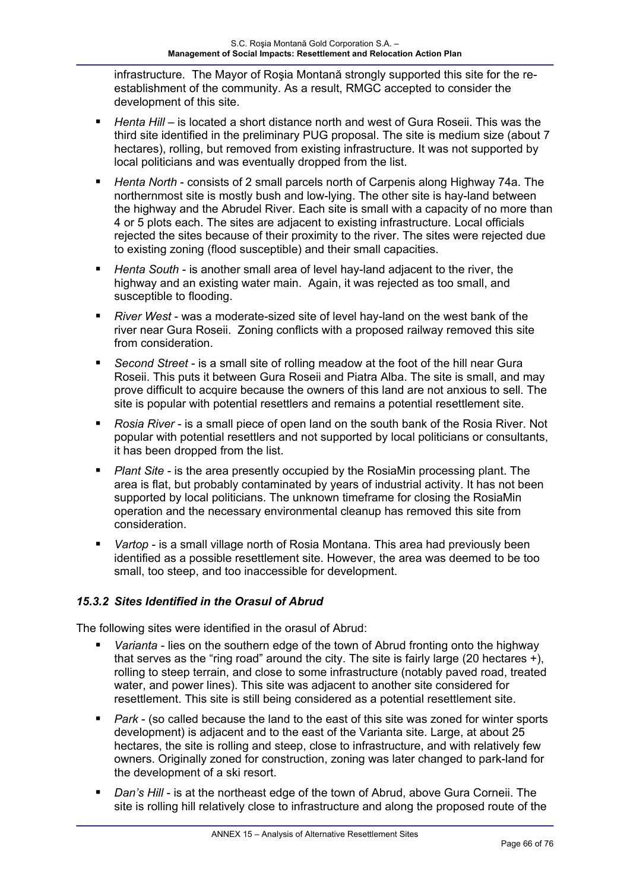infrastructure. The Mayor of Roşia Montană strongly supported this site for the re-establishment of the community. As a result, RMGC accepted to consider the development of this site.

- *Henta Hill* – is located a short distance north and west of Gura Roseii. This was the third site identified in the preliminary PUG proposal. The site is medium size (about 7 hectares), rolling, but removed from existing infrastructure. It was not supported by local politicians and was eventually dropped from the list.
- *Henta North* - consists of 2 small parcels north of Carpenis along Highway 74a. The northernmost site is mostly bush and low-lying. The other site is hay-land between the highway and the Abrudel River. Each site is small with a capacity of no more than 4 or 5 plots each. The sites are adjacent to existing infrastructure. Local officials rejected the sites because of their proximity to the river. The sites were rejected due to existing zoning (flood susceptible) and their small capacities.
- *Henta South* - is another small area of level hay-land adjacent to the river, the highway and an existing water main. Again, it was rejected as too small, and susceptible to flooding.
- *River West* - was a moderate-sized site of level hay-land on the west bank of the river near Gura Roseii. Zoning conflicts with a proposed railway removed this site from consideration.
- *Second Street* - is a small site of rolling meadow at the foot of the hill near Gura Roseii. This puts it between Gura Roseii and Piatra Alba. The site is small, and may prove difficult to acquire because the owners of this land are not anxious to sell. The site is popular with potential resettlers and remains a potential resettlement site.
- *Rosia River* - is a small piece of open land on the south bank of the Rosia River. Not popular with potential resettlers and not supported by local politicians or consultants, it has been dropped from the list.
- *Plant Site* - is the area presently occupied by the RosiaMin processing plant. The area is flat, but probably contaminated by years of industrial activity. It has not been supported by local politicians. The unknown timeframe for closing the RosiaMin operation and the necessary environmental cleanup has removed this site from consideration.
- *Vartop* - is a small village north of Rosia Montana. This area had previously been identified as a possible resettlement site. However, the area was deemed to be too small, too steep, and too inaccessible for development.

### *15.3.2 Sites Identified in the Orasul of Abrud*

The following sites were identified in the orasul of Abrud:

- *Varianta* - lies on the southern edge of the town of Abrud fronting onto the highway that serves as the "ring road" around the city. The site is fairly large (20 hectares +), rolling to steep terrain, and close to some infrastructure (notably paved road, treated water, and power lines). This site was adjacent to another site considered for resettlement. This site is still being considered as a potential resettlement site.
- *Park* - (so called because the land to the east of this site was zoned for winter sports development) is adjacent and to the east of the Varianta site. Large, at about 25 hectares, the site is rolling and steep, close to infrastructure, and with relatively few owners. Originally zoned for construction, zoning was later changed to park-land for the development of a ski resort.
- *Dan's Hill* - is at the northeast edge of the town of Abrud, above Gura Corneii. The site is rolling hill relatively close to infrastructure and along the proposed route of the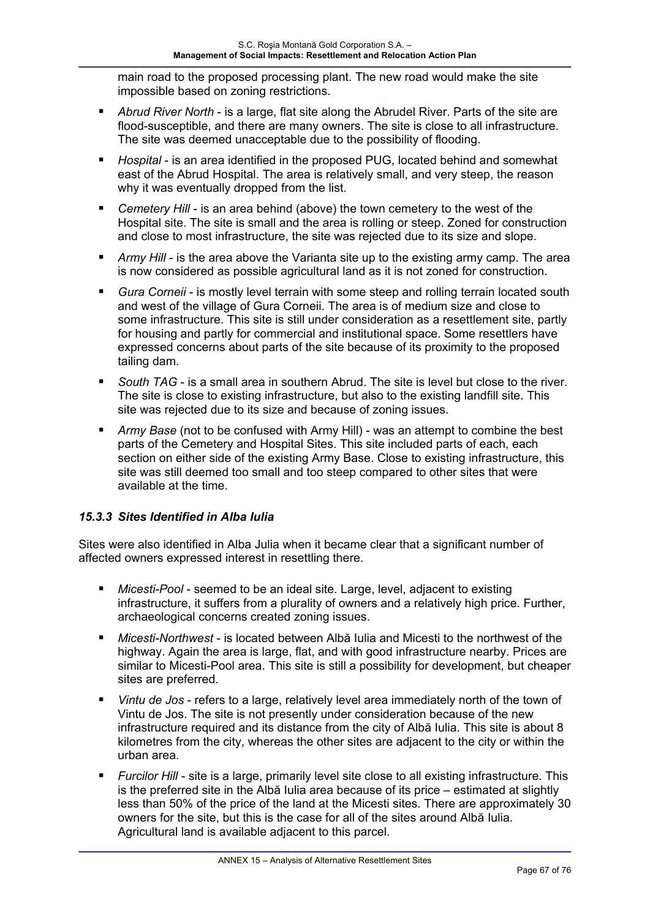main road to the proposed processing plant. The new road would make the site impossible based on zoning restrictions.

- *Abrud River North* - is a large, flat site along the Abrudel River. Parts of the site are flood-susceptible, and there are many owners. The site is close to all infrastructure. The site was deemed unacceptable due to the possibility of flooding.
- *Hospital* - is an area identified in the proposed PUG, located behind and somewhat east of the Abrud Hospital. The area is relatively small, and very steep, the reason why it was eventually dropped from the list.
- *Cemetery Hill* - is an area behind (above) the town cemetery to the west of the Hospital site. The site is small and the area is rolling or steep. Zoned for construction and close to most infrastructure, the site was rejected due to its size and slope.
- *Army Hill* - is the area above the Varianta site up to the existing army camp. The area is now considered as possible agricultural land as it is not zoned for construction.
- *Gura Corneii* - is mostly level terrain with some steep and rolling terrain located south and west of the village of Gura Corneii. The area is of medium size and close to some infrastructure. This site is still under consideration as a resettlement site, partly for housing and partly for commercial and institutional space. Some resettlers have expressed concerns about parts of the site because of its proximity to the proposed tailing dam.
- *South TAG* - is a small area in southern Abrud. The site is level but close to the river. The site is close to existing infrastructure, but also to the existing landfill site. This site was rejected due to its size and because of zoning issues.
- *Army Base* (not to be confused with Army Hill) - was an attempt to combine the best parts of the Cemetery and Hospital Sites. This site included parts of each, each section on either side of the existing Army Base. Close to existing infrastructure, this site was still deemed too small and too steep compared to other sites that were available at the time.

### *15.3.3 Sites Identified in Alba Iulia*

Sites were also identified in Alba Julia when it became clear that a significant number of affected owners expressed interest in resettling there.

- *Micesti-Pool* - seemed to be an ideal site. Large, level, adjacent to existing infrastructure, it suffers from a plurality of owners and a relatively high price. Further, archaeological concerns created zoning issues.
- *Micesti-Northwest* - is located between Albă Iulia and Micesti to the northwest of the highway. Again the area is large, flat, and with good infrastructure nearby. Prices are similar to Micesti-Pool area. This site is still a possibility for development, but cheaper sites are preferred.
- *Vintu de Jos* - refers to a large, relatively level area immediately north of the town of Vintu de Jos. The site is not presently under consideration because of the new infrastructure required and its distance from the city of Albă Iulia. This site is about 8 kilometres from the city, whereas the other sites are adjacent to the city or within the urban area.
- *Furcilor Hill* - site is a large, primarily level site close to all existing infrastructure. This is the preferred site in the Albă Iulia area because of its price – estimated at slightly less than 50% of the price of the land at the Micesti sites. There are approximately 30 owners for the site, but this is the case for all of the sites around Albă Iulia. Agricultural land is available adjacent to this parcel.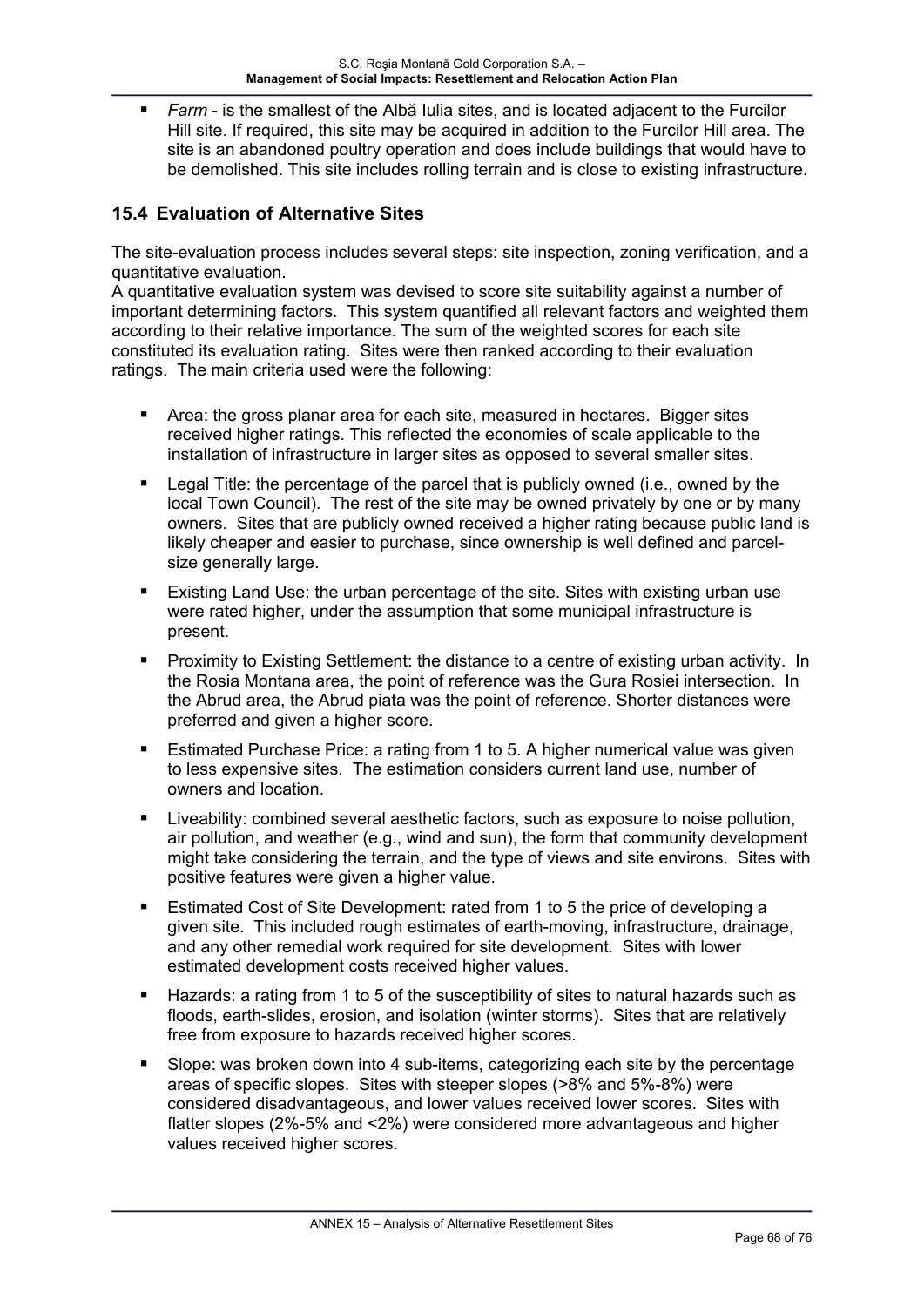- *Farm* - is the smallest of the Albă Iulia sites, and is located adjacent to the Furcilor Hill site. If required, this site may be acquired in addition to the Furcilor Hill area. The site is an abandoned poultry operation and does include buildings that would have to be demolished. This site includes rolling terrain and is close to existing infrastructure.

## 15.4 Evaluation of Alternative Sites

The site-evaluation process includes several steps: site inspection, zoning verification, and a quantitative evaluation.

A quantitative evaluation system was devised to score site suitability against a number of important determining factors. This system quantified all relevant factors and weighted them according to their relative importance. The sum of the weighted scores for each site constituted its evaluation rating. Sites were then ranked according to their evaluation ratings. The main criteria used were the following:

- Area: the gross planar area for each site, measured in hectares. Bigger sites received higher ratings. This reflected the economies of scale applicable to the installation of infrastructure in larger sites as opposed to several smaller sites.
- Legal Title: the percentage of the parcel that is publicly owned (i.e., owned by the local Town Council). The rest of the site may be owned privately by one or by many owners. Sites that are publicly owned received a higher rating because public land is likely cheaper and easier to purchase, since ownership is well defined and parcel-size generally large.
- Existing Land Use: the urban percentage of the site. Sites with existing urban use were rated higher, under the assumption that some municipal infrastructure is present.
- Proximity to Existing Settlement: the distance to a centre of existing urban activity. In the Rosia Montana area, the point of reference was the Gura Rosiei intersection. In the Abrud area, the Abrud piata was the point of reference. Shorter distances were preferred and given a higher score.
- Estimated Purchase Price: a rating from 1 to 5. A higher numerical value was given to less expensive sites. The estimation considers current land use, number of owners and location.
- Liveability: combined several aesthetic factors, such as exposure to noise pollution, air pollution, and weather (e.g., wind and sun), the form that community development might take considering the terrain, and the type of views and site environs. Sites with positive features were given a higher value.
- Estimated Cost of Site Development: rated from 1 to 5 the price of developing a given site. This included rough estimates of earth-moving, infrastructure, drainage, and any other remedial work required for site development. Sites with lower estimated development costs received higher values.
- Hazards: a rating from 1 to 5 of the susceptibility of sites to natural hazards such as floods, earth-slides, erosion, and isolation (winter storms). Sites that are relatively free from exposure to hazards received higher scores.
- Slope: was broken down into 4 sub-items, categorizing each site by the percentage areas of specific slopes. Sites with steeper slopes (>8% and 5%-8%) were considered disadvantageous, and lower values received lower scores. Sites with flatter slopes (2%-5% and <2%) were considered more advantageous and higher values received higher scores.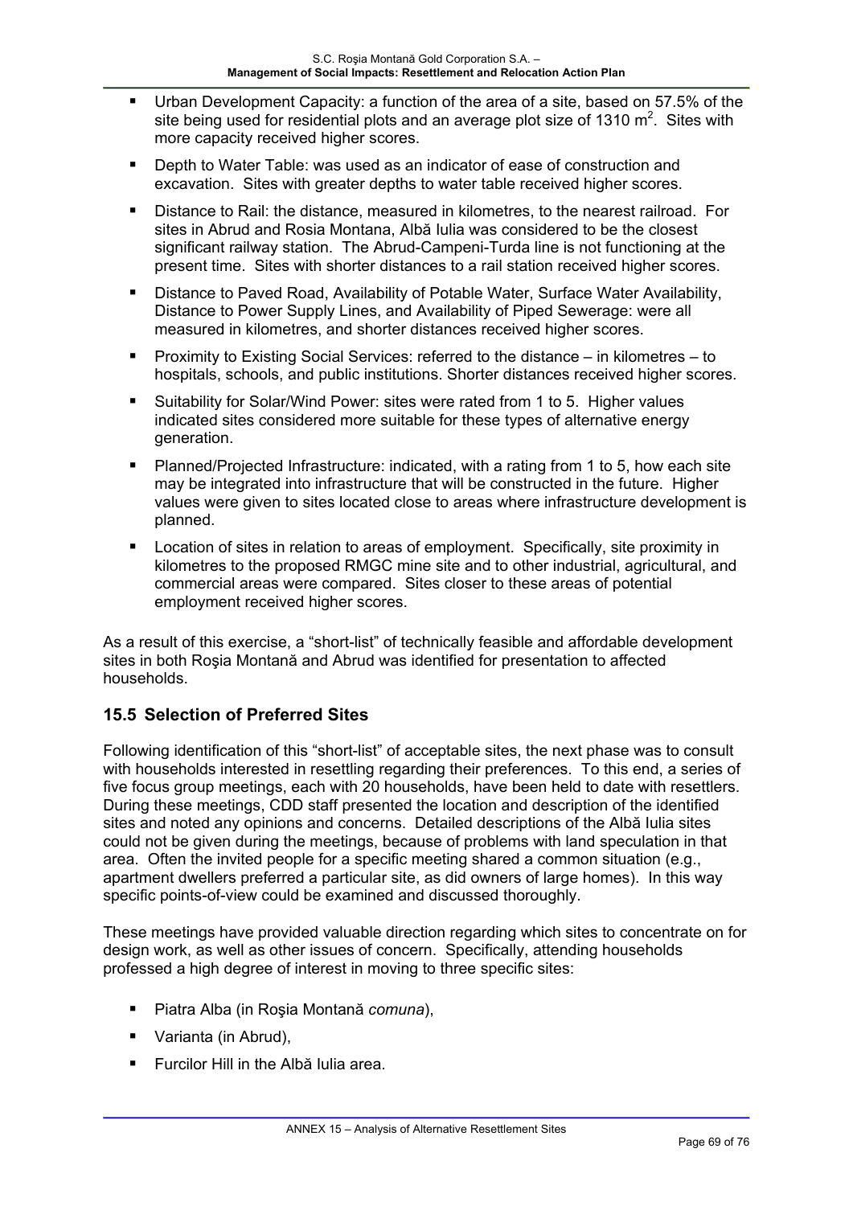- Urban Development Capacity: a function of the area of a site, based on 57.5% of the site being used for residential plots and an average plot size of 1310 $m^2$. Sites with more capacity received higher scores.
- Depth to Water Table: was used as an indicator of ease of construction and excavation. Sites with greater depths to water table received higher scores.
- Distance to Rail: the distance, measured in kilometres, to the nearest railroad. For sites in Abrud and Rosia Montana, Albă Iulia was considered to be the closest significant railway station. The Abrud-Campeni-Turda line is not functioning at the present time. Sites with shorter distances to a rail station received higher scores.
- Distance to Paved Road, Availability of Potable Water, Surface Water Availability, Distance to Power Supply Lines, and Availability of Piped Sewerage: were all measured in kilometres, and shorter distances received higher scores.
- Proximity to Existing Social Services: referred to the distance – in kilometres – to hospitals, schools, and public institutions. Shorter distances received higher scores.
- Suitability for Solar/Wind Power: sites were rated from 1 to 5. Higher values indicated sites considered more suitable for these types of alternative energy generation.
- Planned/Projected Infrastructure: indicated, with a rating from 1 to 5, how each site may be integrated into infrastructure that will be constructed in the future. Higher values were given to sites located close to areas where infrastructure development is planned.
- Location of sites in relation to areas of employment. Specifically, site proximity in kilometres to the proposed RMGC mine site and to other industrial, agricultural, and commercial areas were compared. Sites closer to these areas of potential employment received higher scores.

As a result of this exercise, a "short-list" of technically feasible and affordable development sites in both Roşia Montană and Abrud was identified for presentation to affected households.

## 15.5 Selection of Preferred Sites

Following identification of this "short-list" of acceptable sites, the next phase was to consult with households interested in resettling regarding their preferences. To this end, a series of five focus group meetings, each with 20 households, have been held to date with resettlers. During these meetings, CDD staff presented the location and description of the identified sites and noted any opinions and concerns. Detailed descriptions of the Albă Iulia sites could not be given during the meetings, because of problems with land speculation in that area. Often the invited people for a specific meeting shared a common situation (e.g., apartment dwellers preferred a particular site, as did owners of large homes). In this way specific points-of-view could be examined and discussed thoroughly.

These meetings have provided valuable direction regarding which sites to concentrate on for design work, as well as other issues of concern. Specifically, attending households professed a high degree of interest in moving to three specific sites:

- Piatra Alba (in Roşia Montană *comuna*),
- Varianta (in Abrud),
- Furcilor Hill in the Albă Iulia area.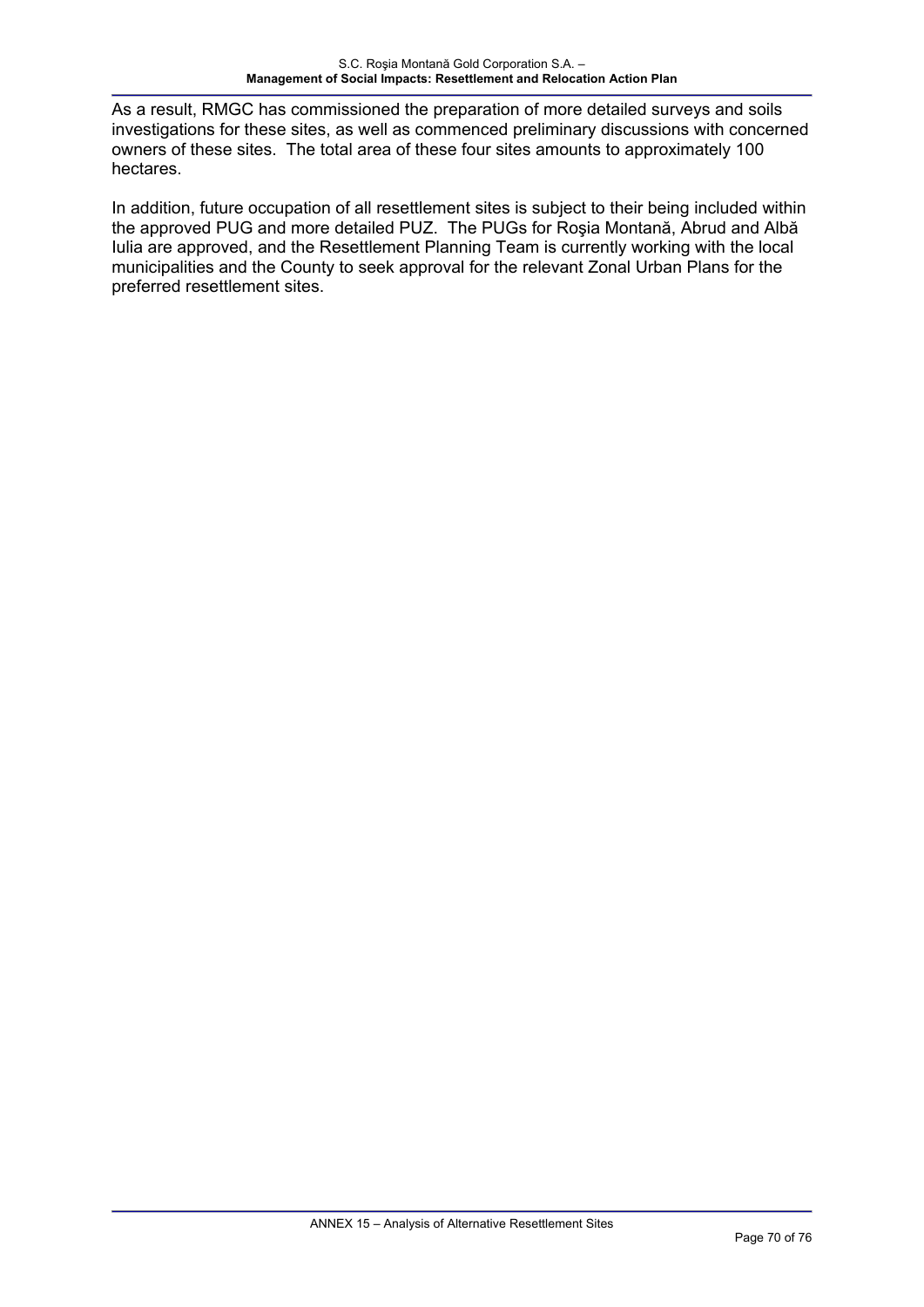As a result, RMGC has commissioned the preparation of more detailed surveys and soils investigations for these sites, as well as commenced preliminary discussions with concerned owners of these sites. The total area of these four sites amounts to approximately 100 hectares.

In addition, future occupation of all resettlement sites is subject to their being included within the approved PUG and more detailed PUZ. The PUGs for Roşia Montană, Abrud and Albă Iulia are approved, and the Resettlement Planning Team is currently working with the local municipalities and the County to seek approval for the relevant Zonal Urban Plans for the preferred resettlement sites.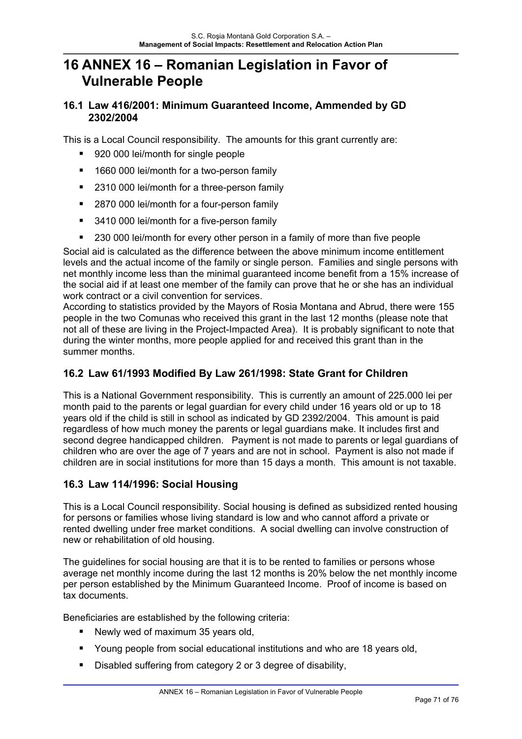# 16 ANNEX 16 – Romanian Legislation in Favor of Vulnerable People

## 16.1 Law 416/2001: Minimum Guaranteed Income, Ammended by GD 2302/2004

This is a Local Council responsibility. The amounts for this grant currently are:

- 920 000 lei/month for single people
- 1660 000 lei/month for a two-person family
- 2310 000 lei/month for a three-person family
- 2870 000 lei/month for a four-person family
- 3410 000 lei/month for a five-person family
- 230 000 lei/month for every other person in a family of more than five people

Social aid is calculated as the difference between the above minimum income entitlement levels and the actual income of the family or single person. Families and single persons with net monthly income less than the minimal guaranteed income benefit from a 15% increase of the social aid if at least one member of the family can prove that he or she has an individual work contract or a civil convention for services.

According to statistics provided by the Mayors of Rosia Montana and Abrud, there were 155 people in the two Comunas who received this grant in the last 12 months (please note that not all of these are living in the Project-Impacted Area). It is probably significant to note that during the winter months, more people applied for and received this grant than in the summer months.

## 16.2 Law 61/1993 Modified By Law 261/1998: State Grant for Children

This is a National Government responsibility. This is currently an amount of 225.000 lei per month paid to the parents or legal guardian for every child under 16 years old or up to 18 years old if the child is still in school as indicated by GD 2392/2004. This amount is paid regardless of how much money the parents or legal guardians make. It includes first and second degree handicapped children. Payment is not made to parents or legal guardians of children who are over the age of 7 years and are not in school. Payment is also not made if children are in social institutions for more than 15 days a month. This amount is not taxable.

## 16.3 Law 114/1996: Social Housing

This is a Local Council responsibility. Social housing is defined as subsidized rented housing for persons or families whose living standard is low and who cannot afford a private or rented dwelling under free market conditions. A social dwelling can involve construction of new or rehabilitation of old housing.

The guidelines for social housing are that it is to be rented to families or persons whose average net monthly income during the last 12 months is 20% below the net monthly income per person established by the Minimum Guaranteed Income. Proof of income is based on tax documents.

Beneficiaries are established by the following criteria:

- Newly wed of maximum 35 years old,
- Young people from social educational institutions and who are 18 years old,
- Disabled suffering from category 2 or 3 degree of disability,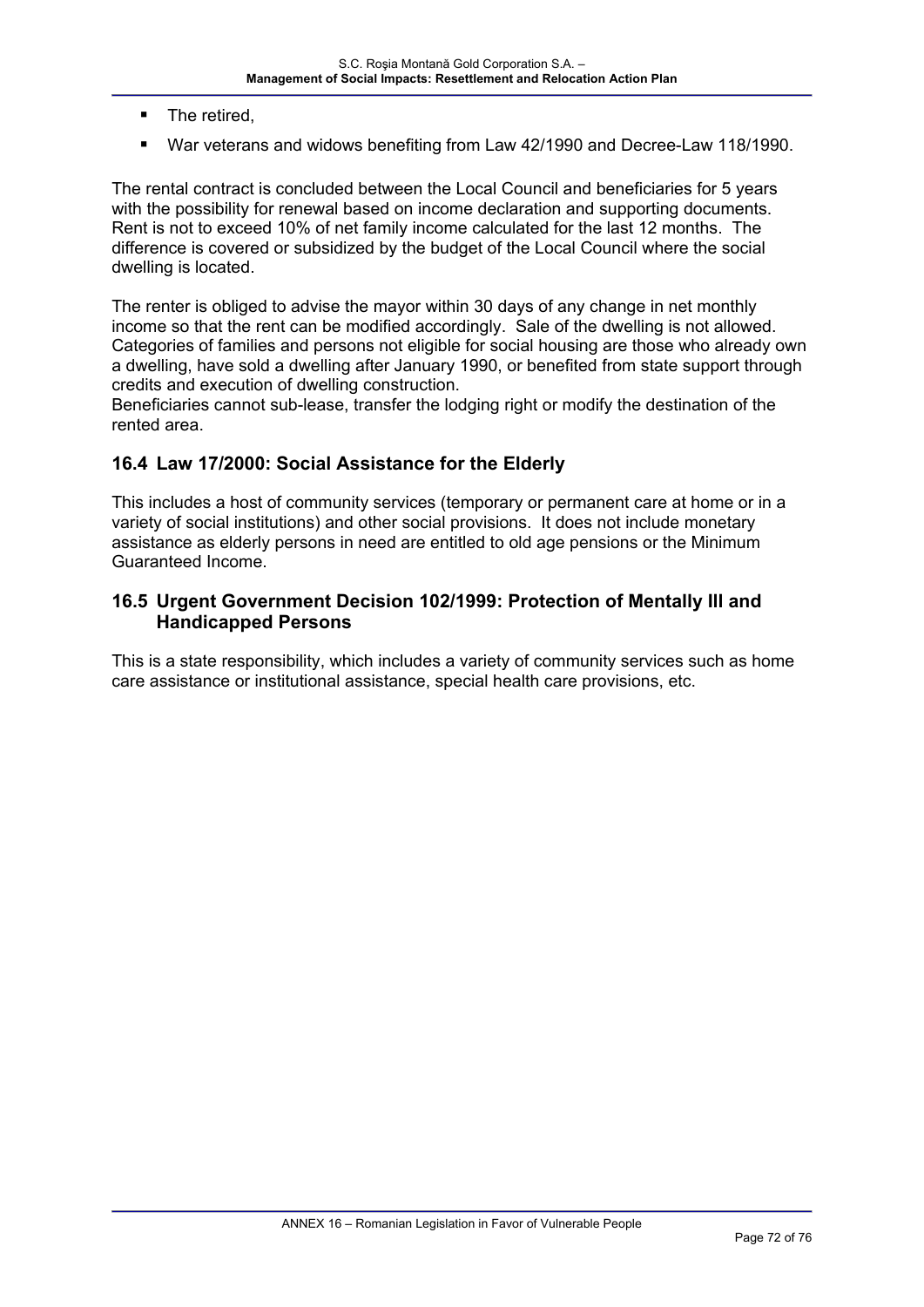- The retired,
- War veterans and widows benefiting from Law 42/1990 and Decree-Law 118/1990.

The rental contract is concluded between the Local Council and beneficiaries for 5 years with the possibility for renewal based on income declaration and supporting documents. Rent is not to exceed 10% of net family income calculated for the last 12 months. The difference is covered or subsidized by the budget of the Local Council where the social dwelling is located.

The renter is obliged to advise the mayor within 30 days of any change in net monthly income so that the rent can be modified accordingly. Sale of the dwelling is not allowed. Categories of families and persons not eligible for social housing are those who already own a dwelling, have sold a dwelling after January 1990, or benefited from state support through credits and execution of dwelling construction.
Beneficiaries cannot sub-lease, transfer the lodging right or modify the destination of the rented area.

## 16.4 Law 17/2000: Social Assistance for the Elderly

This includes a host of community services (temporary or permanent care at home or in a variety of social institutions) and other social provisions. It does not include monetary assistance as elderly persons in need are entitled to old age pensions or the Minimum Guaranteed Income.

## 16.5 Urgent Government Decision 102/1999: Protection of Mentally Ill and Handicapped Persons

This is a state responsibility, which includes a variety of community services such as home care assistance or institutional assistance, special health care provisions, etc.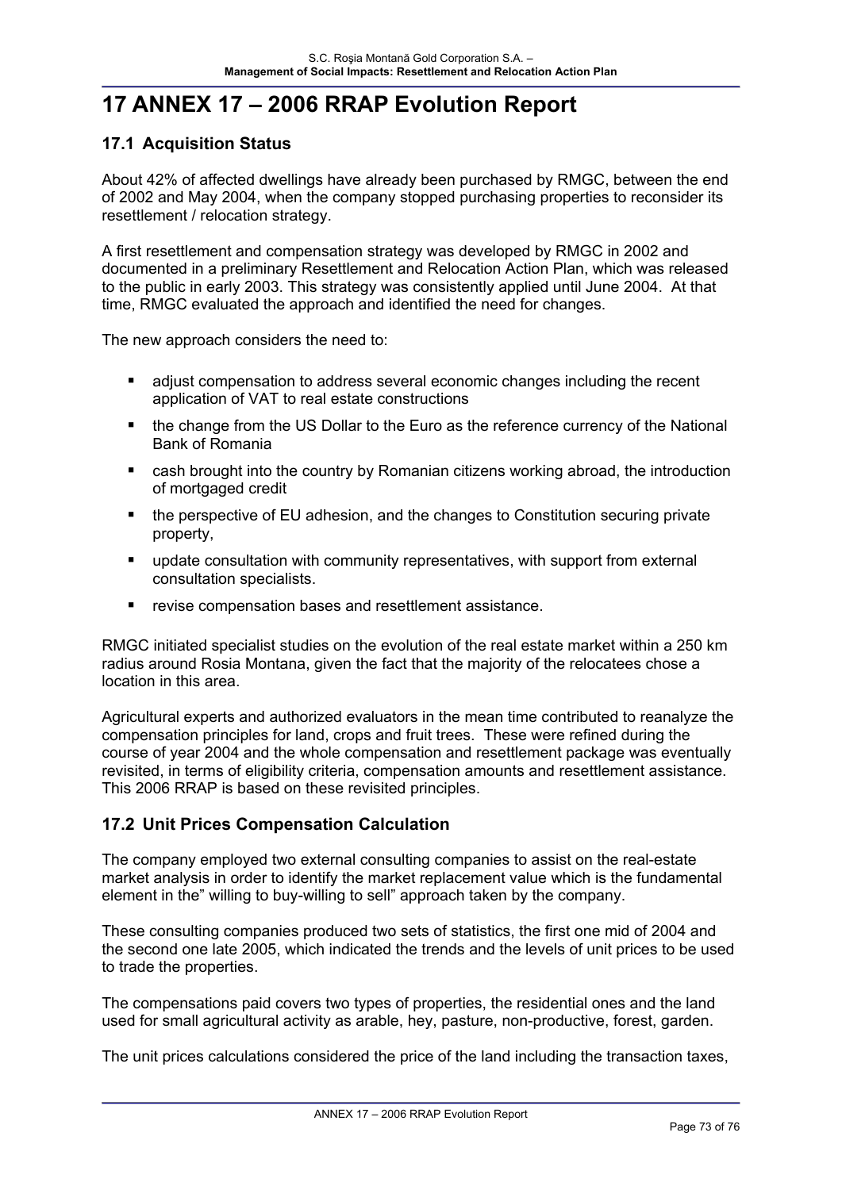# 17 ANNEX 17 – 2006 RRAP Evolution Report

## 17.1 Acquisition Status

About 42% of affected dwellings have already been purchased by RMGC, between the end of 2002 and May 2004, when the company stopped purchasing properties to reconsider its resettlement / relocation strategy.

A first resettlement and compensation strategy was developed by RMGC in 2002 and documented in a preliminary Resettlement and Relocation Action Plan, which was released to the public in early 2003. This strategy was consistently applied until June 2004. At that time, RMGC evaluated the approach and identified the need for changes.

The new approach considers the need to:

- adjust compensation to address several economic changes including the recent application of VAT to real estate constructions
- the change from the US Dollar to the Euro as the reference currency of the National Bank of Romania
- cash brought into the country by Romanian citizens working abroad, the introduction of mortgaged credit
- the perspective of EU adhesion, and the changes to Constitution securing private property,
- update consultation with community representatives, with support from external consultation specialists.
- revise compensation bases and resettlement assistance.

RMGC initiated specialist studies on the evolution of the real estate market within a 250 km radius around Rosia Montana, given the fact that the majority of the relocatees chose a location in this area.

Agricultural experts and authorized evaluators in the mean time contributed to reanalyze the compensation principles for land, crops and fruit trees. These were refined during the course of year 2004 and the whole compensation and resettlement package was eventually revisited, in terms of eligibility criteria, compensation amounts and resettlement assistance. This 2006 RRAP is based on these revisited principles.

## 17.2 Unit Prices Compensation Calculation

The company employed two external consulting companies to assist on the real-estate market analysis in order to identify the market replacement value which is the fundamental element in the" willing to buy-willing to sell" approach taken by the company.

These consulting companies produced two sets of statistics, the first one mid of 2004 and the second one late 2005, which indicated the trends and the levels of unit prices to be used to trade the properties.

The compensations paid covers two types of properties, the residential ones and the land used for small agricultural activity as arable, hey, pasture, non-productive, forest, garden.

The unit prices calculations considered the price of the land including the transaction taxes,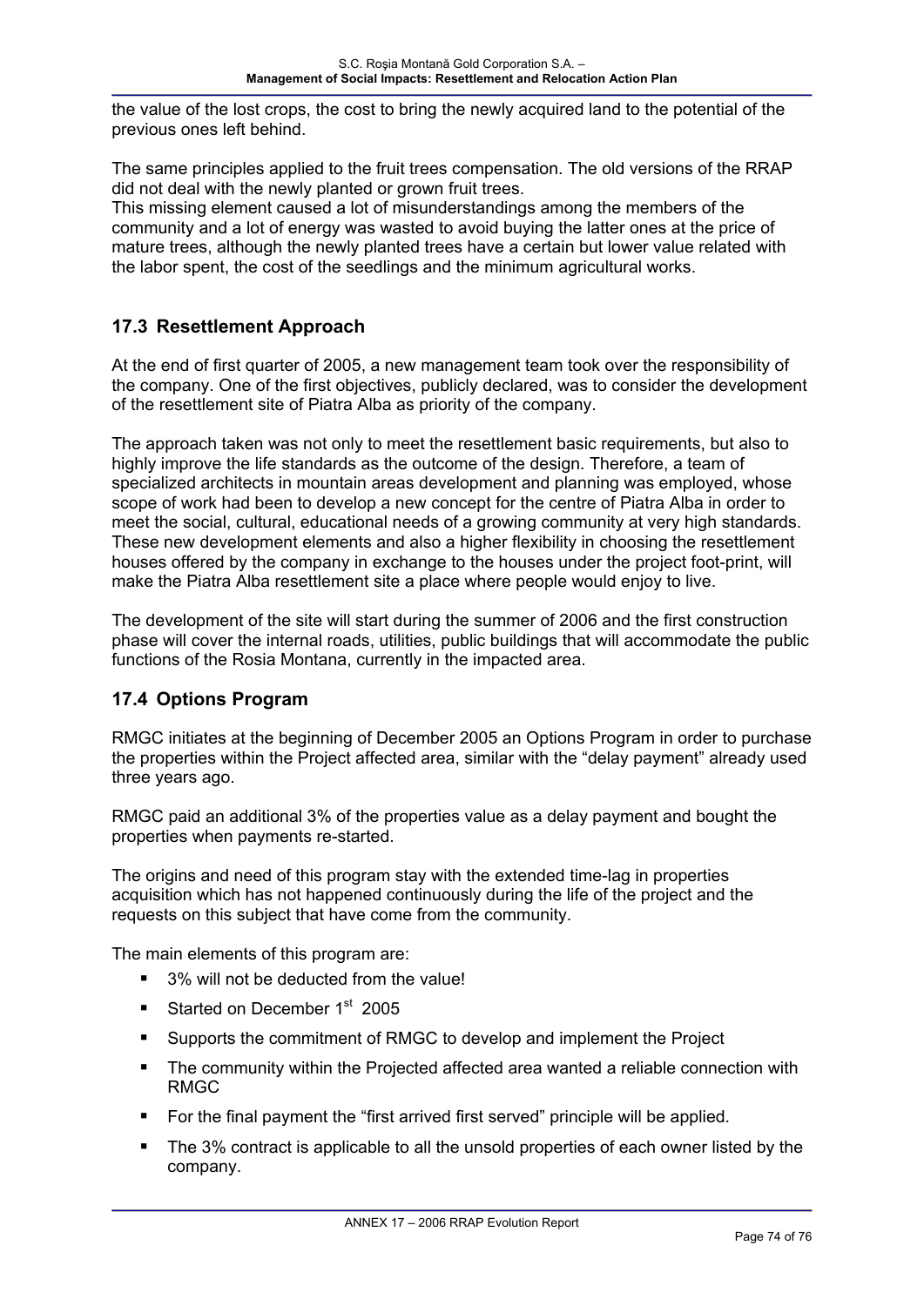the value of the lost crops, the cost to bring the newly acquired land to the potential of the previous ones left behind.

The same principles applied to the fruit trees compensation. The old versions of the RRAP did not deal with the newly planted or grown fruit trees.
This missing element caused a lot of misunderstandings among the members of the community and a lot of energy was wasted to avoid buying the latter ones at the price of mature trees, although the newly planted trees have a certain but lower value related with the labor spent, the cost of the seedlings and the minimum agricultural works.

## 17.3 Resettlement Approach

At the end of first quarter of 2005, a new management team took over the responsibility of the company. One of the first objectives, publicly declared, was to consider the development of the resettlement site of Piatra Alba as priority of the company.

The approach taken was not only to meet the resettlement basic requirements, but also to highly improve the life standards as the outcome of the design. Therefore, a team of specialized architects in mountain areas development and planning was employed, whose scope of work had been to develop a new concept for the centre of Piatra Alba in order to meet the social, cultural, educational needs of a growing community at very high standards. These new development elements and also a higher flexibility in choosing the resettlement houses offered by the company in exchange to the houses under the project foot-print, will make the Piatra Alba resettlement site a place where people would enjoy to live.

The development of the site will start during the summer of 2006 and the first construction phase will cover the internal roads, utilities, public buildings that will accommodate the public functions of the Rosia Montana, currently in the impacted area.

## 17.4 Options Program

RMGC initiates at the beginning of December 2005 an Options Program in order to purchase the properties within the Project affected area, similar with the "delay payment" already used three years ago.

RMGC paid an additional 3% of the properties value as a delay payment and bought the properties when payments re-started.

The origins and need of this program stay with the extended time-lag in properties acquisition which has not happened continuously during the life of the project and the requests on this subject that have come from the community.

The main elements of this program are:

- 3% will not be deducted from the value!
- Started on December 1st 2005
- Supports the commitment of RMGC to develop and implement the Project
- The community within the Projected affected area wanted a reliable connection with RMGC
- For the final payment the "first arrived first served" principle will be applied.
- The 3% contract is applicable to all the unsold properties of each owner listed by the company.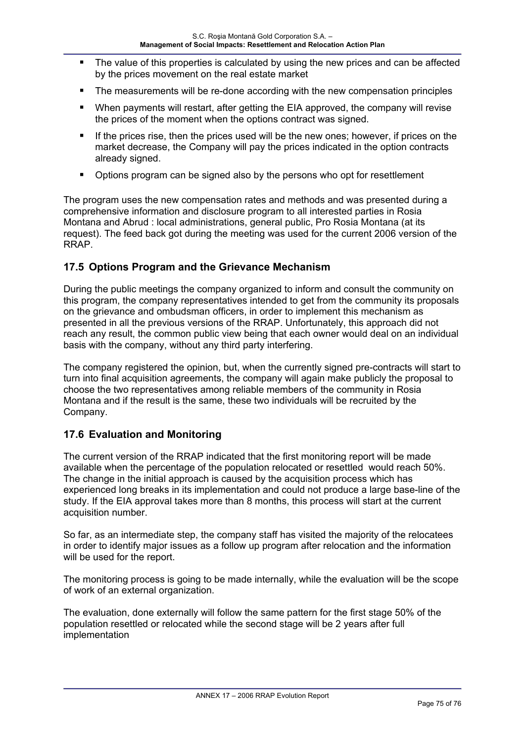- The value of this properties is calculated by using the new prices and can be affected by the prices movement on the real estate market
- The measurements will be re-done according with the new compensation principles
- When payments will restart, after getting the EIA approved, the company will revise the prices of the moment when the options contract was signed.
- If the prices rise, then the prices used will be the new ones; however, if prices on the market decrease, the Company will pay the prices indicated in the option contracts already signed.
- Options program can be signed also by the persons who opt for resettlement

The program uses the new compensation rates and methods and was presented during a comprehensive information and disclosure program to all interested parties in Rosia Montana and Abrud : local administrations, general public, Pro Rosia Montana (at its request). The feed back got during the meeting was used for the current 2006 version of the RRAP.

## 17.5 Options Program and the Grievance Mechanism

During the public meetings the company organized to inform and consult the community on this program, the company representatives intended to get from the community its proposals on the grievance and ombudsman officers, in order to implement this mechanism as presented in all the previous versions of the RRAP. Unfortunately, this approach did not reach any result, the common public view being that each owner would deal on an individual basis with the company, without any third party interfering.

The company registered the opinion, but, when the currently signed pre-contracts will start to turn into final acquisition agreements, the company will again make publicly the proposal to choose the two representatives among reliable members of the community in Rosia Montana and if the result is the same, these two individuals will be recruited by the Company.

## 17.6 Evaluation and Monitoring

The current version of the RRAP indicated that the first monitoring report will be made available when the percentage of the population relocated or resettled would reach 50%. The change in the initial approach is caused by the acquisition process which has experienced long breaks in its implementation and could not produce a large base-line of the study. If the EIA approval takes more than 8 months, this process will start at the current acquisition number.

So far, as an intermediate step, the company staff has visited the majority of the relocatees in order to identify major issues as a follow up program after relocation and the information will be used for the report.

The monitoring process is going to be made internally, while the evaluation will be the scope of work of an external organization.

The evaluation, done externally will follow the same pattern for the first stage 50% of the population resettled or relocated while the second stage will be 2 years after full implementation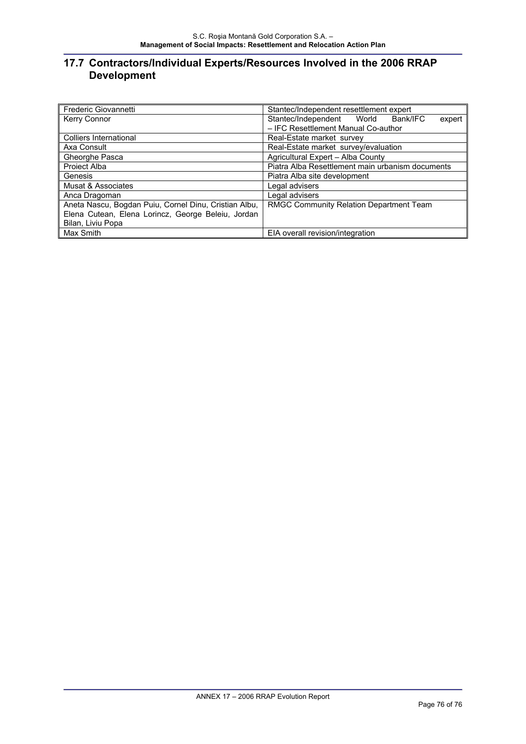## 17.7 Contractors/Individual Experts/Resources Involved in the 2006 RRAP Development

| | |
|---|---|
| Frederic Giovannetti | Stantec/Independent resettlement expert |
| Kerry Connor | Stantec/Independent World Bank/IFC expert – IFC Resettlement Manual Co-author |
| Colliers International | Real-Estate market survey |
| Axa Consult | Real-Estate market survey/evaluation |
| Gheorghe Pasca | Agricultural Expert – Alba County |
| Proiect Alba | Piatra Alba Resettlement main urbanism documents |
| Genesis | Piatra Alba site development |
| Musat & Associates | Legal advisers |
| Anca Dragoman | Legal advisers |
| Aneta Nascu, Bogdan Puiu, Cornel Dinu, Cristian Albu, Elena Cutean, Elena Lorincz, George Beleiu, Jordan Bilan, Liviu Popa | RMGC Community Relation Department Team |
| Max Smith | EIA overall revision/integration |